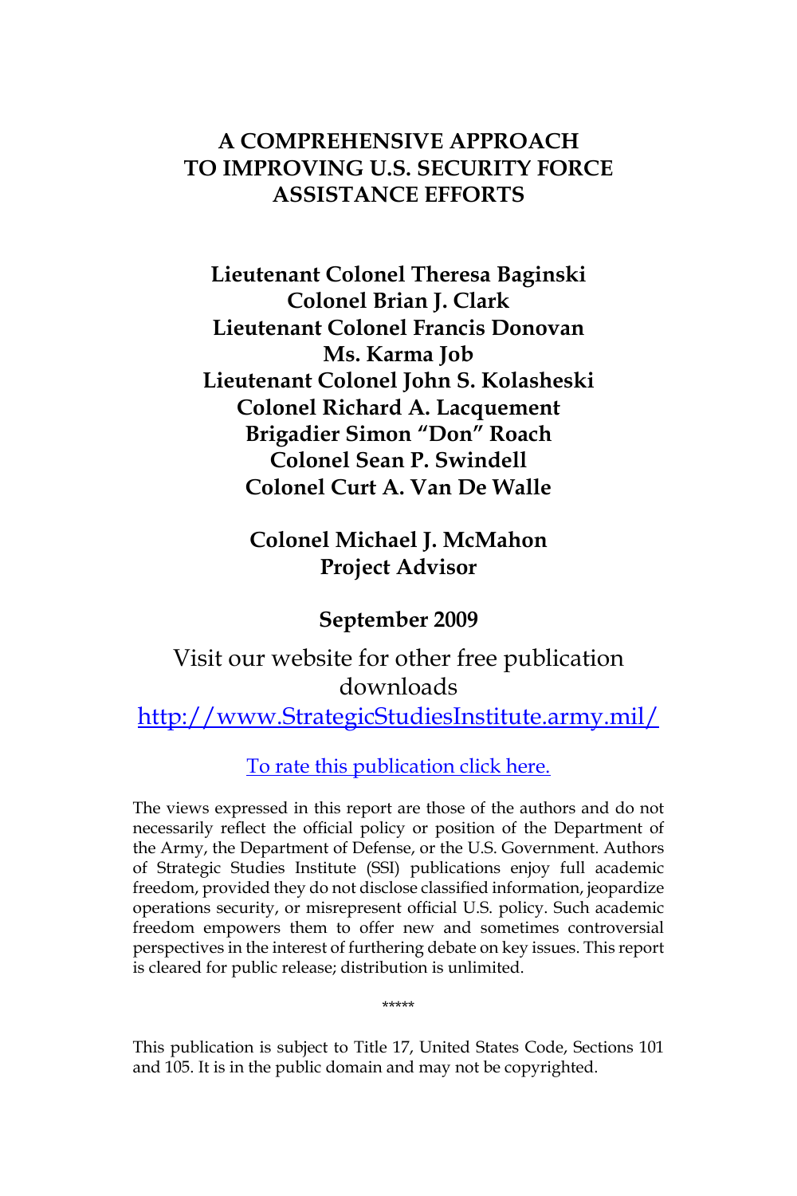# A COMPREHENSIVE APPROACH TO IMPROVING U.S. SECURITY FORCE ASSISTANCE EFFORTS

**Lieutenant Colonel Theresa Baginski**
**Colonel Brian J. Clark**
**Lieutenant Colonel Francis Donovan**
**Ms. Karma Job**
**Lieutenant Colonel John S. Kolasheski**
**Colonel Richard A. Lacquement**
**Brigadier Simon "Don" Roach**
**Colonel Sean P. Swindell**
**Colonel Curt A. Van De Walle**

**Colonel Michael J. McMahon**
**Project Advisor**

**September 2009**

Visit our website for other free publication downloads

http://www.StrategicStudiesInstitute.army.mil/

To rate this publication click here.

The views expressed in this report are those of the authors and do not necessarily reflect the official policy or position of the Department of the Army, the Department of Defense, or the U.S. Government. Authors of Strategic Studies Institute (SSI) publications enjoy full academic freedom, provided they do not disclose classified information, jeopardize operations security, or misrepresent official U.S. policy. Such academic freedom empowers them to offer new and sometimes controversial perspectives in the interest of furthering debate on key issues. This report is cleared for public release; distribution is unlimited.

*****

This publication is subject to Title 17, United States Code, Sections 101 and 105. It is in the public domain and may not be copyrighted.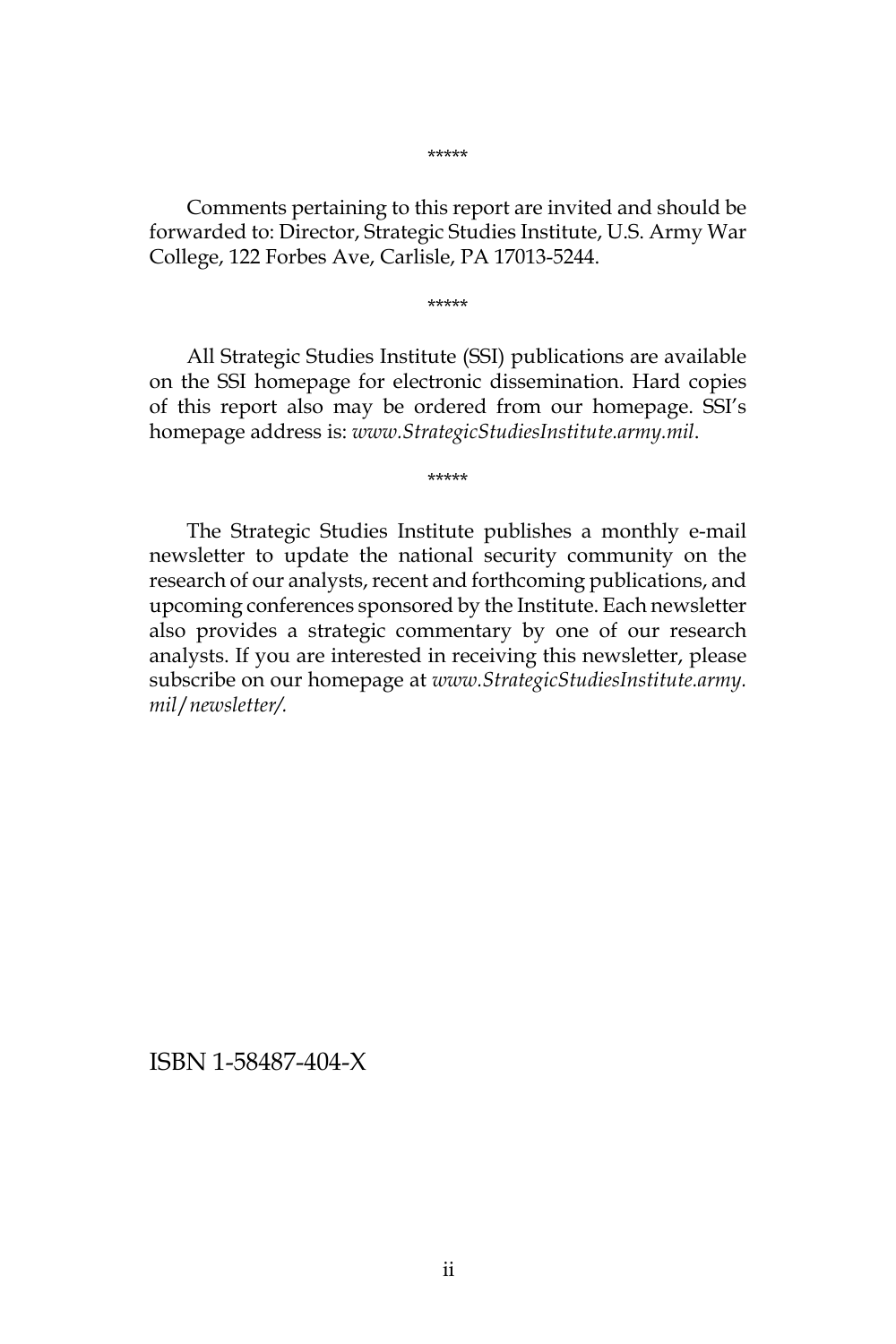*****

Comments pertaining to this report are invited and should be forwarded to: Director, Strategic Studies Institute, U.S. Army War College, 122 Forbes Ave, Carlisle, PA 17013-5244.

*****

All Strategic Studies Institute (SSI) publications are available on the SSI homepage for electronic dissemination. Hard copies of this report also may be ordered from our homepage. SSI's homepage address is: *www.StrategicStudiesInstitute.army.mil*.

*****

The Strategic Studies Institute publishes a monthly e-mail newsletter to update the national security community on the research of our analysts, recent and forthcoming publications, and upcoming conferences sponsored by the Institute. Each newsletter also provides a strategic commentary by one of our research analysts. If you are interested in receiving this newsletter, please subscribe on our homepage at *www.StrategicStudiesInstitute.army.mil/newsletter/.*

ISBN 1-58487-404-X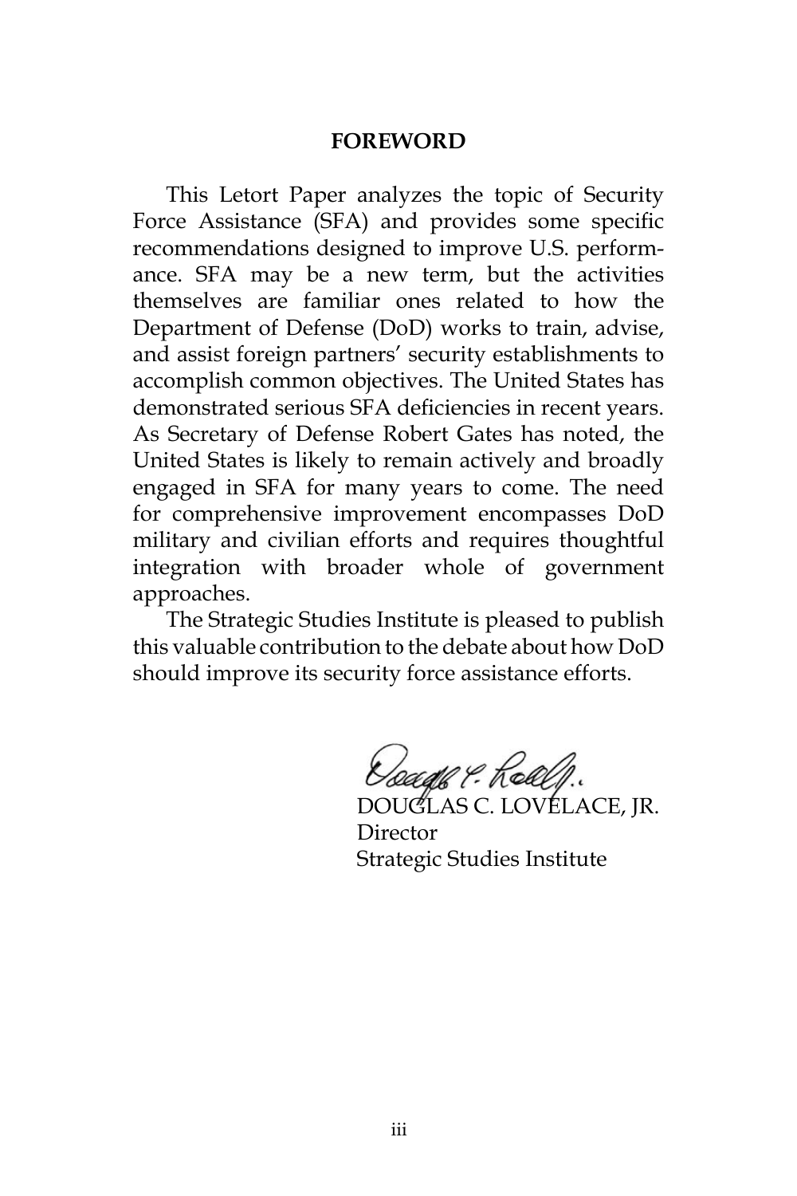## FOREWORD

This Letort Paper analyzes the topic of Security Force Assistance (SFA) and provides some specific recommendations designed to improve U.S. performance. SFA may be a new term, but the activities themselves are familiar ones related to how the Department of Defense (DoD) works to train, advise, and assist foreign partners' security establishments to accomplish common objectives. The United States has demonstrated serious SFA deficiencies in recent years. As Secretary of Defense Robert Gates has noted, the United States is likely to remain actively and broadly engaged in SFA for many years to come. The need for comprehensive improvement encompasses DoD military and civilian efforts and requires thoughtful integration with broader whole of government approaches.

The Strategic Studies Institute is pleased to publish this valuable contribution to the debate about how DoD should improve its security force assistance efforts.

DOUGLAS C. LOVELACE, JR.
Director
Strategic Studies Institute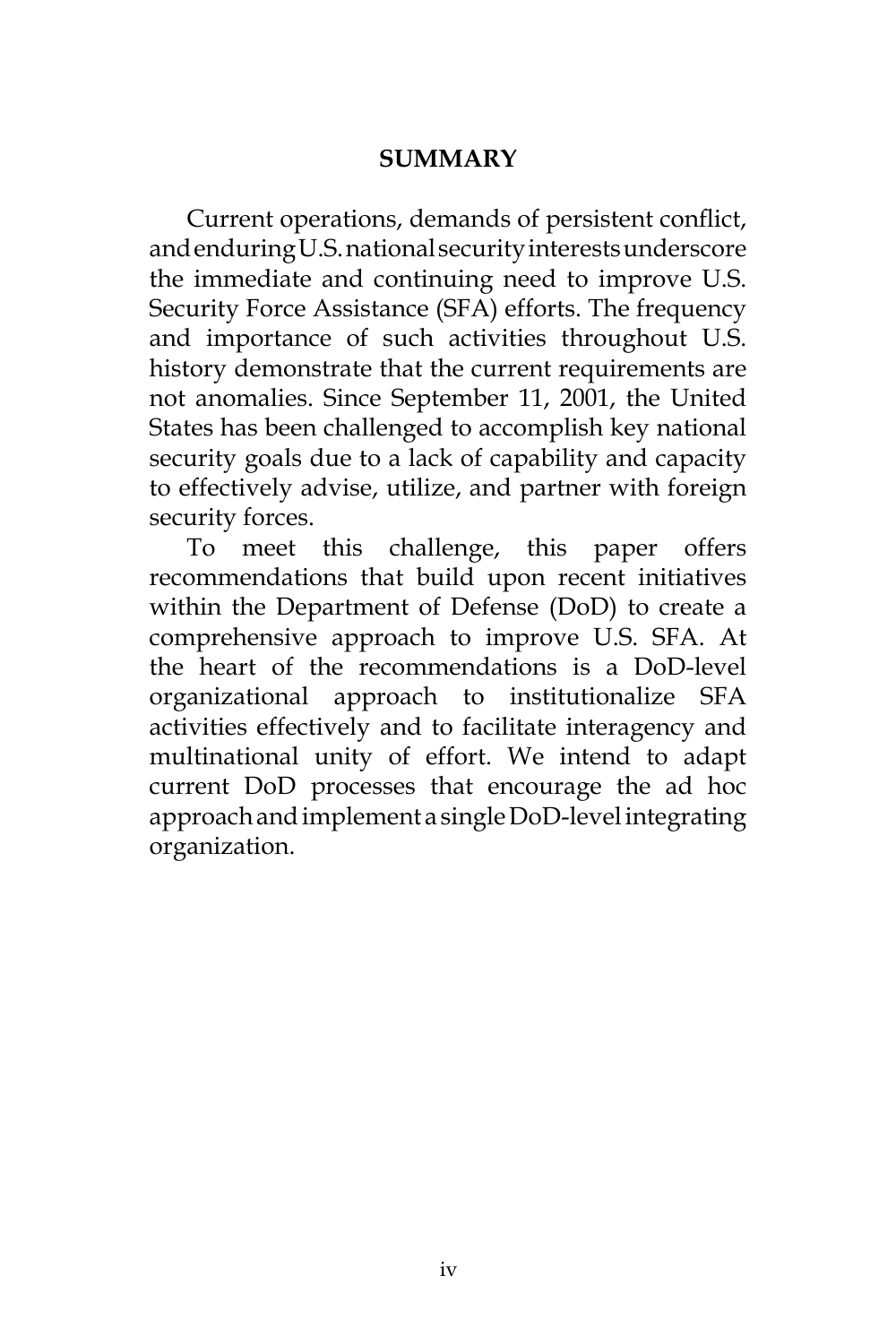## SUMMARY

Current operations, demands of persistent conflict, and enduring U.S. national security interests underscore the immediate and continuing need to improve U.S. Security Force Assistance (SFA) efforts. The frequency and importance of such activities throughout U.S. history demonstrate that the current requirements are not anomalies. Since September 11, 2001, the United States has been challenged to accomplish key national security goals due to a lack of capability and capacity to effectively advise, utilize, and partner with foreign security forces.

To meet this challenge, this paper offers recommendations that build upon recent initiatives within the Department of Defense (DoD) to create a comprehensive approach to improve U.S. SFA. At the heart of the recommendations is a DoD-level organizational approach to institutionalize SFA activities effectively and to facilitate interagency and multinational unity of effort. We intend to adapt current DoD processes that encourage the ad hoc approach and implement a single DoD-level integrating organization.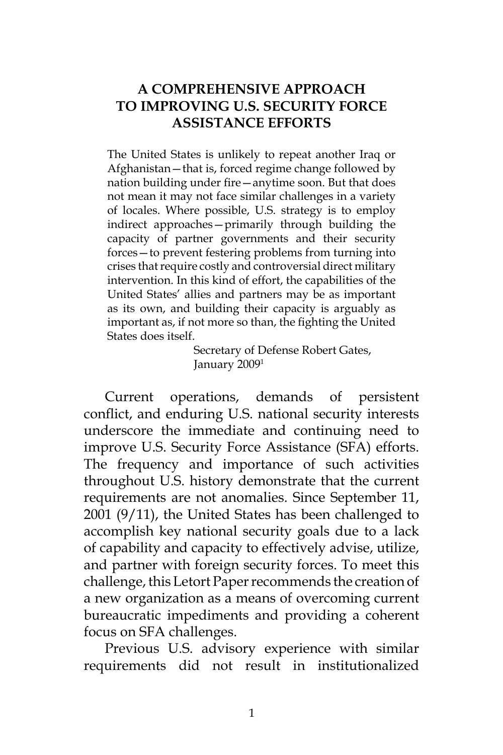# A COMPREHENSIVE APPROACH TO IMPROVING U.S. SECURITY FORCE ASSISTANCE EFFORTS

> The United States is unlikely to repeat another Iraq or Afghanistan—that is, forced regime change followed by nation building under fire—anytime soon. But that does not mean it may not face similar challenges in a variety of locales. Where possible, U.S. strategy is to employ indirect approaches—primarily through building the capacity of partner governments and their security forces—to prevent festering problems from turning into crises that require costly and controversial direct military intervention. In this kind of effort, the capabilities of the United States' allies and partners may be as important as its own, and building their capacity is arguably as important as, if not more so than, the fighting the United States does itself.
>
> Secretary of Defense Robert Gates, January 2009[1]

Current operations, demands of persistent conflict, and enduring U.S. national security interests underscore the immediate and continuing need to improve U.S. Security Force Assistance (SFA) efforts. The frequency and importance of such activities throughout U.S. history demonstrate that the current requirements are not anomalies. Since September 11, 2001 (9/11), the United States has been challenged to accomplish key national security goals due to a lack of capability and capacity to effectively advise, utilize, and partner with foreign security forces. To meet this challenge, this Letort Paper recommends the creation of a new organization as a means of overcoming current bureaucratic impediments and providing a coherent focus on SFA challenges.

Previous U.S. advisory experience with similar requirements did not result in institutionalized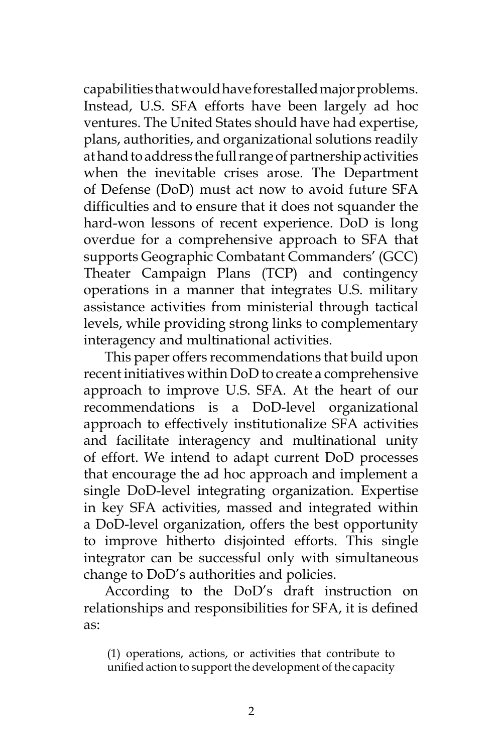capabilities that would have forestalled major problems. Instead, U.S. SFA efforts have been largely ad hoc ventures. The United States should have had expertise, plans, authorities, and organizational solutions readily at hand to address the full range of partnership activities when the inevitable crises arose. The Department of Defense (DoD) must act now to avoid future SFA difficulties and to ensure that it does not squander the hard-won lessons of recent experience. DoD is long overdue for a comprehensive approach to SFA that supports Geographic Combatant Commanders' (GCC) Theater Campaign Plans (TCP) and contingency operations in a manner that integrates U.S. military assistance activities from ministerial through tactical levels, while providing strong links to complementary interagency and multinational activities.

This paper offers recommendations that build upon recent initiatives within DoD to create a comprehensive approach to improve U.S. SFA. At the heart of our recommendations is a DoD-level organizational approach to effectively institutionalize SFA activities and facilitate interagency and multinational unity of effort. We intend to adapt current DoD processes that encourage the ad hoc approach and implement a single DoD-level integrating organization. Expertise in key SFA activities, massed and integrated within a DoD-level organization, offers the best opportunity to improve hitherto disjointed efforts. This single integrator can be successful only with simultaneous change to DoD's authorities and policies.

According to the DoD's draft instruction on relationships and responsibilities for SFA, it is defined as:

> (1) operations, actions, or activities that contribute to unified action to support the development of the capacity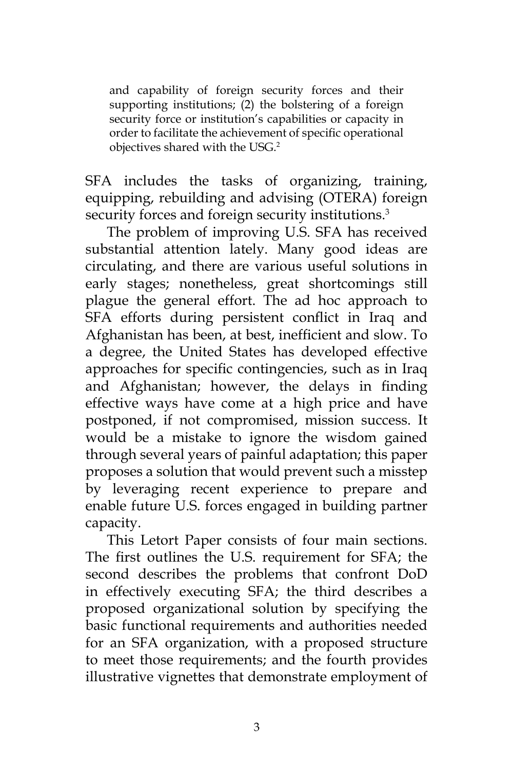> and capability of foreign security forces and their supporting institutions; (2) the bolstering of a foreign security force or institution's capabilities or capacity in order to facilitate the achievement of specific operational objectives shared with the USG.[2]

SFA includes the tasks of organizing, training, equipping, rebuilding and advising (OTERA) foreign security forces and foreign security institutions.[3]

The problem of improving U.S. SFA has received substantial attention lately. Many good ideas are circulating, and there are various useful solutions in early stages; nonetheless, great shortcomings still plague the general effort. The ad hoc approach to SFA efforts during persistent conflict in Iraq and Afghanistan has been, at best, inefficient and slow. To a degree, the United States has developed effective approaches for specific contingencies, such as in Iraq and Afghanistan; however, the delays in finding effective ways have come at a high price and have postponed, if not compromised, mission success. It would be a mistake to ignore the wisdom gained through several years of painful adaptation; this paper proposes a solution that would prevent such a misstep by leveraging recent experience to prepare and enable future U.S. forces engaged in building partner capacity.

This Letort Paper consists of four main sections. The first outlines the U.S. requirement for SFA; the second describes the problems that confront DoD in effectively executing SFA; the third describes a proposed organizational solution by specifying the basic functional requirements and authorities needed for an SFA organization, with a proposed structure to meet those requirements; and the fourth provides illustrative vignettes that demonstrate employment of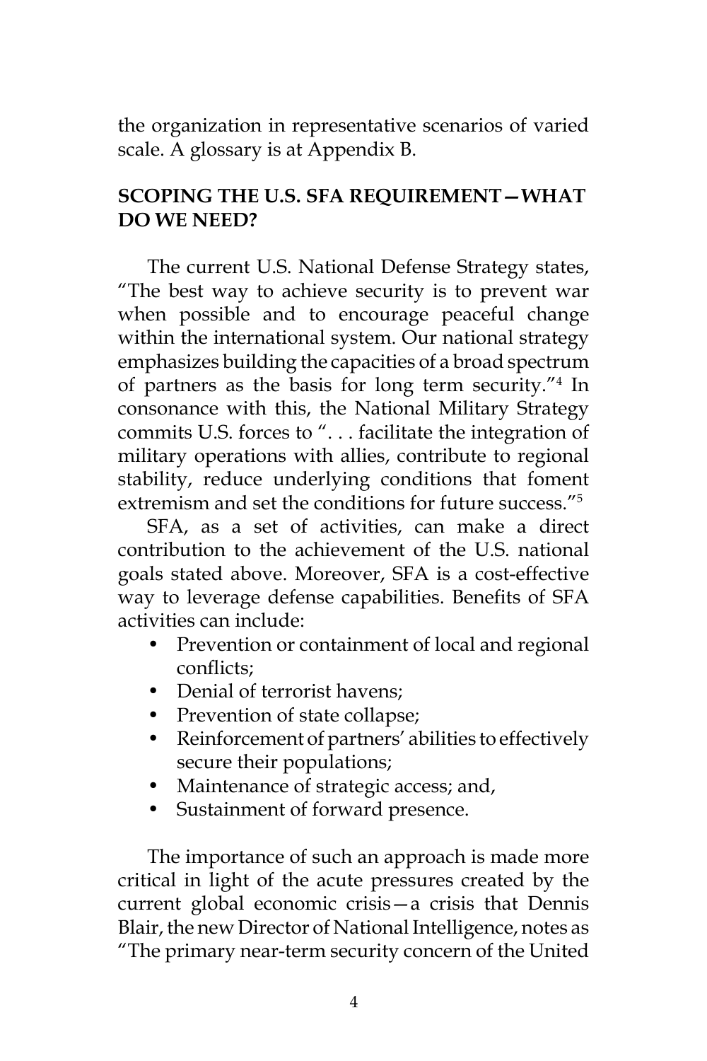the organization in representative scenarios of varied scale. A glossary is at Appendix B.

## SCOPING THE U.S. SFA REQUIREMENT—WHAT DO WE NEED?

The current U.S. National Defense Strategy states, "The best way to achieve security is to prevent war when possible and to encourage peaceful change within the international system. Our national strategy emphasizes building the capacities of a broad spectrum of partners as the basis for long term security."[4] In consonance with this, the National Military Strategy commits U.S. forces to ". . . facilitate the integration of military operations with allies, contribute to regional stability, reduce underlying conditions that foment extremism and set the conditions for future success."[5]

SFA, as a set of activities, can make a direct contribution to the achievement of the U.S. national goals stated above. Moreover, SFA is a cost-effective way to leverage defense capabilities. Benefits of SFA activities can include:

- Prevention or containment of local and regional conflicts;
- Denial of terrorist havens;
- Prevention of state collapse;
- Reinforcement of partners' abilities to effectively secure their populations;
- Maintenance of strategic access; and,
- Sustainment of forward presence.

The importance of such an approach is made more critical in light of the acute pressures created by the current global economic crisis—a crisis that Dennis Blair, the new Director of National Intelligence, notes as "The primary near-term security concern of the United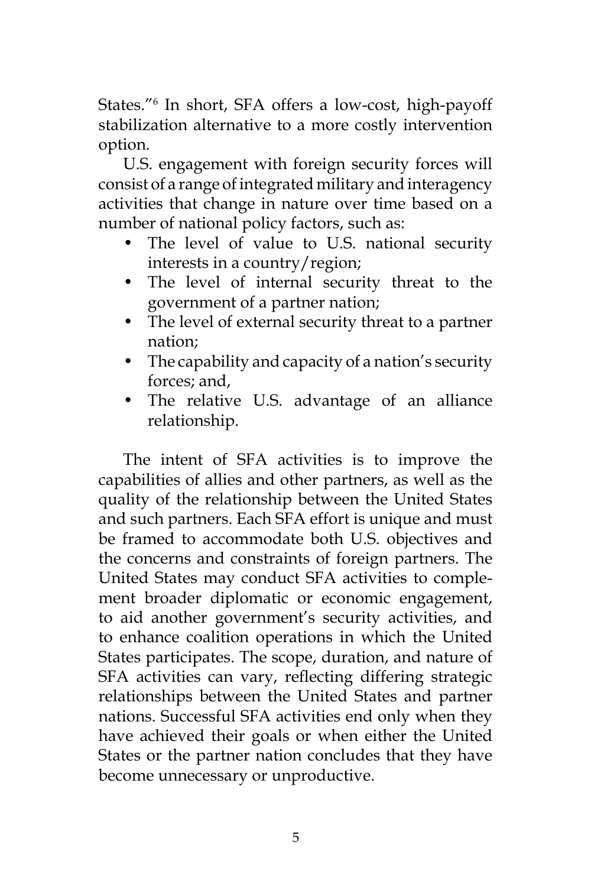States."[6] In short, SFA offers a low-cost, high-payoff stabilization alternative to a more costly intervention option.

U.S. engagement with foreign security forces will consist of a range of integrated military and interagency activities that change in nature over time based on a number of national policy factors, such as:

- The level of value to U.S. national security interests in a country/region;
- The level of internal security threat to the government of a partner nation;
- The level of external security threat to a partner nation;
- The capability and capacity of a nation's security forces; and,
- The relative U.S. advantage of an alliance relationship.

The intent of SFA activities is to improve the capabilities of allies and other partners, as well as the quality of the relationship between the United States and such partners. Each SFA effort is unique and must be framed to accommodate both U.S. objectives and the concerns and constraints of foreign partners. The United States may conduct SFA activities to complement broader diplomatic or economic engagement, to aid another government's security activities, and to enhance coalition operations in which the United States participates. The scope, duration, and nature of SFA activities can vary, reflecting differing strategic relationships between the United States and partner nations. Successful SFA activities end only when they have achieved their goals or when either the United States or the partner nation concludes that they have become unnecessary or unproductive.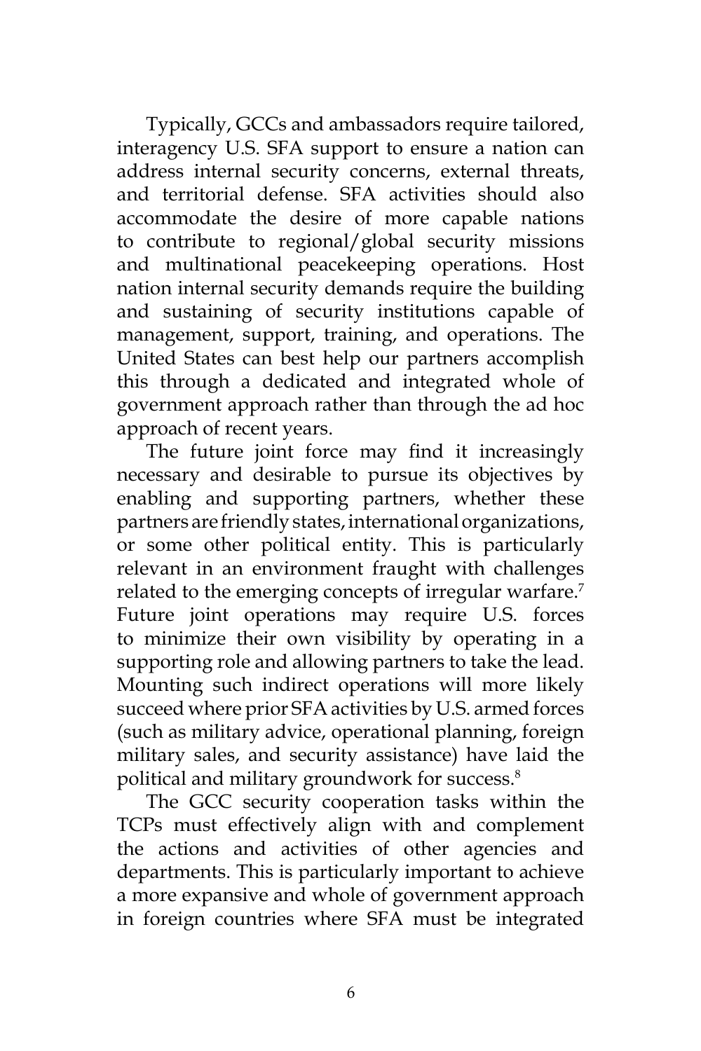Typically, GCCs and ambassadors require tailored, interagency U.S. SFA support to ensure a nation can address internal security concerns, external threats, and territorial defense. SFA activities should also accommodate the desire of more capable nations to contribute to regional/global security missions and multinational peacekeeping operations. Host nation internal security demands require the building and sustaining of security institutions capable of management, support, training, and operations. The United States can best help our partners accomplish this through a dedicated and integrated whole of government approach rather than through the ad hoc approach of recent years.

The future joint force may find it increasingly necessary and desirable to pursue its objectives by enabling and supporting partners, whether these partners are friendly states, international organizations, or some other political entity. This is particularly relevant in an environment fraught with challenges related to the emerging concepts of irregular warfare.[7] Future joint operations may require U.S. forces to minimize their own visibility by operating in a supporting role and allowing partners to take the lead. Mounting such indirect operations will more likely succeed where prior SFA activities by U.S. armed forces (such as military advice, operational planning, foreign military sales, and security assistance) have laid the political and military groundwork for success.[8]

The GCC security cooperation tasks within the TCPs must effectively align with and complement the actions and activities of other agencies and departments. This is particularly important to achieve a more expansive and whole of government approach in foreign countries where SFA must be integrated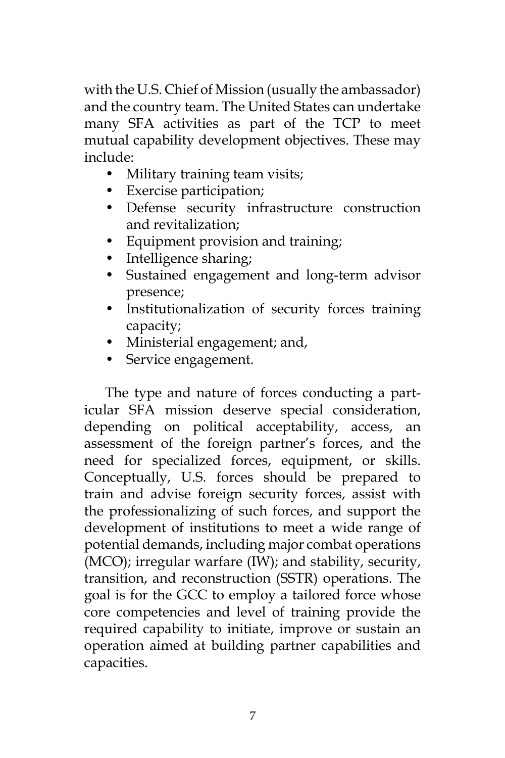with the U.S. Chief of Mission (usually the ambassador) and the country team. The United States can undertake many SFA activities as part of the TCP to meet mutual capability development objectives. These may include:

- Military training team visits;
- Exercise participation;
- Defense security infrastructure construction and revitalization;
- Equipment provision and training;
- Intelligence sharing;
- Sustained engagement and long-term advisor presence;
- Institutionalization of security forces training capacity;
- Ministerial engagement; and,
- Service engagement.

The type and nature of forces conducting a particular SFA mission deserve special consideration, depending on political acceptability, access, an assessment of the foreign partner's forces, and the need for specialized forces, equipment, or skills. Conceptually, U.S. forces should be prepared to train and advise foreign security forces, assist with the professionalizing of such forces, and support the development of institutions to meet a wide range of potential demands, including major combat operations (MCO); irregular warfare (IW); and stability, security, transition, and reconstruction (SSTR) operations. The goal is for the GCC to employ a tailored force whose core competencies and level of training provide the required capability to initiate, improve or sustain an operation aimed at building partner capabilities and capacities.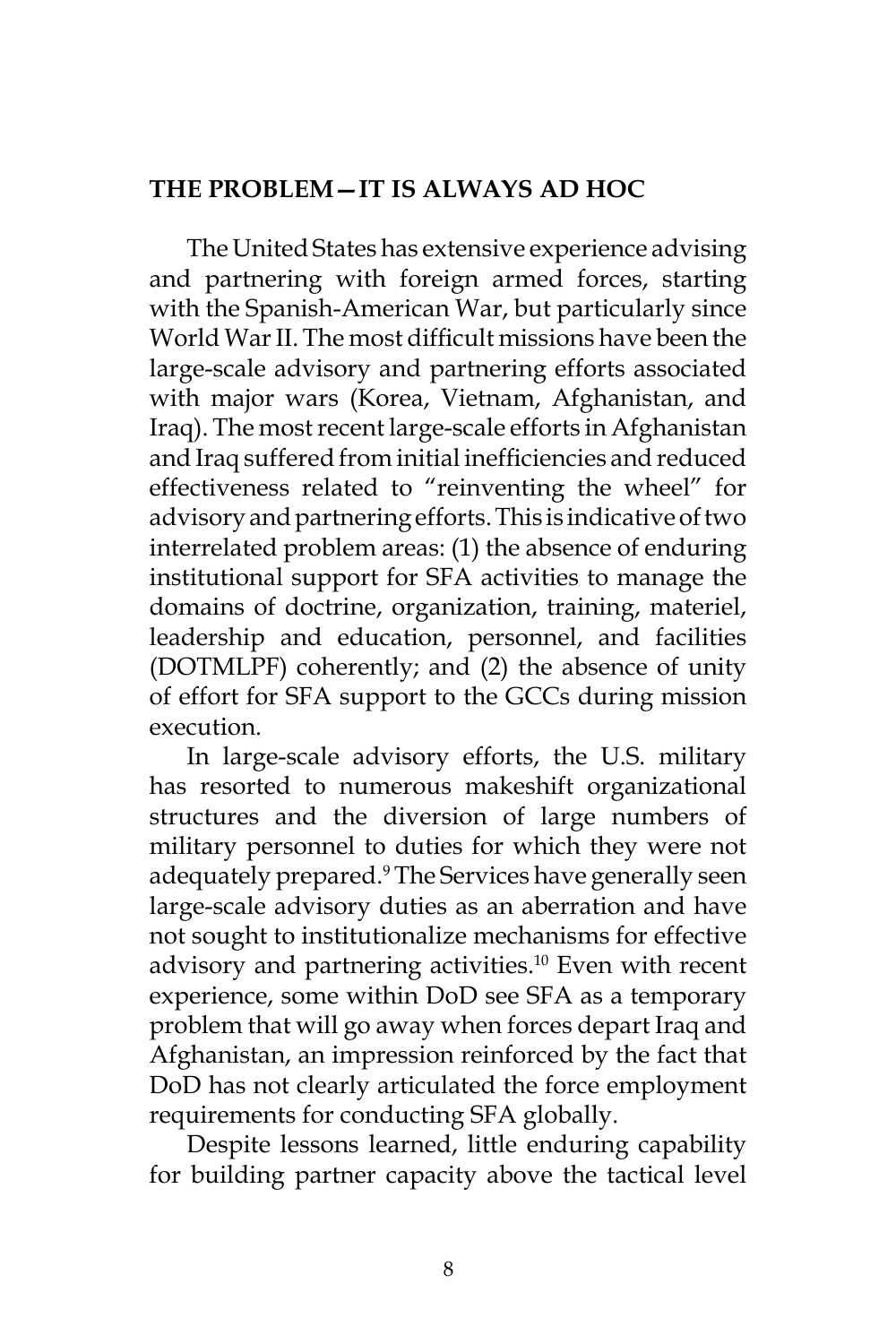## THE PROBLEM—IT IS ALWAYS AD HOC

The United States has extensive experience advising and partnering with foreign armed forces, starting with the Spanish-American War, but particularly since World War II. The most difficult missions have been the large-scale advisory and partnering efforts associated with major wars (Korea, Vietnam, Afghanistan, and Iraq). The most recent large-scale efforts in Afghanistan and Iraq suffered from initial inefficiencies and reduced effectiveness related to "reinventing the wheel" for advisory and partnering efforts. This is indicative of two interrelated problem areas: (1) the absence of enduring institutional support for SFA activities to manage the domains of doctrine, organization, training, materiel, leadership and education, personnel, and facilities (DOTMLPF) coherently; and (2) the absence of unity of effort for SFA support to the GCCs during mission execution.

In large-scale advisory efforts, the U.S. military has resorted to numerous makeshift organizational structures and the diversion of large numbers of military personnel to duties for which they were not adequately prepared.[9] The Services have generally seen large-scale advisory duties as an aberration and have not sought to institutionalize mechanisms for effective advisory and partnering activities.[10] Even with recent experience, some within DoD see SFA as a temporary problem that will go away when forces depart Iraq and Afghanistan, an impression reinforced by the fact that DoD has not clearly articulated the force employment requirements for conducting SFA globally.

Despite lessons learned, little enduring capability for building partner capacity above the tactical level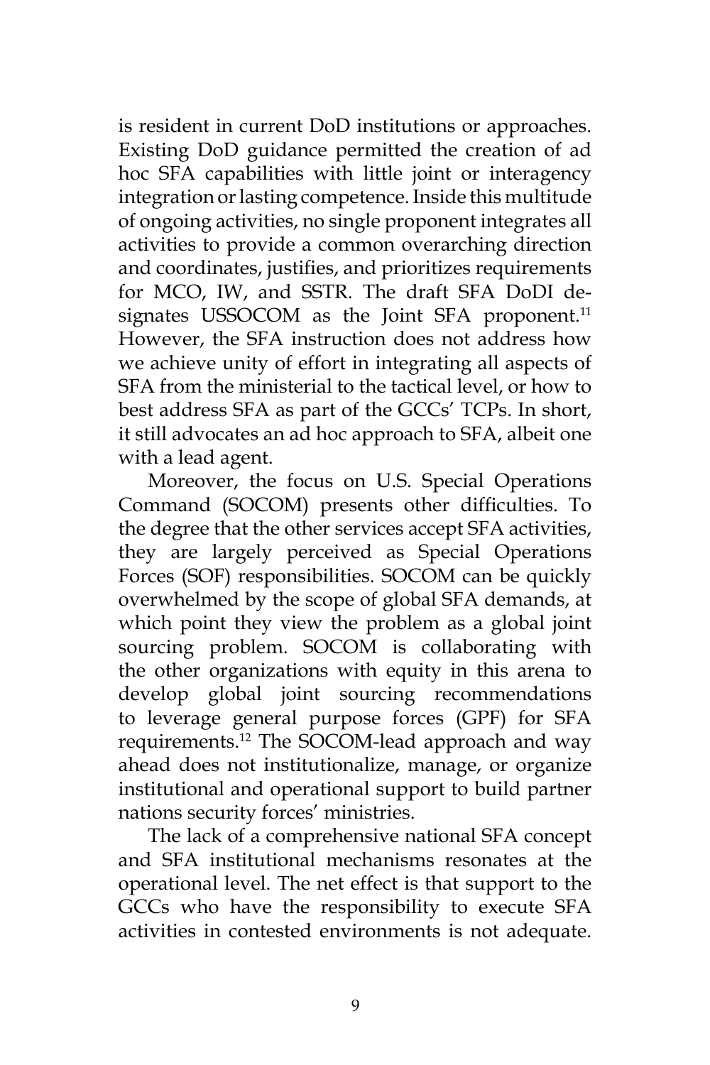is resident in current DoD institutions or approaches. Existing DoD guidance permitted the creation of ad hoc SFA capabilities with little joint or interagency integration or lasting competence. Inside this multitude of ongoing activities, no single proponent integrates all activities to provide a common overarching direction and coordinates, justifies, and prioritizes requirements for MCO, IW, and SSTR. The draft SFA DoDI designates USSOCOM as the Joint SFA proponent.[11] However, the SFA instruction does not address how we achieve unity of effort in integrating all aspects of SFA from the ministerial to the tactical level, or how to best address SFA as part of the GCCs' TCPs. In short, it still advocates an ad hoc approach to SFA, albeit one with a lead agent.

Moreover, the focus on U.S. Special Operations Command (SOCOM) presents other difficulties. To the degree that the other services accept SFA activities, they are largely perceived as Special Operations Forces (SOF) responsibilities. SOCOM can be quickly overwhelmed by the scope of global SFA demands, at which point they view the problem as a global joint sourcing problem. SOCOM is collaborating with the other organizations with equity in this arena to develop global joint sourcing recommendations to leverage general purpose forces (GPF) for SFA requirements.[12] The SOCOM-lead approach and way ahead does not institutionalize, manage, or organize institutional and operational support to build partner nations security forces' ministries.

The lack of a comprehensive national SFA concept and SFA institutional mechanisms resonates at the operational level. The net effect is that support to the GCCs who have the responsibility to execute SFA activities in contested environments is not adequate.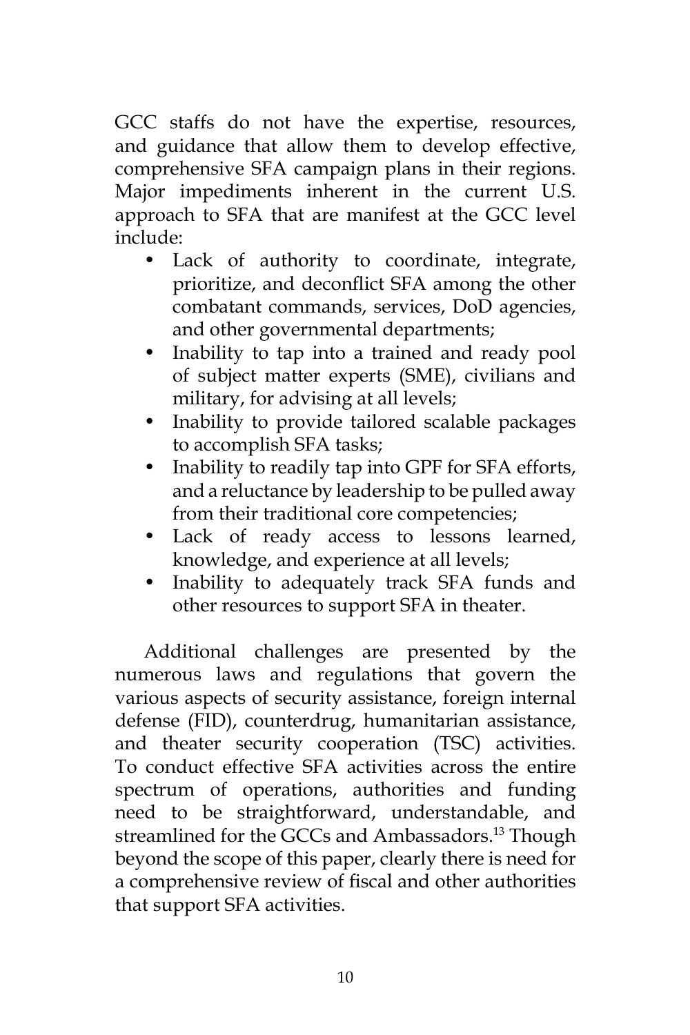GCC staffs do not have the expertise, resources, and guidance that allow them to develop effective, comprehensive SFA campaign plans in their regions. Major impediments inherent in the current U.S. approach to SFA that are manifest at the GCC level include:

- Lack of authority to coordinate, integrate, prioritize, and deconflict SFA among the other combatant commands, services, DoD agencies, and other governmental departments;
- Inability to tap into a trained and ready pool of subject matter experts (SME), civilians and military, for advising at all levels;
- Inability to provide tailored scalable packages to accomplish SFA tasks;
- Inability to readily tap into GPF for SFA efforts, and a reluctance by leadership to be pulled away from their traditional core competencies;
- Lack of ready access to lessons learned, knowledge, and experience at all levels;
- Inability to adequately track SFA funds and other resources to support SFA in theater.

Additional challenges are presented by the numerous laws and regulations that govern the various aspects of security assistance, foreign internal defense (FID), counterdrug, humanitarian assistance, and theater security cooperation (TSC) activities. To conduct effective SFA activities across the entire spectrum of operations, authorities and funding need to be straightforward, understandable, and streamlined for the GCCs and Ambassadors.[13] Though beyond the scope of this paper, clearly there is need for a comprehensive review of fiscal and other authorities that support SFA activities.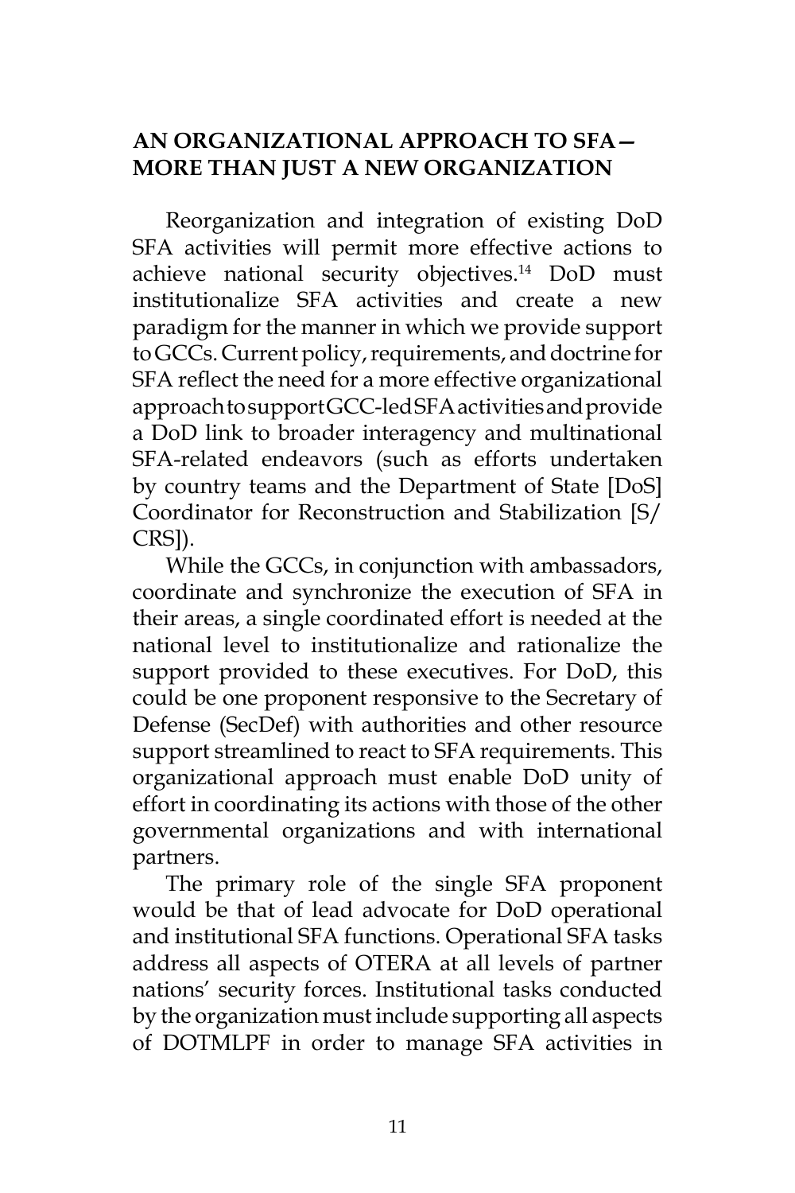## AN ORGANIZATIONAL APPROACH TO SFA—MORE THAN JUST A NEW ORGANIZATION

Reorganization and integration of existing DoD SFA activities will permit more effective actions to achieve national security objectives.[14] DoD must institutionalize SFA activities and create a new paradigm for the manner in which we provide support to GCCs. Current policy, requirements, and doctrine for SFA reflect the need for a more effective organizational approach to support GCC-led SFA activities and provide a DoD link to broader interagency and multinational SFA-related endeavors (such as efforts undertaken by country teams and the Department of State [DoS] Coordinator for Reconstruction and Stabilization [S/CRS]).

While the GCCs, in conjunction with ambassadors, coordinate and synchronize the execution of SFA in their areas, a single coordinated effort is needed at the national level to institutionalize and rationalize the support provided to these executives. For DoD, this could be one proponent responsive to the Secretary of Defense (SecDef) with authorities and other resource support streamlined to react to SFA requirements. This organizational approach must enable DoD unity of effort in coordinating its actions with those of the other governmental organizations and with international partners.

The primary role of the single SFA proponent would be that of lead advocate for DoD operational and institutional SFA functions. Operational SFA tasks address all aspects of OTERA at all levels of partner nations' security forces. Institutional tasks conducted by the organization must include supporting all aspects of DOTMLPF in order to manage SFA activities in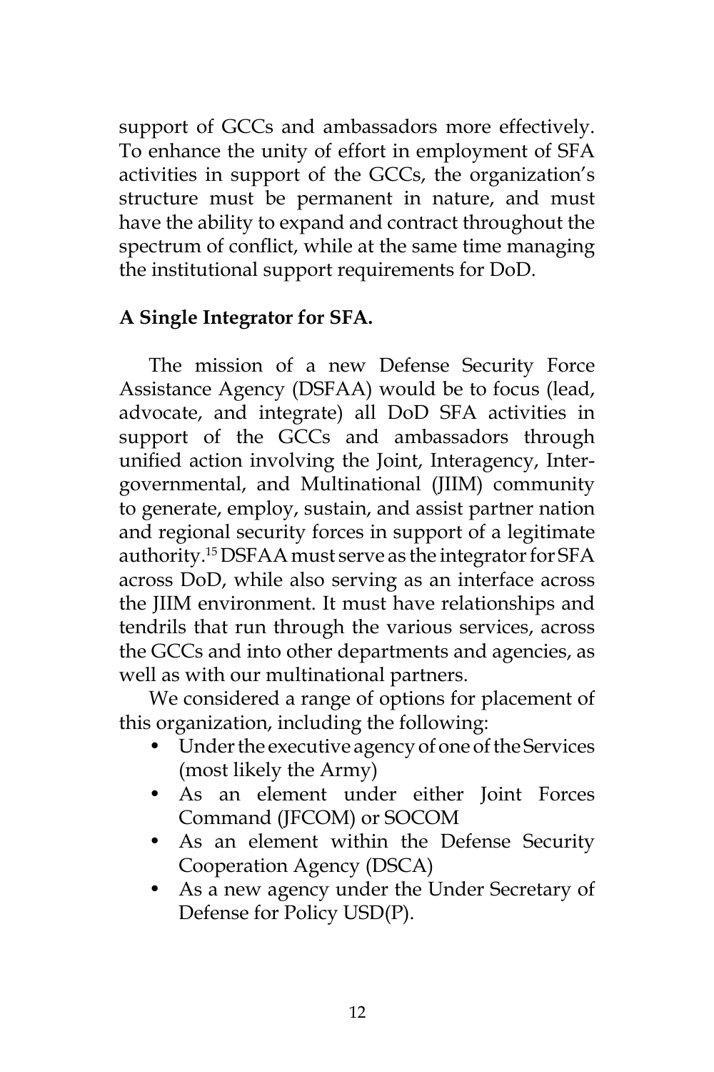support of GCCs and ambassadors more effectively. To enhance the unity of effort in employment of SFA activities in support of the GCCs, the organization's structure must be permanent in nature, and must have the ability to expand and contract throughout the spectrum of conflict, while at the same time managing the institutional support requirements for DoD.

**A Single Integrator for SFA.**

The mission of a new Defense Security Force Assistance Agency (DSFAA) would be to focus (lead, advocate, and integrate) all DoD SFA activities in support of the GCCs and ambassadors through unified action involving the Joint, Interagency, Intergovernmental, and Multinational (JIIM) community to generate, employ, sustain, and assist partner nation and regional security forces in support of a legitimate authority.[15] DSFAA must serve as the integrator for SFA across DoD, while also serving as an interface across the JIIM environment. It must have relationships and tendrils that run through the various services, across the GCCs and into other departments and agencies, as well as with our multinational partners.

We considered a range of options for placement of this organization, including the following:

- Under the executive agency of one of the Services (most likely the Army)
- As an element under either Joint Forces Command (JFCOM) or SOCOM
- As an element within the Defense Security Cooperation Agency (DSCA)
- As a new agency under the Under Secretary of Defense for Policy USD(P).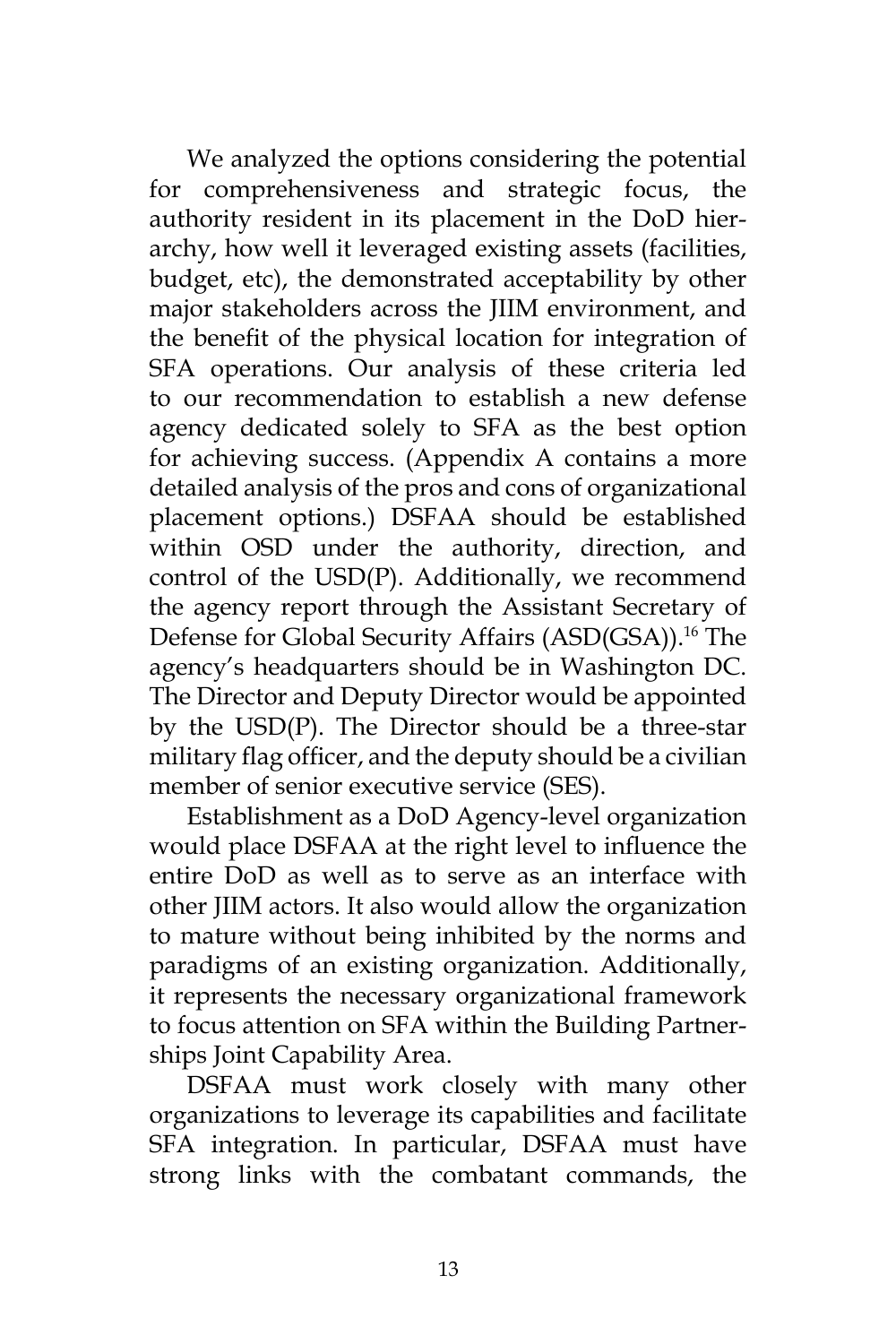We analyzed the options considering the potential for comprehensiveness and strategic focus, the authority resident in its placement in the DoD hierarchy, how well it leveraged existing assets (facilities, budget, etc), the demonstrated acceptability by other major stakeholders across the JIIM environment, and the benefit of the physical location for integration of SFA operations. Our analysis of these criteria led to our recommendation to establish a new defense agency dedicated solely to SFA as the best option for achieving success. (Appendix A contains a more detailed analysis of the pros and cons of organizational placement options.) DSFAA should be established within OSD under the authority, direction, and control of the USD(P). Additionally, we recommend the agency report through the Assistant Secretary of Defense for Global Security Affairs (ASD(GSA)).[16] The agency's headquarters should be in Washington DC. The Director and Deputy Director would be appointed by the USD(P). The Director should be a three-star military flag officer, and the deputy should be a civilian member of senior executive service (SES).

Establishment as a DoD Agency-level organization would place DSFAA at the right level to influence the entire DoD as well as to serve as an interface with other JIIM actors. It also would allow the organization to mature without being inhibited by the norms and paradigms of an existing organization. Additionally, it represents the necessary organizational framework to focus attention on SFA within the Building Partnerships Joint Capability Area.

DSFAA must work closely with many other organizations to leverage its capabilities and facilitate SFA integration. In particular, DSFAA must have strong links with the combatant commands, the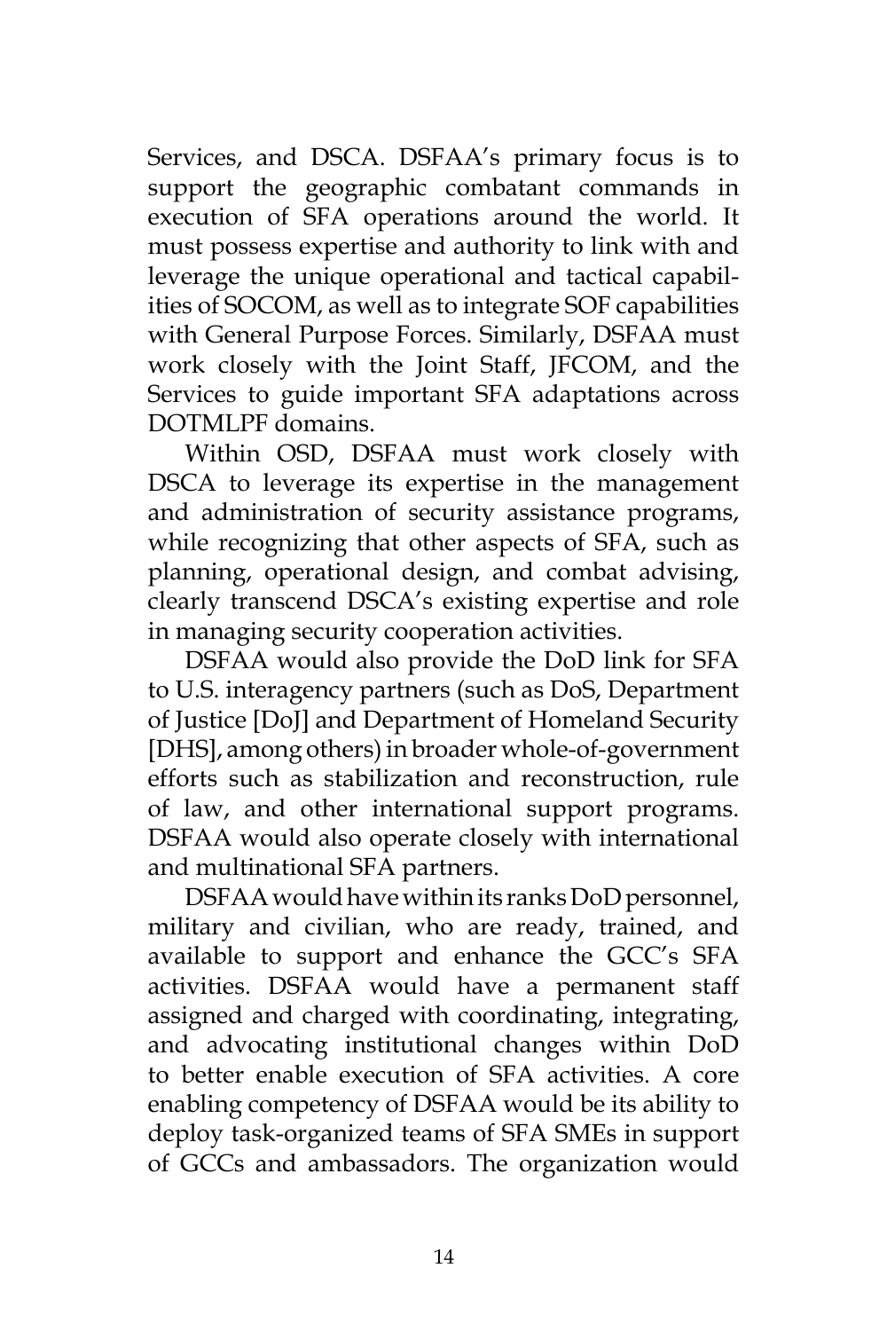Services, and DSCA. DSFAA's primary focus is to support the geographic combatant commands in execution of SFA operations around the world. It must possess expertise and authority to link with and leverage the unique operational and tactical capabilities of SOCOM, as well as to integrate SOF capabilities with General Purpose Forces. Similarly, DSFAA must work closely with the Joint Staff, JFCOM, and the Services to guide important SFA adaptations across DOTMLPF domains.

Within OSD, DSFAA must work closely with DSCA to leverage its expertise in the management and administration of security assistance programs, while recognizing that other aspects of SFA, such as planning, operational design, and combat advising, clearly transcend DSCA's existing expertise and role in managing security cooperation activities.

DSFAA would also provide the DoD link for SFA to U.S. interagency partners (such as DoS, Department of Justice [DoJ] and Department of Homeland Security [DHS], among others) in broader whole-of-government efforts such as stabilization and reconstruction, rule of law, and other international support programs. DSFAA would also operate closely with international and multinational SFA partners.

DSFAA would have within its ranks DoD personnel, military and civilian, who are ready, trained, and available to support and enhance the GCC's SFA activities. DSFAA would have a permanent staff assigned and charged with coordinating, integrating, and advocating institutional changes within DoD to better enable execution of SFA activities. A core enabling competency of DSFAA would be its ability to deploy task-organized teams of SFA SMEs in support of GCCs and ambassadors. The organization would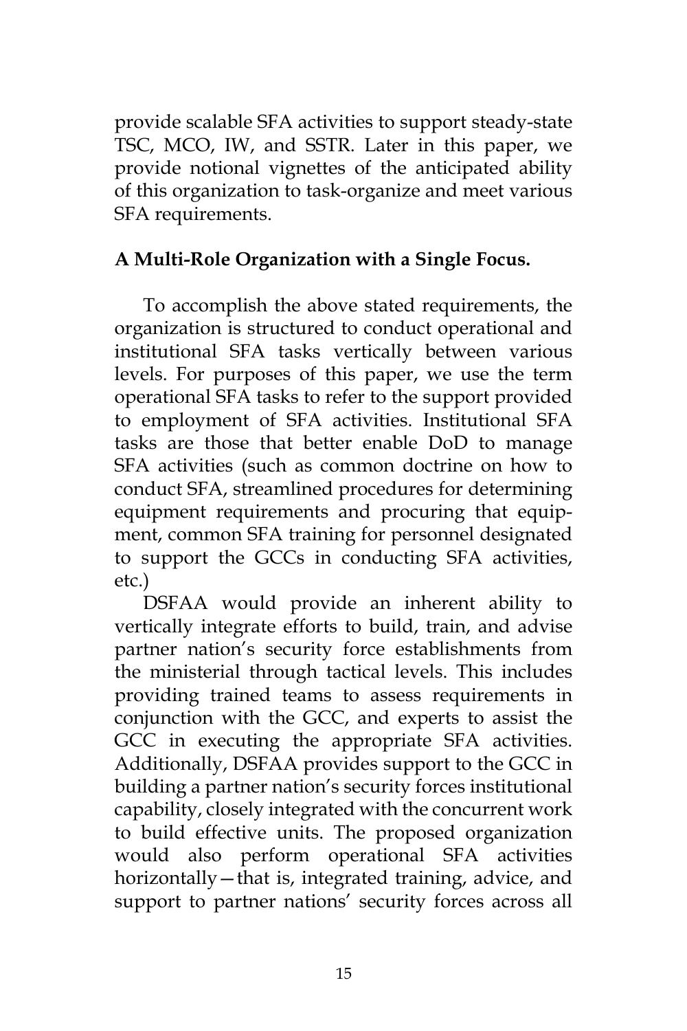provide scalable SFA activities to support steady-state TSC, MCO, IW, and SSTR. Later in this paper, we provide notional vignettes of the anticipated ability of this organization to task-organize and meet various SFA requirements.

**A Multi-Role Organization with a Single Focus.**

To accomplish the above stated requirements, the organization is structured to conduct operational and institutional SFA tasks vertically between various levels. For purposes of this paper, we use the term operational SFA tasks to refer to the support provided to employment of SFA activities. Institutional SFA tasks are those that better enable DoD to manage SFA activities (such as common doctrine on how to conduct SFA, streamlined procedures for determining equipment requirements and procuring that equipment, common SFA training for personnel designated to support the GCCs in conducting SFA activities, etc.)

DSFAA would provide an inherent ability to vertically integrate efforts to build, train, and advise partner nation's security force establishments from the ministerial through tactical levels. This includes providing trained teams to assess requirements in conjunction with the GCC, and experts to assist the GCC in executing the appropriate SFA activities. Additionally, DSFAA provides support to the GCC in building a partner nation's security forces institutional capability, closely integrated with the concurrent work to build effective units. The proposed organization would also perform operational SFA activities horizontally—that is, integrated training, advice, and support to partner nations' security forces across all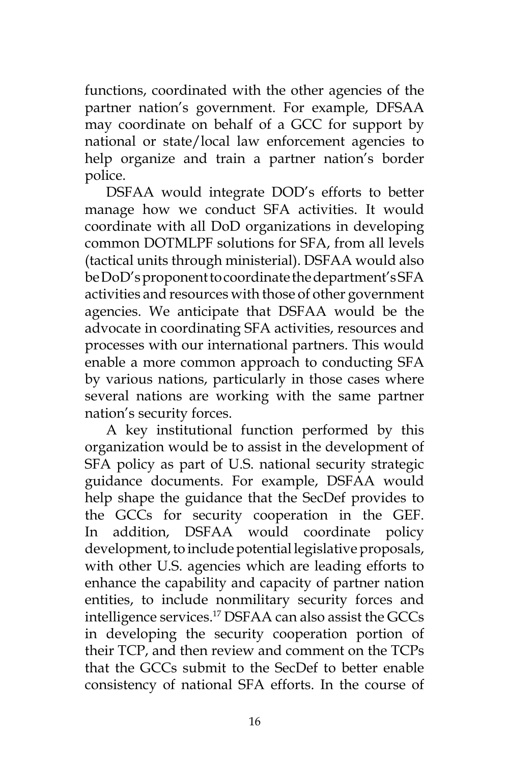functions, coordinated with the other agencies of the partner nation's government. For example, DFSAA may coordinate on behalf of a GCC for support by national or state/local law enforcement agencies to help organize and train a partner nation's border police.

DSFAA would integrate DOD's efforts to better manage how we conduct SFA activities. It would coordinate with all DoD organizations in developing common DOTMLPF solutions for SFA, from all levels (tactical units through ministerial). DSFAA would also be DoD's proponent to coordinate the department's SFA activities and resources with those of other government agencies. We anticipate that DSFAA would be the advocate in coordinating SFA activities, resources and processes with our international partners. This would enable a more common approach to conducting SFA by various nations, particularly in those cases where several nations are working with the same partner nation's security forces.

A key institutional function performed by this organization would be to assist in the development of SFA policy as part of U.S. national security strategic guidance documents. For example, DSFAA would help shape the guidance that the SecDef provides to the GCCs for security cooperation in the GEF. In addition, DSFAA would coordinate policy development, to include potential legislative proposals, with other U.S. agencies which are leading efforts to enhance the capability and capacity of partner nation entities, to include nonmilitary security forces and intelligence services.[17] DSFAA can also assist the GCCs in developing the security cooperation portion of their TCP, and then review and comment on the TCPs that the GCCs submit to the SecDef to better enable consistency of national SFA efforts. In the course of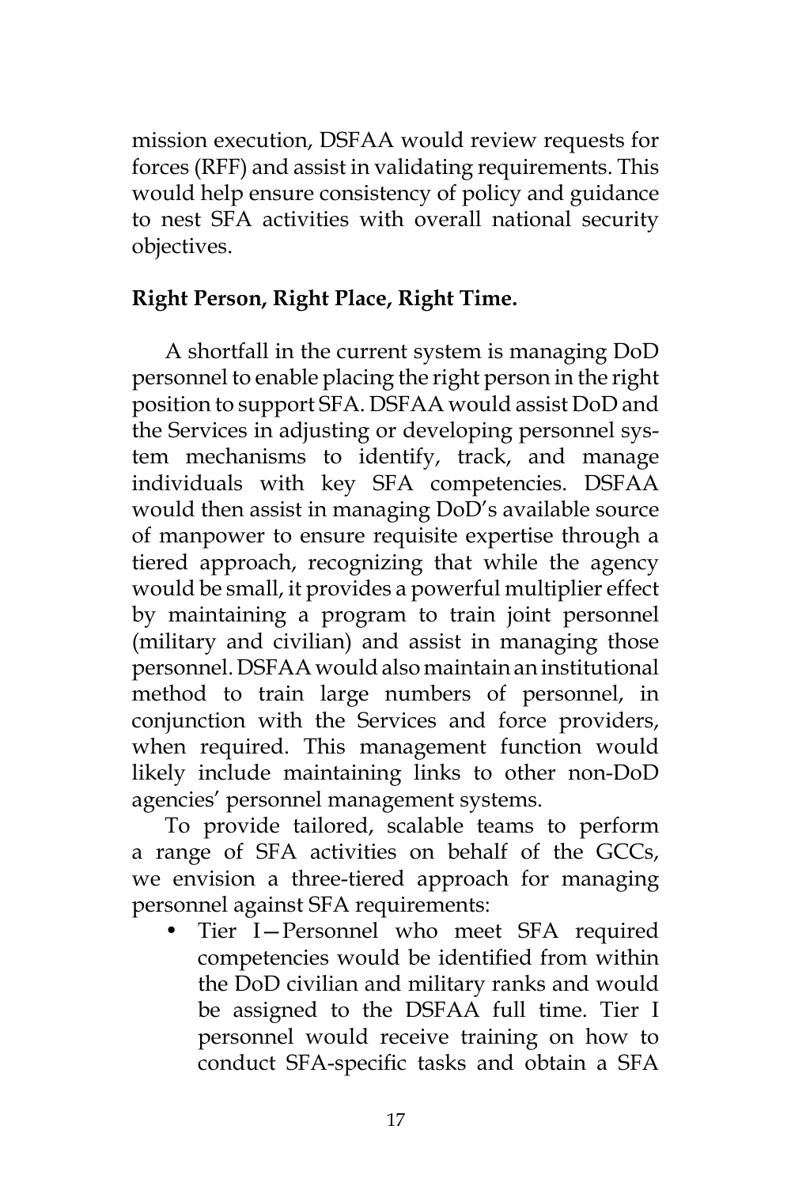mission execution, DSFAA would review requests for forces (RFF) and assist in validating requirements. This would help ensure consistency of policy and guidance to nest SFA activities with overall national security objectives.

**Right Person, Right Place, Right Time.**

A shortfall in the current system is managing DoD personnel to enable placing the right person in the right position to support SFA. DSFAA would assist DoD and the Services in adjusting or developing personnel system mechanisms to identify, track, and manage individuals with key SFA competencies. DSFAA would then assist in managing DoD's available source of manpower to ensure requisite expertise through a tiered approach, recognizing that while the agency would be small, it provides a powerful multiplier effect by maintaining a program to train joint personnel (military and civilian) and assist in managing those personnel. DSFAA would also maintain an institutional method to train large numbers of personnel, in conjunction with the Services and force providers, when required. This management function would likely include maintaining links to other non-DoD agencies' personnel management systems.

To provide tailored, scalable teams to perform a range of SFA activities on behalf of the GCCs, we envision a three-tiered approach for managing personnel against SFA requirements:

- Tier I—Personnel who meet SFA required competencies would be identified from within the DoD civilian and military ranks and would be assigned to the DSFAA full time. Tier I personnel would receive training on how to conduct SFA-specific tasks and obtain a SFA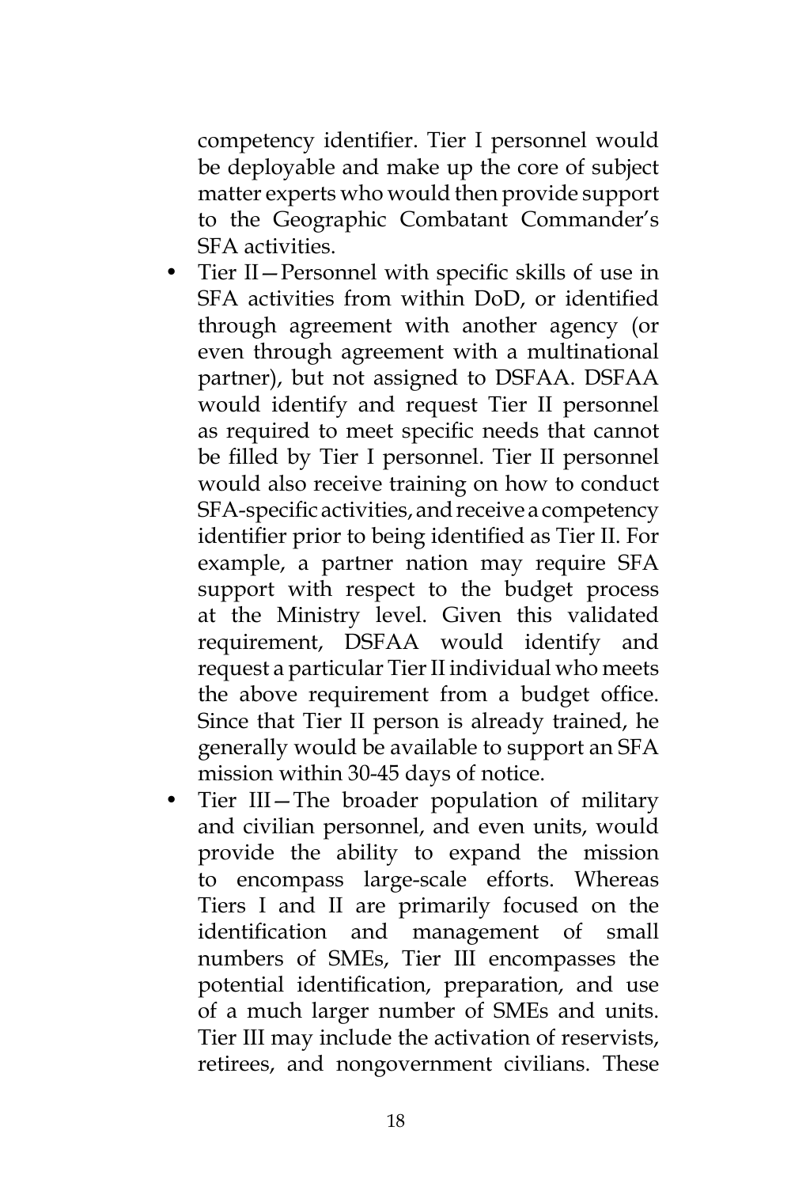competency identifier. Tier I personnel would be deployable and make up the core of subject matter experts who would then provide support to the Geographic Combatant Commander's SFA activities.

- Tier II—Personnel with specific skills of use in SFA activities from within DoD, or identified through agreement with another agency (or even through agreement with a multinational partner), but not assigned to DSFAA. DSFAA would identify and request Tier II personnel as required to meet specific needs that cannot be filled by Tier I personnel. Tier II personnel would also receive training on how to conduct SFA-specific activities, and receive a competency identifier prior to being identified as Tier II. For example, a partner nation may require SFA support with respect to the budget process at the Ministry level. Given this validated requirement, DSFAA would identify and request a particular Tier II individual who meets the above requirement from a budget office. Since that Tier II person is already trained, he generally would be available to support an SFA mission within 30-45 days of notice.
- Tier III—The broader population of military and civilian personnel, and even units, would provide the ability to expand the mission to encompass large-scale efforts. Whereas Tiers I and II are primarily focused on the identification and management of small numbers of SMEs, Tier III encompasses the potential identification, preparation, and use of a much larger number of SMEs and units. Tier III may include the activation of reservists, retirees, and nongovernment civilians. These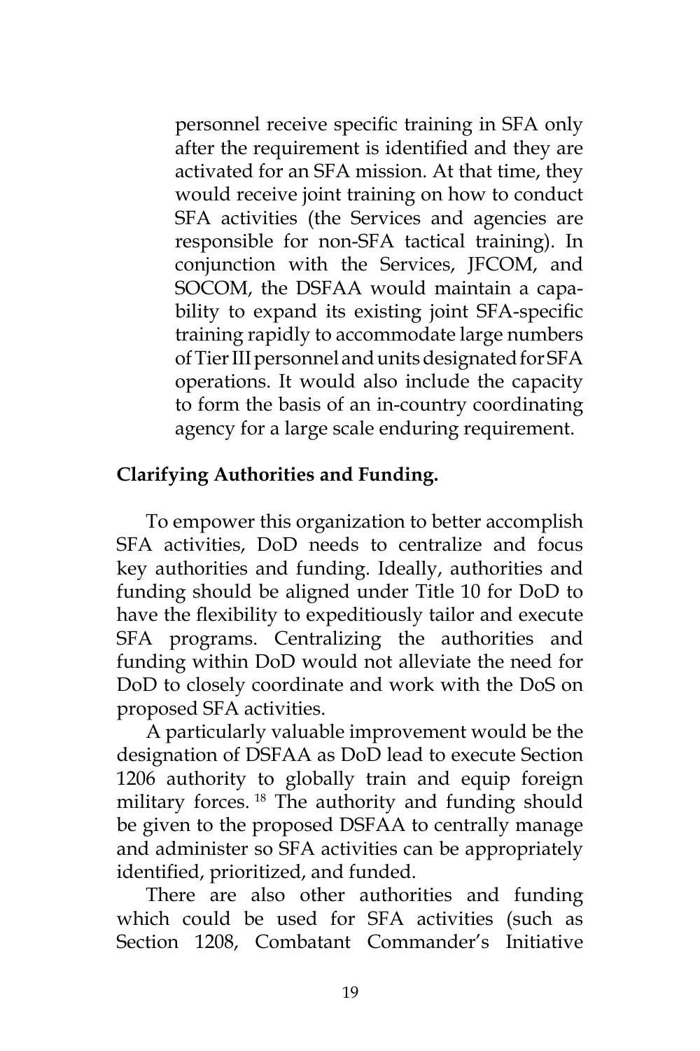personnel receive specific training in SFA only after the requirement is identified and they are activated for an SFA mission. At that time, they would receive joint training on how to conduct SFA activities (the Services and agencies are responsible for non-SFA tactical training). In conjunction with the Services, JFCOM, and SOCOM, the DSFAA would maintain a capability to expand its existing joint SFA-specific training rapidly to accommodate large numbers of Tier III personnel and units designated for SFA operations. It would also include the capacity to form the basis of an in-country coordinating agency for a large scale enduring requirement.

**Clarifying Authorities and Funding.**

To empower this organization to better accomplish SFA activities, DoD needs to centralize and focus key authorities and funding. Ideally, authorities and funding should be aligned under Title 10 for DoD to have the flexibility to expeditiously tailor and execute SFA programs. Centralizing the authorities and funding within DoD would not alleviate the need for DoD to closely coordinate and work with the DoS on proposed SFA activities.

A particularly valuable improvement would be the designation of DSFAA as DoD lead to execute Section 1206 authority to globally train and equip foreign military forces. [18] The authority and funding should be given to the proposed DSFAA to centrally manage and administer so SFA activities can be appropriately identified, prioritized, and funded.

There are also other authorities and funding which could be used for SFA activities (such as Section 1208, Combatant Commander's Initiative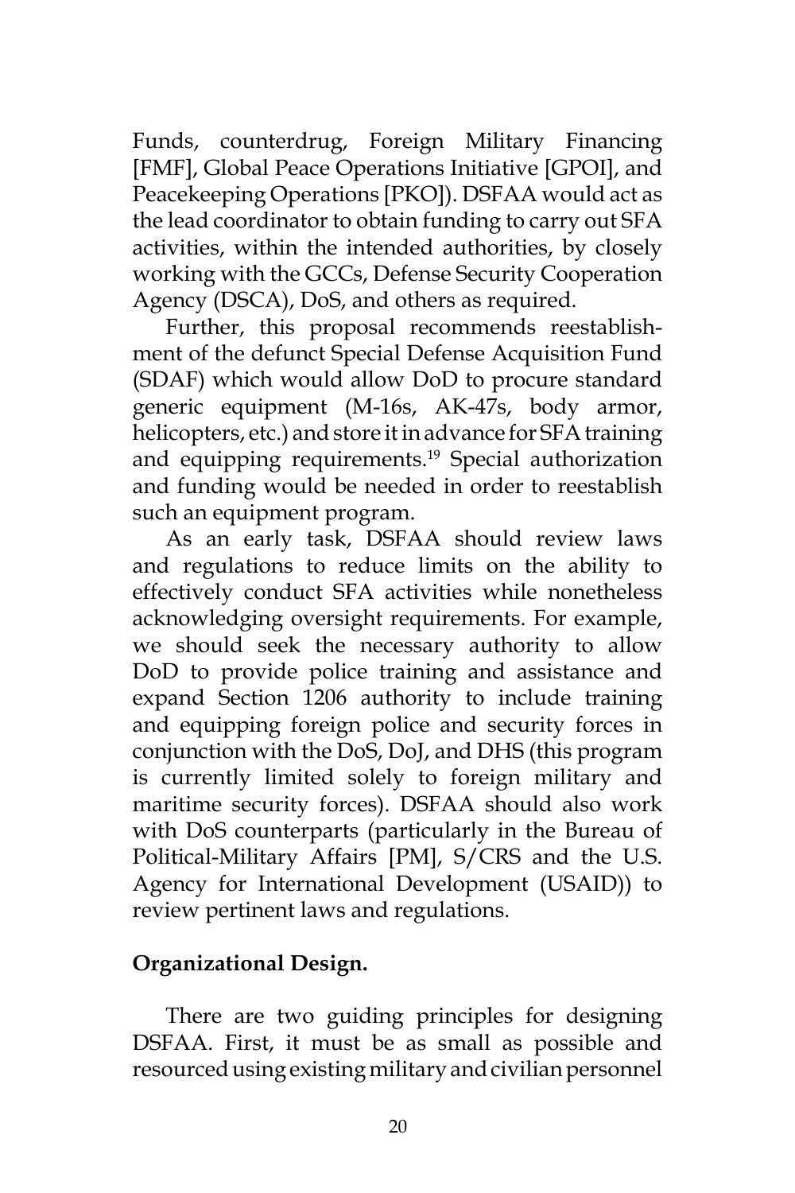Funds, counterdrug, Foreign Military Financing [FMF], Global Peace Operations Initiative [GPOI], and Peacekeeping Operations [PKO]). DSFAA would act as the lead coordinator to obtain funding to carry out SFA activities, within the intended authorities, by closely working with the GCCs, Defense Security Cooperation Agency (DSCA), DoS, and others as required.

Further, this proposal recommends reestablishment of the defunct Special Defense Acquisition Fund (SDAF) which would allow DoD to procure standard generic equipment (M-16s, AK-47s, body armor, helicopters, etc.) and store it in advance for SFA training and equipping requirements.[19] Special authorization and funding would be needed in order to reestablish such an equipment program.

As an early task, DSFAA should review laws and regulations to reduce limits on the ability to effectively conduct SFA activities while nonetheless acknowledging oversight requirements. For example, we should seek the necessary authority to allow DoD to provide police training and assistance and expand Section 1206 authority to include training and equipping foreign police and security forces in conjunction with the DoS, DoJ, and DHS (this program is currently limited solely to foreign military and maritime security forces). DSFAA should also work with DoS counterparts (particularly in the Bureau of Political-Military Affairs [PM], S/CRS and the U.S. Agency for International Development (USAID)) to review pertinent laws and regulations.

**Organizational Design.**

There are two guiding principles for designing DSFAA. First, it must be as small as possible and resourced using existing military and civilian personnel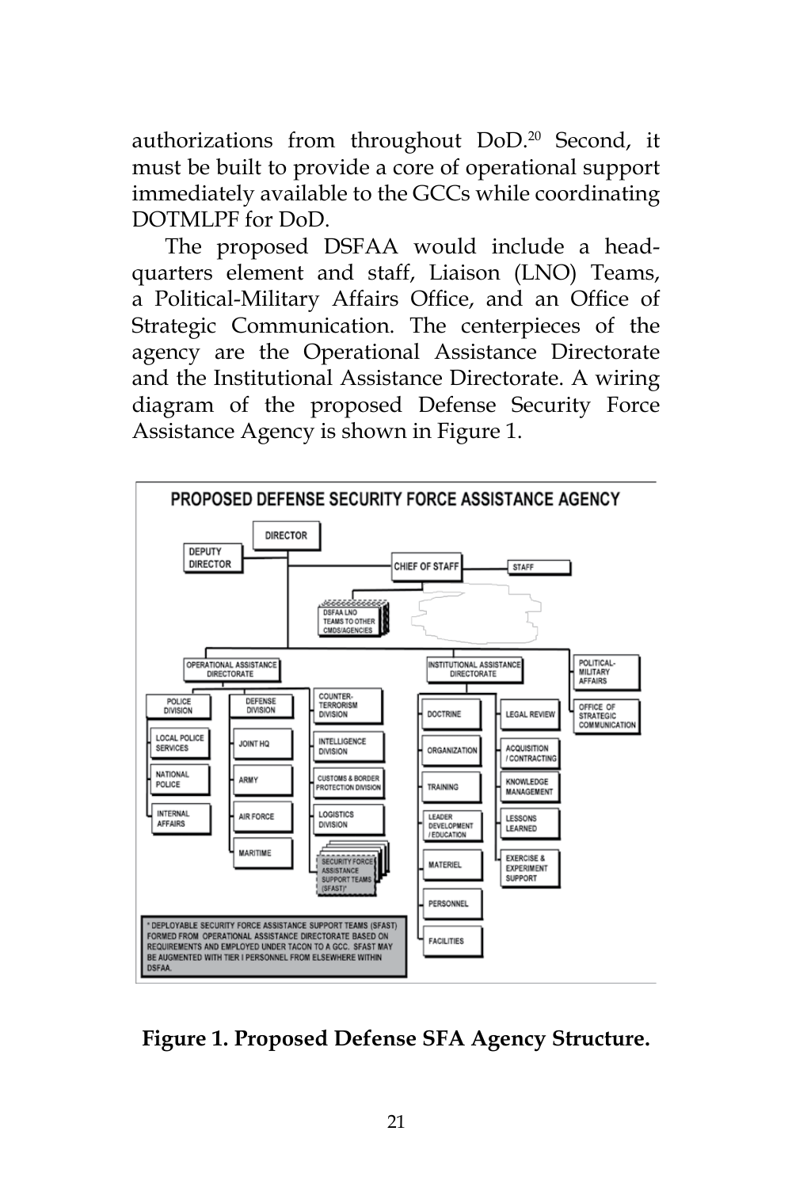authorizations from throughout DoD.[20] Second, it must be built to provide a core of operational support immediately available to the GCCs while coordinating DOTMLPF for DoD.

The proposed DSFAA would include a headquarters element and staff, Liaison (LNO) Teams, a Political-Military Affairs Office, and an Office of Strategic Communication. The centerpieces of the agency are the Operational Assistance Directorate and the Institutional Assistance Directorate. A wiring diagram of the proposed Defense Security Force Assistance Agency is shown in Figure 1.

**PROPOSED DEFENSE SECURITY FORCE ASSISTANCE AGENCY**

- DIRECTOR
  - DEPUTY DIRECTOR
  - CHIEF OF STAFF
    - STAFF
    - DSFAA LNO TEAMS TO OTHER CMDS/AGENCIES
  - OPERATIONAL ASSISTANCE DIRECTORATE
    - POLICE DIVISION
      - LOCAL POLICE SERVICES
      - NATIONAL POLICE
      - INTERNAL AFFAIRS
    - DEFENSE DIVISION
      - JOINT HQ
      - ARMY
      - AIR FORCE
      - MARITIME
    - COUNTER-TERRORISM DIVISION
    - INTELLIGENCE DIVISION
    - CUSTOMS & BORDER PROTECTION DIVISION
    - LOGISTICS DIVISION
    - SECURITY FORCE ASSISTANCE SUPPORT TEAMS (SFAST)*
  - INSTITUTIONAL ASSISTANCE DIRECTORATE
    - DOCTRINE
    - ORGANIZATION
    - TRAINING
    - LEADER DEVELOPMENT / EDUCATION
    - MATERIEL
    - PERSONNEL
    - FACILITIES
    - LEGAL REVIEW
    - ACQUISITION / CONTRACTING
    - KNOWLEDGE MANAGEMENT
    - LESSONS LEARNED
    - EXERCISE & EXPERIMENT SUPPORT
  - POLITICAL-MILITARY AFFAIRS
  - OFFICE OF STRATEGIC COMMUNICATION

* DEPLOYABLE SECURITY FORCE ASSISTANCE SUPPORT TEAMS (SFAST) FORMED FROM OPERATIONAL ASSISTANCE DIRECTORATE BASED ON REQUIREMENTS AND EMPLOYED UNDER TACON TO A GCC. SFAST MAY BE AUGMENTED WITH TIER I PERSONNEL FROM ELSEWHERE WITHIN DSFAA.

**Figure 1. Proposed Defense SFA Agency Structure.**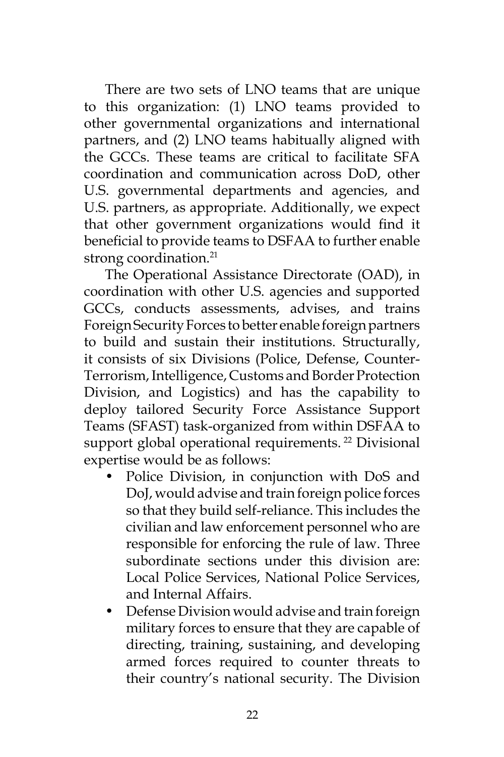There are two sets of LNO teams that are unique to this organization: (1) LNO teams provided to other governmental organizations and international partners, and (2) LNO teams habitually aligned with the GCCs. These teams are critical to facilitate SFA coordination and communication across DoD, other U.S. governmental departments and agencies, and U.S. partners, as appropriate. Additionally, we expect that other government organizations would find it beneficial to provide teams to DSFAA to further enable strong coordination.[21]

The Operational Assistance Directorate (OAD), in coordination with other U.S. agencies and supported GCCs, conducts assessments, advises, and trains Foreign Security Forces to better enable foreign partners to build and sustain their institutions. Structurally, it consists of six Divisions (Police, Defense, Counter-Terrorism, Intelligence, Customs and Border Protection Division, and Logistics) and has the capability to deploy tailored Security Force Assistance Support Teams (SFAST) task-organized from within DSFAA to support global operational requirements.[22] Divisional expertise would be as follows:

- Police Division, in conjunction with DoS and DoJ, would advise and train foreign police forces so that they build self-reliance. This includes the civilian and law enforcement personnel who are responsible for enforcing the rule of law. Three subordinate sections under this division are: Local Police Services, National Police Services, and Internal Affairs.
- Defense Division would advise and train foreign military forces to ensure that they are capable of directing, training, sustaining, and developing armed forces required to counter threats to their country's national security. The Division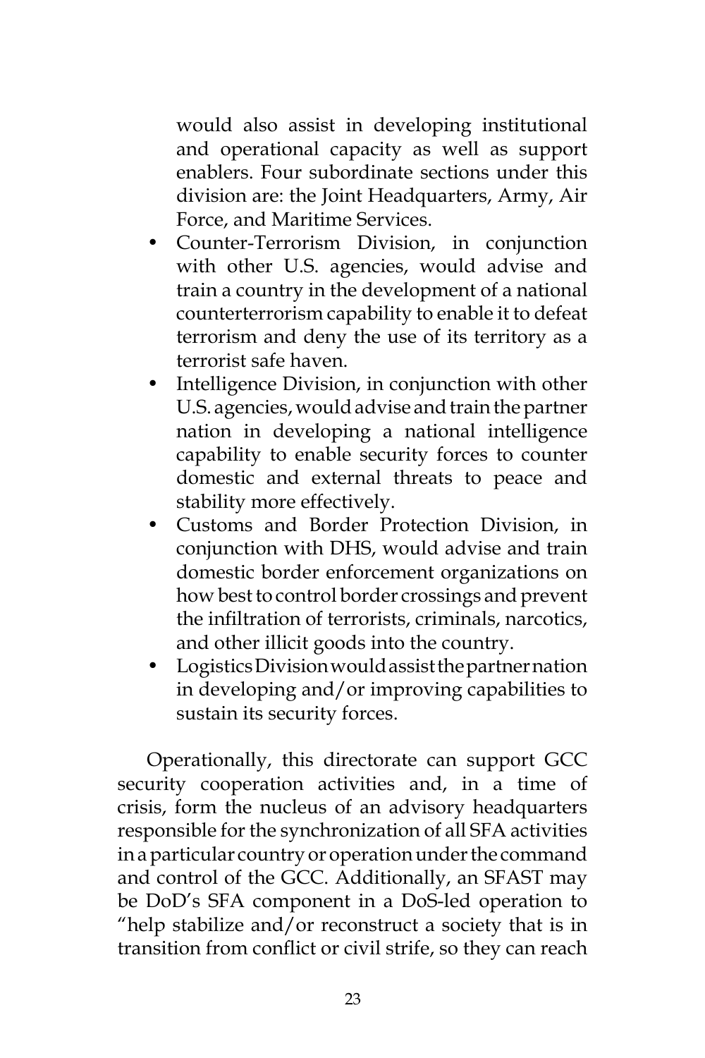would also assist in developing institutional and operational capacity as well as support enablers. Four subordinate sections under this division are: the Joint Headquarters, Army, Air Force, and Maritime Services.

- Counter-Terrorism Division, in conjunction with other U.S. agencies, would advise and train a country in the development of a national counterterrorism capability to enable it to defeat terrorism and deny the use of its territory as a terrorist safe haven.
- Intelligence Division, in conjunction with other U.S. agencies, would advise and train the partner nation in developing a national intelligence capability to enable security forces to counter domestic and external threats to peace and stability more effectively.
- Customs and Border Protection Division, in conjunction with DHS, would advise and train domestic border enforcement organizations on how best to control border crossings and prevent the infiltration of terrorists, criminals, narcotics, and other illicit goods into the country.
- Logistics Division would assist the partner nation in developing and/or improving capabilities to sustain its security forces.

Operationally, this directorate can support GCC security cooperation activities and, in a time of crisis, form the nucleus of an advisory headquarters responsible for the synchronization of all SFA activities in a particular country or operation under the command and control of the GCC. Additionally, an SFAST may be DoD's SFA component in a DoS-led operation to "help stabilize and/or reconstruct a society that is in transition from conflict or civil strife, so they can reach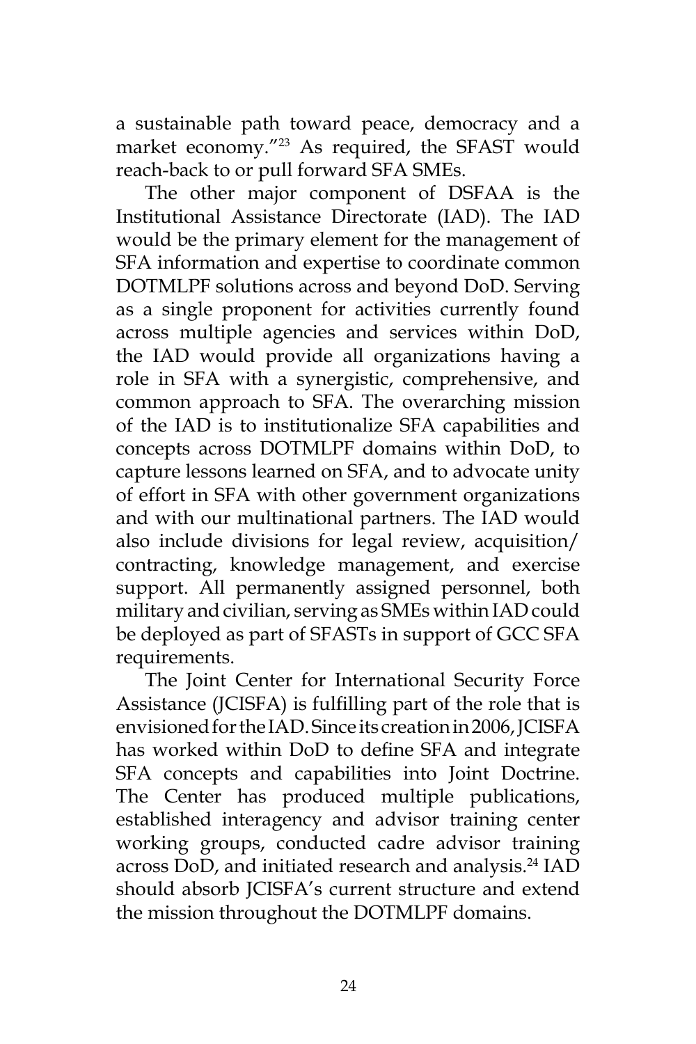a sustainable path toward peace, democracy and a market economy."[23] As required, the SFAST would reach-back to or pull forward SFA SMEs.

The other major component of DSFAA is the Institutional Assistance Directorate (IAD). The IAD would be the primary element for the management of SFA information and expertise to coordinate common DOTMLPF solutions across and beyond DoD. Serving as a single proponent for activities currently found across multiple agencies and services within DoD, the IAD would provide all organizations having a role in SFA with a synergistic, comprehensive, and common approach to SFA. The overarching mission of the IAD is to institutionalize SFA capabilities and concepts across DOTMLPF domains within DoD, to capture lessons learned on SFA, and to advocate unity of effort in SFA with other government organizations and with our multinational partners. The IAD would also include divisions for legal review, acquisition/ contracting, knowledge management, and exercise support. All permanently assigned personnel, both military and civilian, serving as SMEs within IAD could be deployed as part of SFASTs in support of GCC SFA requirements.

The Joint Center for International Security Force Assistance (JCISFA) is fulfilling part of the role that is envisioned for the IAD. Since its creation in 2006, JCISFA has worked within DoD to define SFA and integrate SFA concepts and capabilities into Joint Doctrine. The Center has produced multiple publications, established interagency and advisor training center working groups, conducted cadre advisor training across DoD, and initiated research and analysis.[24] IAD should absorb JCISFA's current structure and extend the mission throughout the DOTMLPF domains.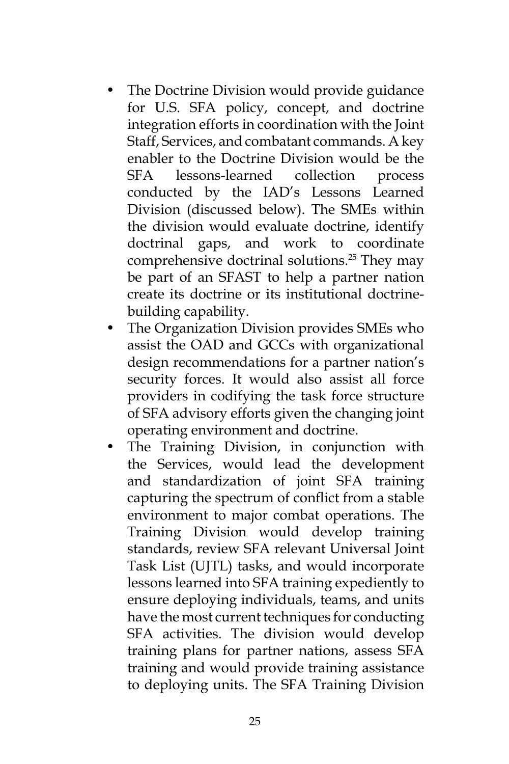- The Doctrine Division would provide guidance for U.S. SFA policy, concept, and doctrine integration efforts in coordination with the Joint Staff, Services, and combatant commands. A key enabler to the Doctrine Division would be the SFA lessons-learned collection process conducted by the IAD's Lessons Learned Division (discussed below). The SMEs within the division would evaluate doctrine, identify doctrinal gaps, and work to coordinate comprehensive doctrinal solutions.[25] They may be part of an SFAST to help a partner nation create its doctrine or its institutional doctrine-building capability.
- The Organization Division provides SMEs who assist the OAD and GCCs with organizational design recommendations for a partner nation's security forces. It would also assist all force providers in codifying the task force structure of SFA advisory efforts given the changing joint operating environment and doctrine.
- The Training Division, in conjunction with the Services, would lead the development and standardization of joint SFA training capturing the spectrum of conflict from a stable environment to major combat operations. The Training Division would develop training standards, review SFA relevant Universal Joint Task List (UJTL) tasks, and would incorporate lessons learned into SFA training expediently to ensure deploying individuals, teams, and units have the most current techniques for conducting SFA activities. The division would develop training plans for partner nations, assess SFA training and would provide training assistance to deploying units. The SFA Training Division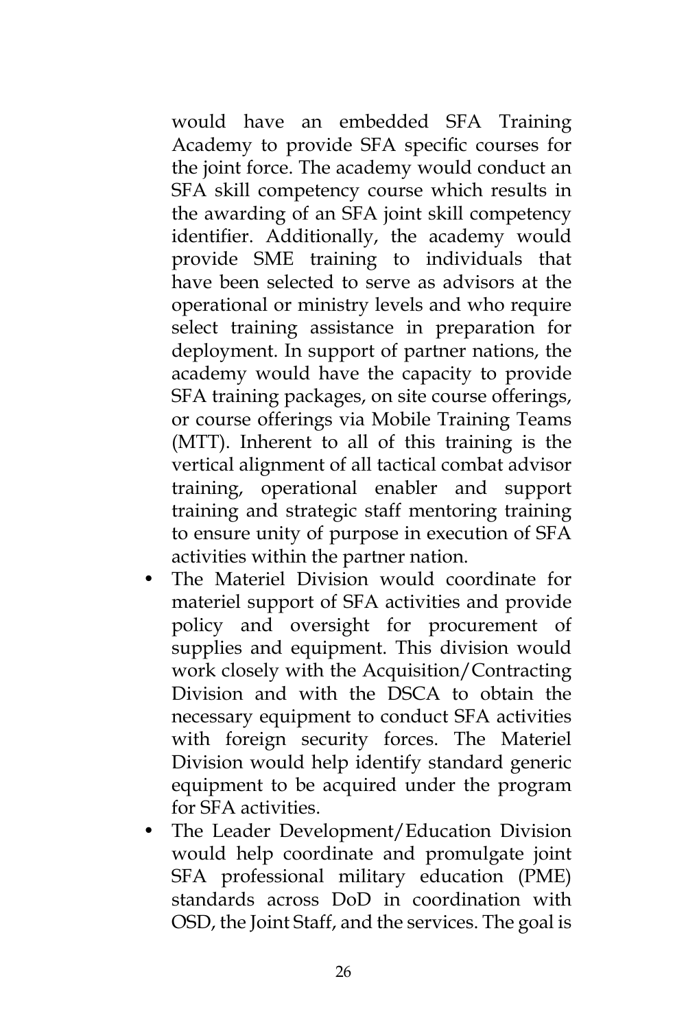would have an embedded SFA Training Academy to provide SFA specific courses for the joint force. The academy would conduct an SFA skill competency course which results in the awarding of an SFA joint skill competency identifier. Additionally, the academy would provide SME training to individuals that have been selected to serve as advisors at the operational or ministry levels and who require select training assistance in preparation for deployment. In support of partner nations, the academy would have the capacity to provide SFA training packages, on site course offerings, or course offerings via Mobile Training Teams (MTT). Inherent to all of this training is the vertical alignment of all tactical combat advisor training, operational enabler and support training and strategic staff mentoring training to ensure unity of purpose in execution of SFA activities within the partner nation.

- The Materiel Division would coordinate for materiel support of SFA activities and provide policy and oversight for procurement of supplies and equipment. This division would work closely with the Acquisition/Contracting Division and with the DSCA to obtain the necessary equipment to conduct SFA activities with foreign security forces. The Materiel Division would help identify standard generic equipment to be acquired under the program for SFA activities.
- The Leader Development/Education Division would help coordinate and promulgate joint SFA professional military education (PME) standards across DoD in coordination with OSD, the Joint Staff, and the services. The goal is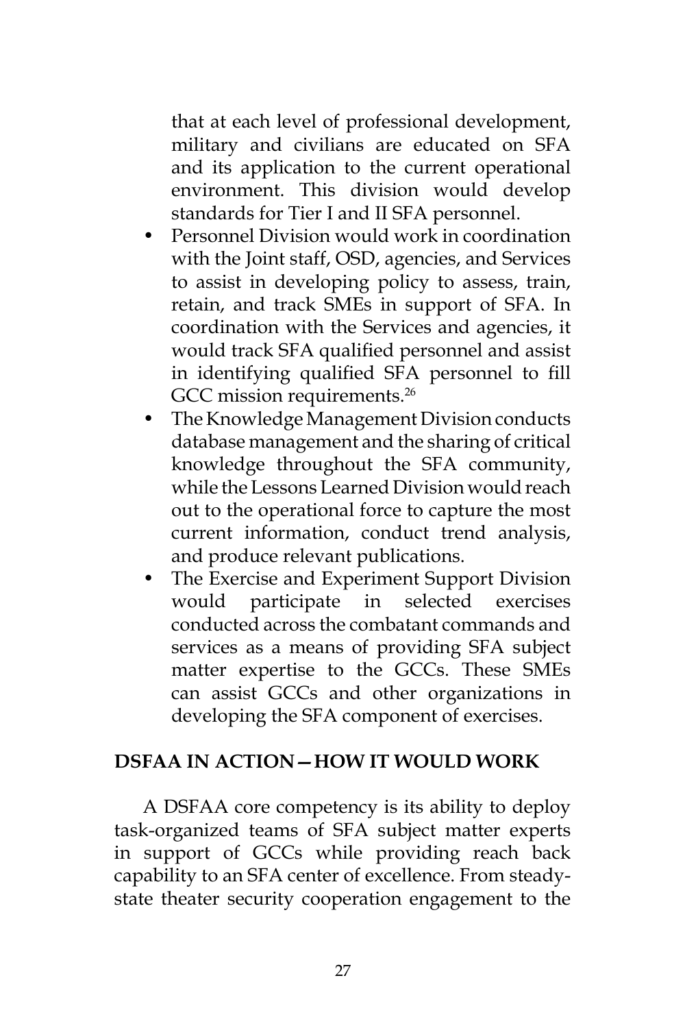that at each level of professional development, military and civilians are educated on SFA and its application to the current operational environment. This division would develop standards for Tier I and II SFA personnel.

- Personnel Division would work in coordination with the Joint staff, OSD, agencies, and Services to assist in developing policy to assess, train, retain, and track SMEs in support of SFA. In coordination with the Services and agencies, it would track SFA qualified personnel and assist in identifying qualified SFA personnel to fill GCC mission requirements.[26]
- The Knowledge Management Division conducts database management and the sharing of critical knowledge throughout the SFA community, while the Lessons Learned Division would reach out to the operational force to capture the most current information, conduct trend analysis, and produce relevant publications.
- The Exercise and Experiment Support Division would participate in selected exercises conducted across the combatant commands and services as a means of providing SFA subject matter expertise to the GCCs. These SMEs can assist GCCs and other organizations in developing the SFA component of exercises.

## DSFAA IN ACTION—HOW IT WOULD WORK

A DSFAA core competency is its ability to deploy task-organized teams of SFA subject matter experts in support of GCCs while providing reach back capability to an SFA center of excellence. From steady-state theater security cooperation engagement to the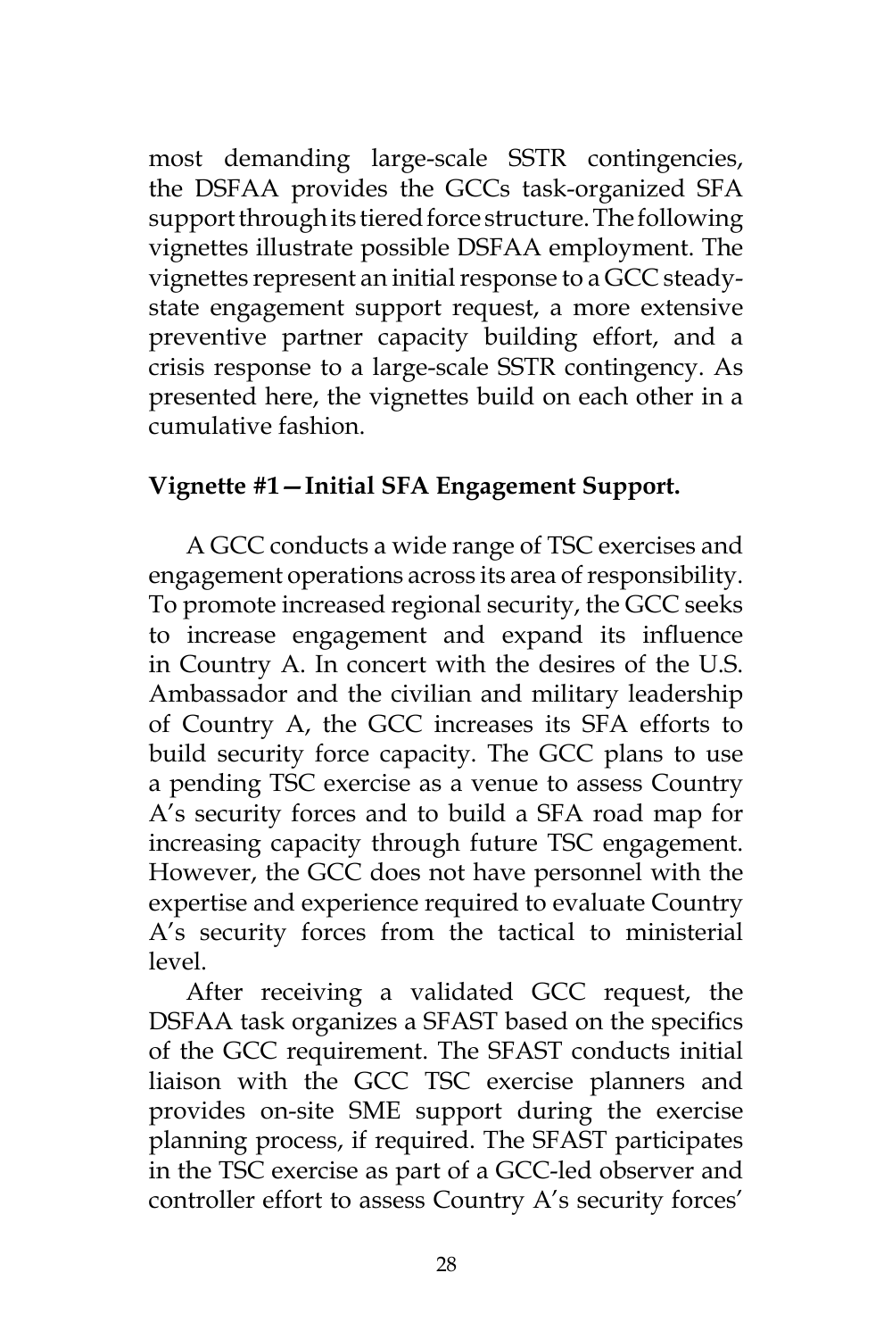most demanding large-scale SSTR contingencies, the DSFAA provides the GCCs task-organized SFA support through its tiered force structure. The following vignettes illustrate possible DSFAA employment. The vignettes represent an initial response to a GCC steady-state engagement support request, a more extensive preventive partner capacity building effort, and a crisis response to a large-scale SSTR contingency. As presented here, the vignettes build on each other in a cumulative fashion.

**Vignette #1—Initial SFA Engagement Support.**

A GCC conducts a wide range of TSC exercises and engagement operations across its area of responsibility. To promote increased regional security, the GCC seeks to increase engagement and expand its influence in Country A. In concert with the desires of the U.S. Ambassador and the civilian and military leadership of Country A, the GCC increases its SFA efforts to build security force capacity. The GCC plans to use a pending TSC exercise as a venue to assess Country A's security forces and to build a SFA road map for increasing capacity through future TSC engagement. However, the GCC does not have personnel with the expertise and experience required to evaluate Country A's security forces from the tactical to ministerial level.

After receiving a validated GCC request, the DSFAA task organizes a SFAST based on the specifics of the GCC requirement. The SFAST conducts initial liaison with the GCC TSC exercise planners and provides on-site SME support during the exercise planning process, if required. The SFAST participates in the TSC exercise as part of a GCC-led observer and controller effort to assess Country A's security forces'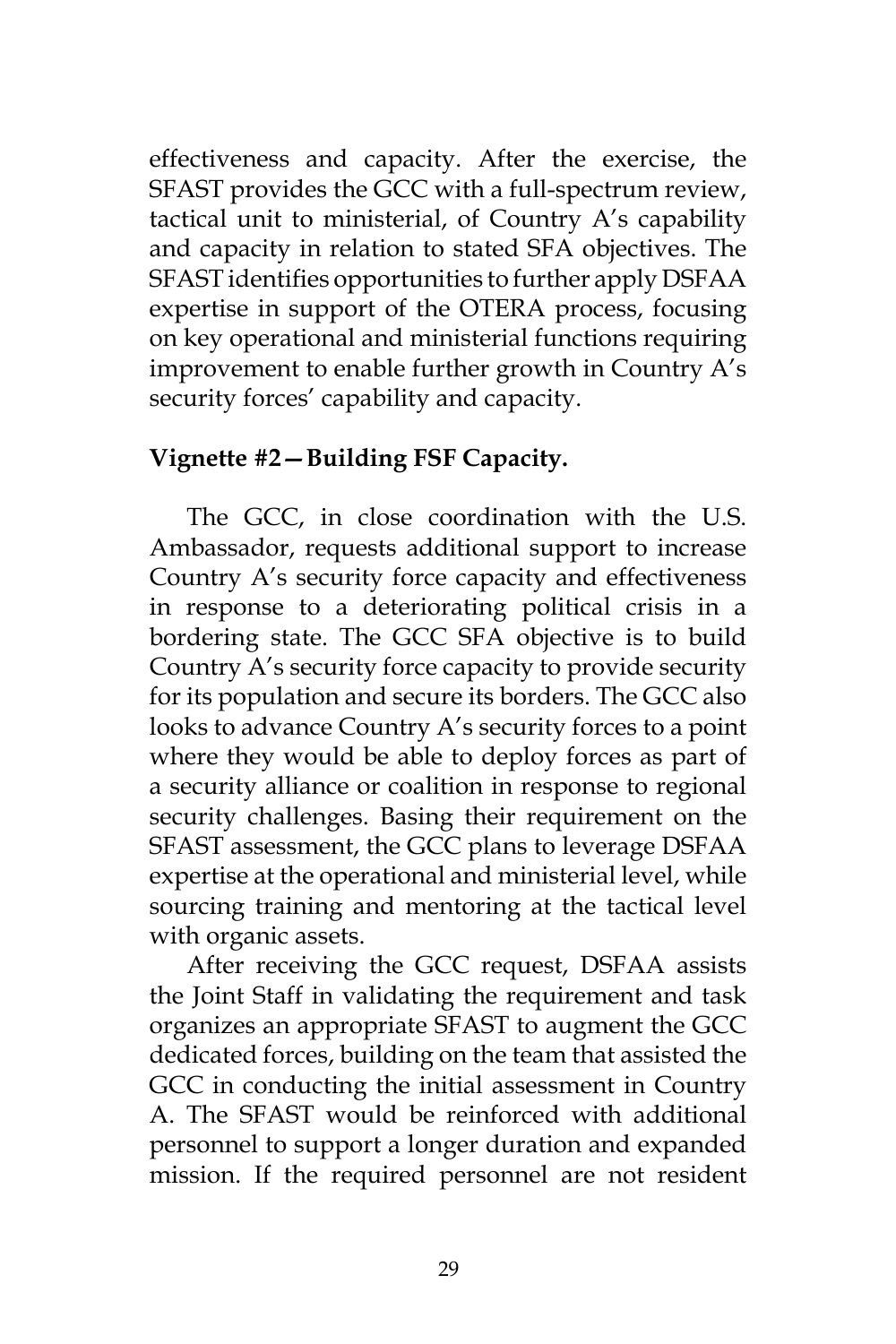effectiveness and capacity. After the exercise, the SFAST provides the GCC with a full-spectrum review, tactical unit to ministerial, of Country A's capability and capacity in relation to stated SFA objectives. The SFAST identifies opportunities to further apply DSFAA expertise in support of the OTERA process, focusing on key operational and ministerial functions requiring improvement to enable further growth in Country A's security forces' capability and capacity.

**Vignette #2—Building FSF Capacity.**

The GCC, in close coordination with the U.S. Ambassador, requests additional support to increase Country A's security force capacity and effectiveness in response to a deteriorating political crisis in a bordering state. The GCC SFA objective is to build Country A's security force capacity to provide security for its population and secure its borders. The GCC also looks to advance Country A's security forces to a point where they would be able to deploy forces as part of a security alliance or coalition in response to regional security challenges. Basing their requirement on the SFAST assessment, the GCC plans to leverage DSFAA expertise at the operational and ministerial level, while sourcing training and mentoring at the tactical level with organic assets.

After receiving the GCC request, DSFAA assists the Joint Staff in validating the requirement and task organizes an appropriate SFAST to augment the GCC dedicated forces, building on the team that assisted the GCC in conducting the initial assessment in Country A. The SFAST would be reinforced with additional personnel to support a longer duration and expanded mission. If the required personnel are not resident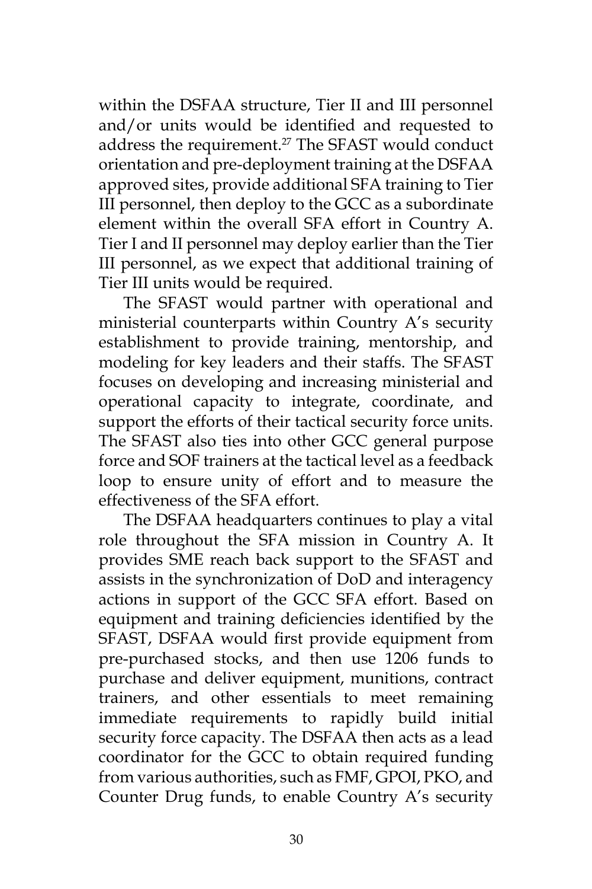within the DSFAA structure, Tier II and III personnel and/or units would be identified and requested to address the requirement.[27] The SFAST would conduct orientation and pre-deployment training at the DSFAA approved sites, provide additional SFA training to Tier III personnel, then deploy to the GCC as a subordinate element within the overall SFA effort in Country A. Tier I and II personnel may deploy earlier than the Tier III personnel, as we expect that additional training of Tier III units would be required.

The SFAST would partner with operational and ministerial counterparts within Country A's security establishment to provide training, mentorship, and modeling for key leaders and their staffs. The SFAST focuses on developing and increasing ministerial and operational capacity to integrate, coordinate, and support the efforts of their tactical security force units. The SFAST also ties into other GCC general purpose force and SOF trainers at the tactical level as a feedback loop to ensure unity of effort and to measure the effectiveness of the SFA effort.

The DSFAA headquarters continues to play a vital role throughout the SFA mission in Country A. It provides SME reach back support to the SFAST and assists in the synchronization of DoD and interagency actions in support of the GCC SFA effort. Based on equipment and training deficiencies identified by the SFAST, DSFAA would first provide equipment from pre-purchased stocks, and then use 1206 funds to purchase and deliver equipment, munitions, contract trainers, and other essentials to meet remaining immediate requirements to rapidly build initial security force capacity. The DSFAA then acts as a lead coordinator for the GCC to obtain required funding from various authorities, such as FMF, GPOI, PKO, and Counter Drug funds, to enable Country A's security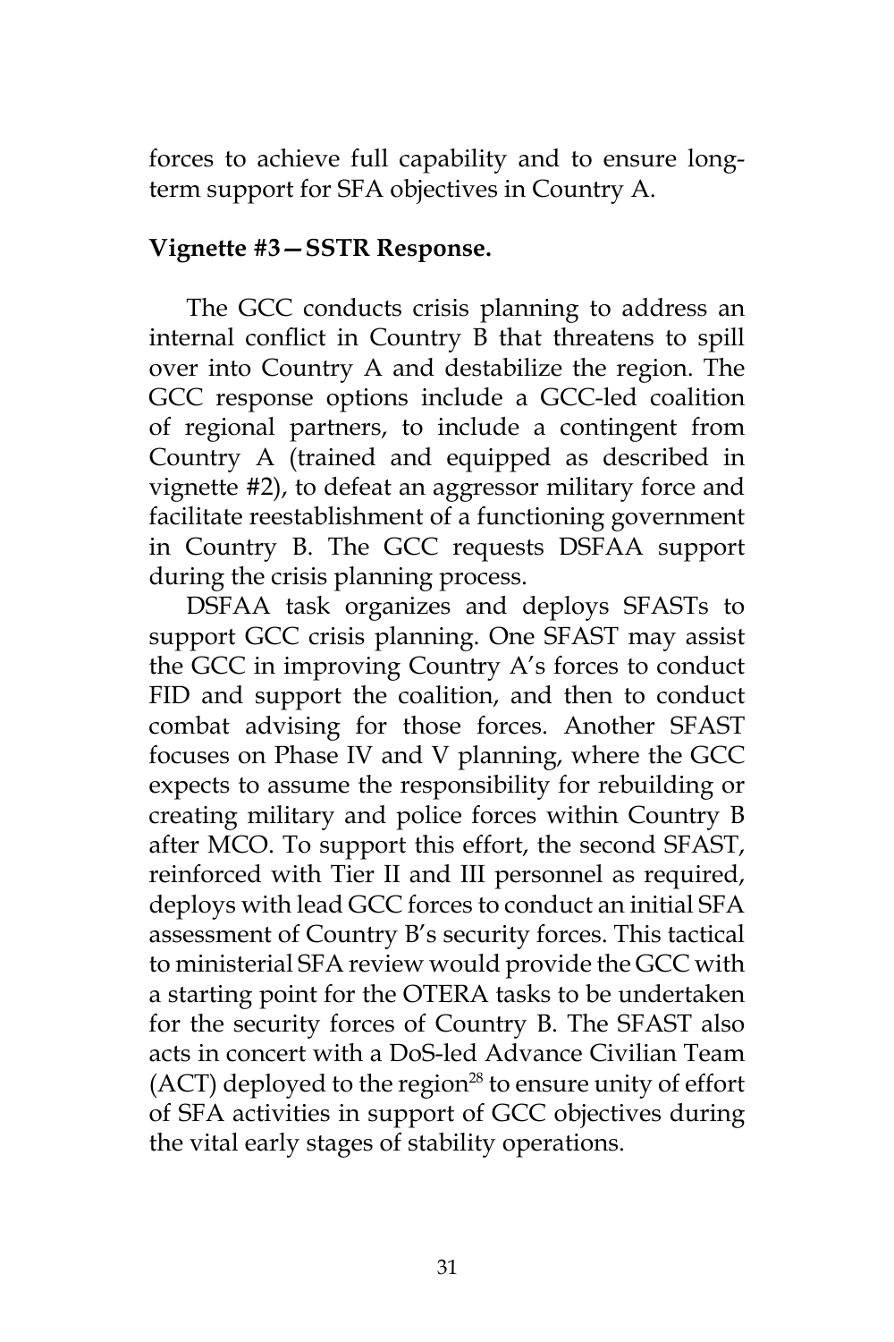forces to achieve full capability and to ensure long-term support for SFA objectives in Country A.

**Vignette #3—SSTR Response.**

The GCC conducts crisis planning to address an internal conflict in Country B that threatens to spill over into Country A and destabilize the region. The GCC response options include a GCC-led coalition of regional partners, to include a contingent from Country A (trained and equipped as described in vignette #2), to defeat an aggressor military force and facilitate reestablishment of a functioning government in Country B. The GCC requests DSFAA support during the crisis planning process.

DSFAA task organizes and deploys SFASTs to support GCC crisis planning. One SFAST may assist the GCC in improving Country A's forces to conduct FID and support the coalition, and then to conduct combat advising for those forces. Another SFAST focuses on Phase IV and V planning, where the GCC expects to assume the responsibility for rebuilding or creating military and police forces within Country B after MCO. To support this effort, the second SFAST, reinforced with Tier II and III personnel as required, deploys with lead GCC forces to conduct an initial SFA assessment of Country B's security forces. This tactical to ministerial SFA review would provide the GCC with a starting point for the OTERA tasks to be undertaken for the security forces of Country B. The SFAST also acts in concert with a DoS-led Advance Civilian Team (ACT) deployed to the region[28] to ensure unity of effort of SFA activities in support of GCC objectives during the vital early stages of stability operations.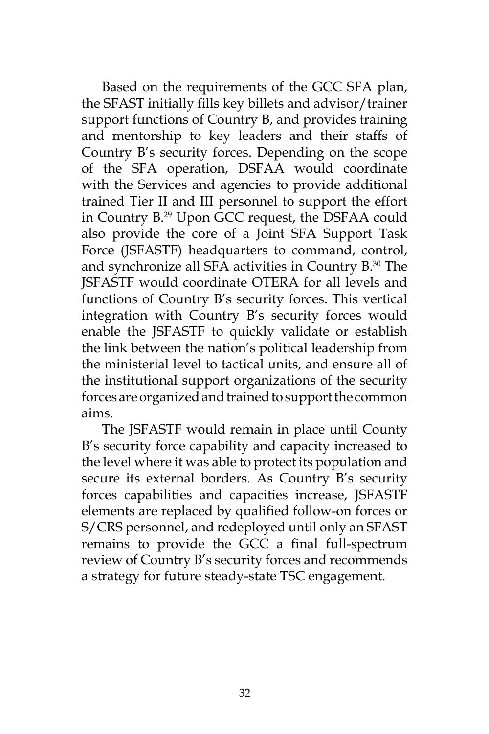Based on the requirements of the GCC SFA plan, the SFAST initially fills key billets and advisor/trainer support functions of Country B, and provides training and mentorship to key leaders and their staffs of Country B's security forces. Depending on the scope of the SFA operation, DSFAA would coordinate with the Services and agencies to provide additional trained Tier II and III personnel to support the effort in Country B.[29] Upon GCC request, the DSFAA could also provide the core of a Joint SFA Support Task Force (JSFASTF) headquarters to command, control, and synchronize all SFA activities in Country B.[30] The JSFASTF would coordinate OTERA for all levels and functions of Country B's security forces. This vertical integration with Country B's security forces would enable the JSFASTF to quickly validate or establish the link between the nation's political leadership from the ministerial level to tactical units, and ensure all of the institutional support organizations of the security forces are organized and trained to support the common aims.

The JSFASTF would remain in place until County B's security force capability and capacity increased to the level where it was able to protect its population and secure its external borders. As Country B's security forces capabilities and capacities increase, JSFASTF elements are replaced by qualified follow-on forces or S/CRS personnel, and redeployed until only an SFAST remains to provide the GCC a final full-spectrum review of Country B's security forces and recommends a strategy for future steady-state TSC engagement.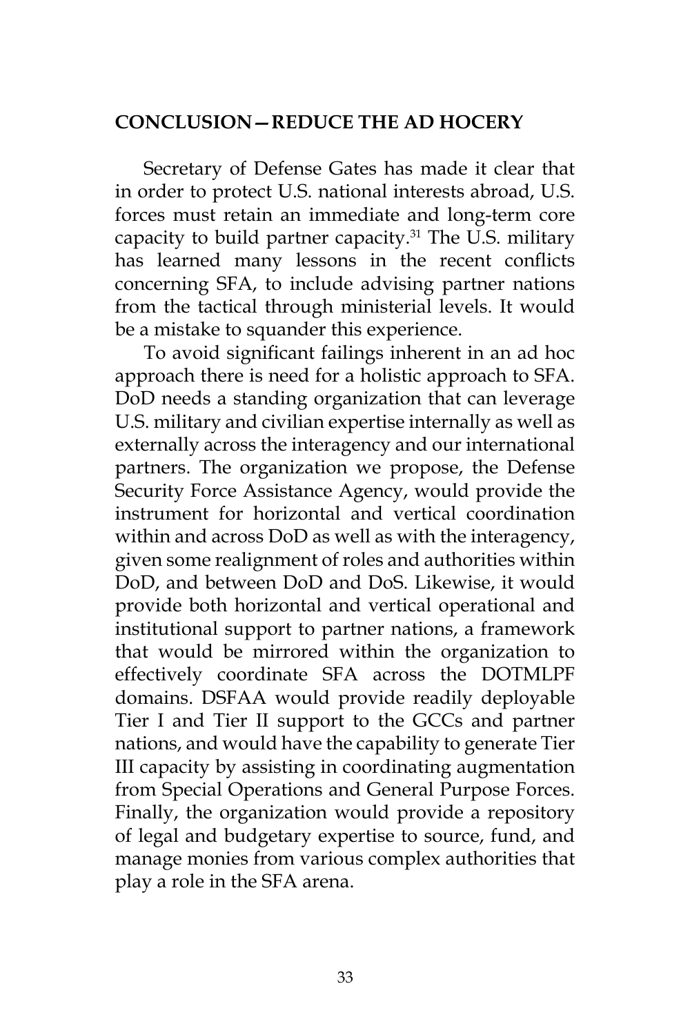## CONCLUSION—REDUCE THE AD HOCERY

Secretary of Defense Gates has made it clear that in order to protect U.S. national interests abroad, U.S. forces must retain an immediate and long-term core capacity to build partner capacity.[31] The U.S. military has learned many lessons in the recent conflicts concerning SFA, to include advising partner nations from the tactical through ministerial levels. It would be a mistake to squander this experience.

To avoid significant failings inherent in an ad hoc approach there is need for a holistic approach to SFA. DoD needs a standing organization that can leverage U.S. military and civilian expertise internally as well as externally across the interagency and our international partners. The organization we propose, the Defense Security Force Assistance Agency, would provide the instrument for horizontal and vertical coordination within and across DoD as well as with the interagency, given some realignment of roles and authorities within DoD, and between DoD and DoS. Likewise, it would provide both horizontal and vertical operational and institutional support to partner nations, a framework that would be mirrored within the organization to effectively coordinate SFA across the DOTMLPF domains. DSFAA would provide readily deployable Tier I and Tier II support to the GCCs and partner nations, and would have the capability to generate Tier III capacity by assisting in coordinating augmentation from Special Operations and General Purpose Forces. Finally, the organization would provide a repository of legal and budgetary expertise to source, fund, and manage monies from various complex authorities that play a role in the SFA arena.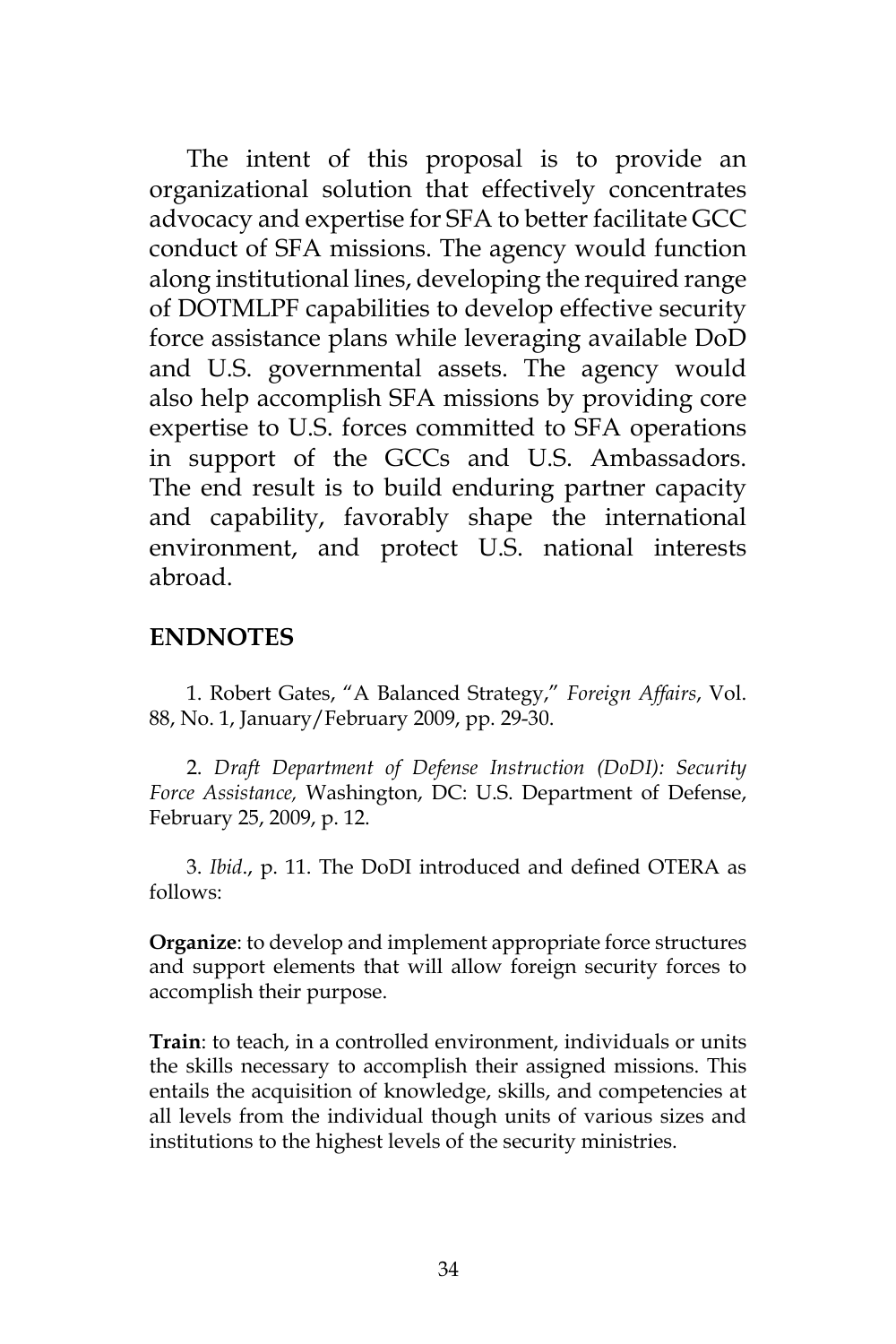The intent of this proposal is to provide an organizational solution that effectively concentrates advocacy and expertise for SFA to better facilitate GCC conduct of SFA missions. The agency would function along institutional lines, developing the required range of DOTMLPF capabilities to develop effective security force assistance plans while leveraging available DoD and U.S. governmental assets. The agency would also help accomplish SFA missions by providing core expertise to U.S. forces committed to SFA operations in support of the GCCs and U.S. Ambassadors. The end result is to build enduring partner capacity and capability, favorably shape the international environment, and protect U.S. national interests abroad.

## ENDNOTES

1. Robert Gates, "A Balanced Strategy," *Foreign Affairs*, Vol. 88, No. 1, January/February 2009, pp. 29-30.

2. *Draft Department of Defense Instruction (DoDI): Security Force Assistance,* Washington, DC: U.S. Department of Defense, February 25, 2009, p. 12.

3. *Ibid*., p. 11. The DoDI introduced and defined OTERA as follows:

**Organize**: to develop and implement appropriate force structures and support elements that will allow foreign security forces to accomplish their purpose.

**Train**: to teach, in a controlled environment, individuals or units the skills necessary to accomplish their assigned missions. This entails the acquisition of knowledge, skills, and competencies at all levels from the individual though units of various sizes and institutions to the highest levels of the security ministries.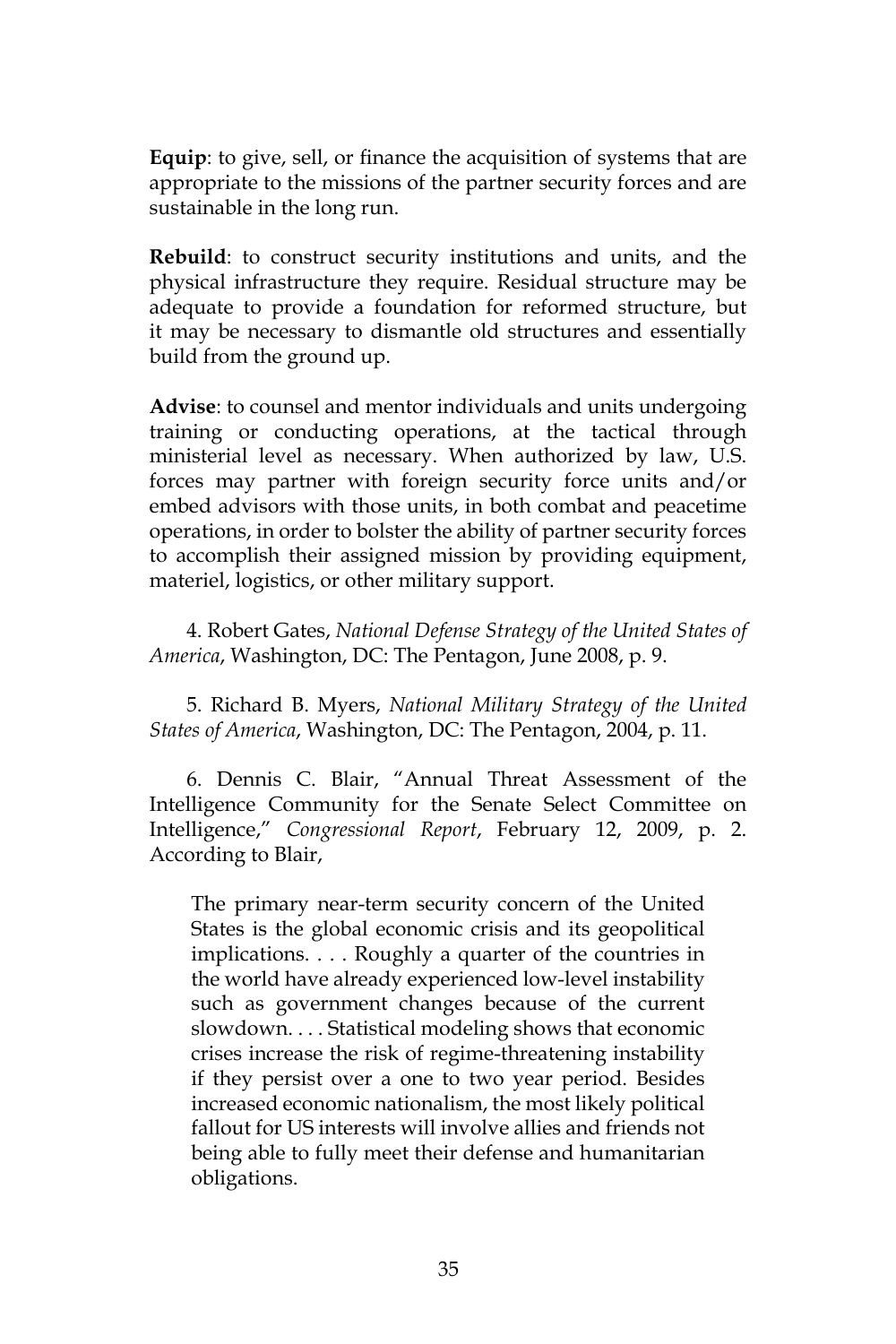**Equip**: to give, sell, or finance the acquisition of systems that are appropriate to the missions of the partner security forces and are sustainable in the long run.

**Rebuild**: to construct security institutions and units, and the physical infrastructure they require. Residual structure may be adequate to provide a foundation for reformed structure, but it may be necessary to dismantle old structures and essentially build from the ground up.

**Advise**: to counsel and mentor individuals and units undergoing training or conducting operations, at the tactical through ministerial level as necessary. When authorized by law, U.S. forces may partner with foreign security force units and/or embed advisors with those units, in both combat and peacetime operations, in order to bolster the ability of partner security forces to accomplish their assigned mission by providing equipment, materiel, logistics, or other military support.

4. Robert Gates, *National Defense Strategy of the United States of America*, Washington, DC: The Pentagon, June 2008, p. 9.

5. Richard B. Myers, *National Military Strategy of the United States of America*, Washington, DC: The Pentagon, 2004, p. 11.

6. Dennis C. Blair, "Annual Threat Assessment of the Intelligence Community for the Senate Select Committee on Intelligence," *Congressional Report*, February 12, 2009, p. 2. According to Blair,

> The primary near-term security concern of the United States is the global economic crisis and its geopolitical implications. . . . Roughly a quarter of the countries in the world have already experienced low-level instability such as government changes because of the current slowdown. . . . Statistical modeling shows that economic crises increase the risk of regime-threatening instability if they persist over a one to two year period. Besides increased economic nationalism, the most likely political fallout for US interests will involve allies and friends not being able to fully meet their defense and humanitarian obligations.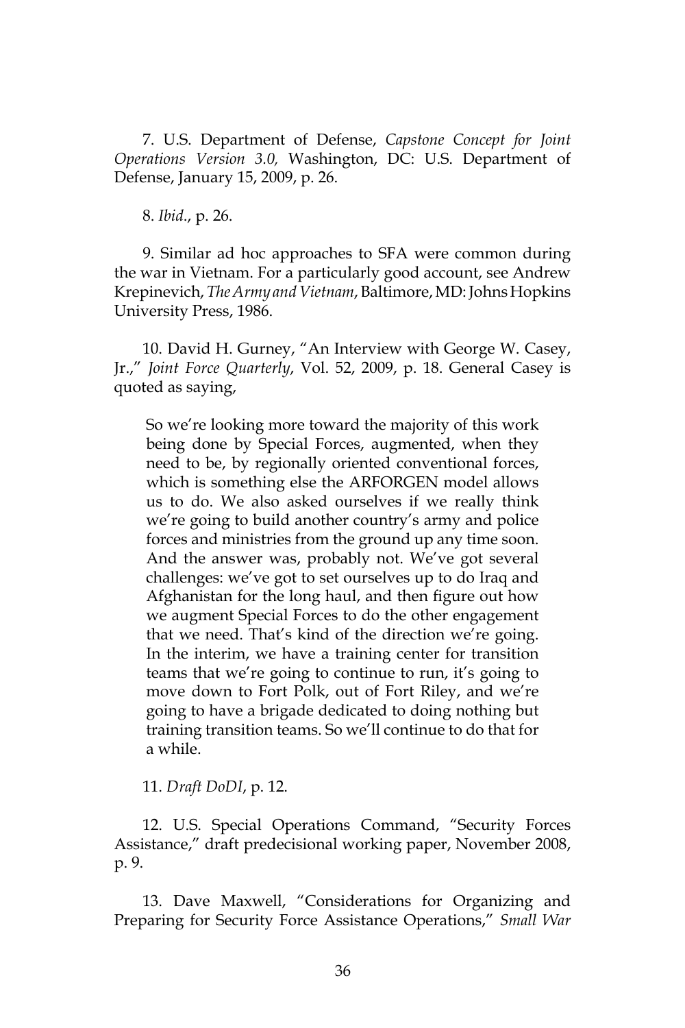7. U.S. Department of Defense, *Capstone Concept for Joint Operations Version 3.0,* Washington, DC: U.S. Department of Defense, January 15, 2009, p. 26.

8. *Ibid*., p. 26.

9. Similar ad hoc approaches to SFA were common during the war in Vietnam. For a particularly good account, see Andrew Krepinevich, *The Army and Vietnam*, Baltimore, MD: Johns Hopkins University Press, 1986.

10. David H. Gurney, "An Interview with George W. Casey, Jr.," *Joint Force Quarterly*, Vol. 52, 2009, p. 18. General Casey is quoted as saying,

> So we're looking more toward the majority of this work being done by Special Forces, augmented, when they need to be, by regionally oriented conventional forces, which is something else the ARFORGEN model allows us to do. We also asked ourselves if we really think we're going to build another country's army and police forces and ministries from the ground up any time soon. And the answer was, probably not. We've got several challenges: we've got to set ourselves up to do Iraq and Afghanistan for the long haul, and then figure out how we augment Special Forces to do the other engagement that we need. That's kind of the direction we're going. In the interim, we have a training center for transition teams that we're going to continue to run, it's going to move down to Fort Polk, out of Fort Riley, and we're going to have a brigade dedicated to doing nothing but training transition teams. So we'll continue to do that for a while.

11. *Draft DoDI*, p. 12.

12. U.S. Special Operations Command, "Security Forces Assistance," draft predecisional working paper, November 2008, p. 9.

13. Dave Maxwell, "Considerations for Organizing and Preparing for Security Force Assistance Operations," *Small War*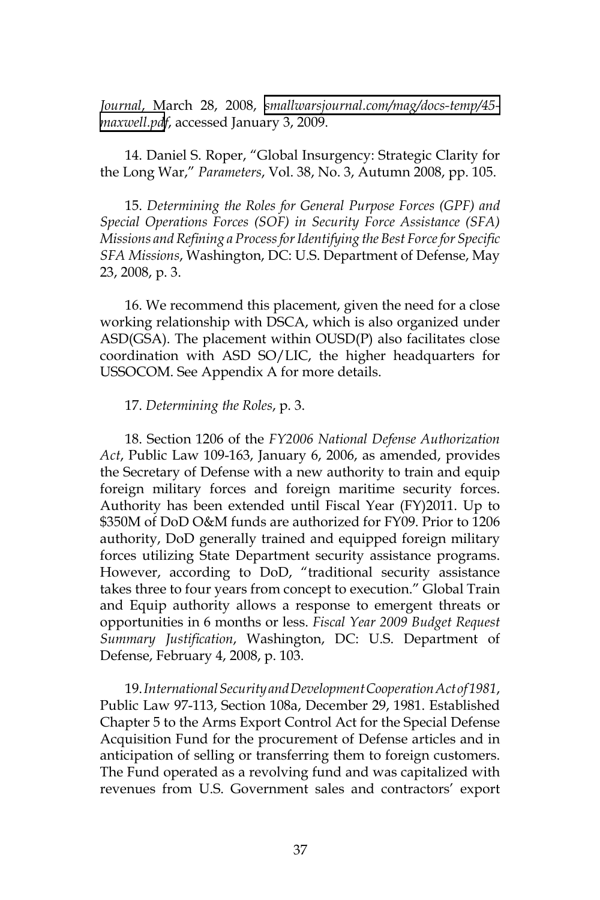*Journal*, March 28, 2008, smallwarsjournal.com/mag/docs-temp/45-maxwell.pdf, accessed January 3, 2009.

14. Daniel S. Roper, "Global Insurgency: Strategic Clarity for the Long War," *Parameters*, Vol. 38, No. 3, Autumn 2008, pp. 105.

15. *Determining the Roles for General Purpose Forces (GPF) and Special Operations Forces (SOF) in Security Force Assistance (SFA) Missions and Refining a Process for Identifying the Best Force for Specific SFA Missions*, Washington, DC: U.S. Department of Defense, May 23, 2008, p. 3.

16. We recommend this placement, given the need for a close working relationship with DSCA, which is also organized under ASD(GSA). The placement within OUSD(P) also facilitates close coordination with ASD SO/LIC, the higher headquarters for USSOCOM. See Appendix A for more details.

17. *Determining the Roles*, p. 3.

18. Section 1206 of the *FY2006 National Defense Authorization Act*, Public Law 109-163, January 6, 2006, as amended, provides the Secretary of Defense with a new authority to train and equip foreign military forces and foreign maritime security forces. Authority has been extended until Fiscal Year (FY)2011. Up to $350M of DoD O&M funds are authorized for FY09. Prior to 1206 authority, DoD generally trained and equipped foreign military forces utilizing State Department security assistance programs. However, according to DoD, "traditional security assistance takes three to four years from concept to execution." Global Train and Equip authority allows a response to emergent threats or opportunities in 6 months or less. *Fiscal Year 2009 Budget Request Summary Justification*, Washington, DC: U.S. Department of Defense, February 4, 2008, p. 103.

19. *International Security and Development Cooperation Act of 1981*, Public Law 97-113, Section 108a, December 29, 1981. Established Chapter 5 to the Arms Export Control Act for the Special Defense Acquisition Fund for the procurement of Defense articles and in anticipation of selling or transferring them to foreign customers. The Fund operated as a revolving fund and was capitalized with revenues from U.S. Government sales and contractors' export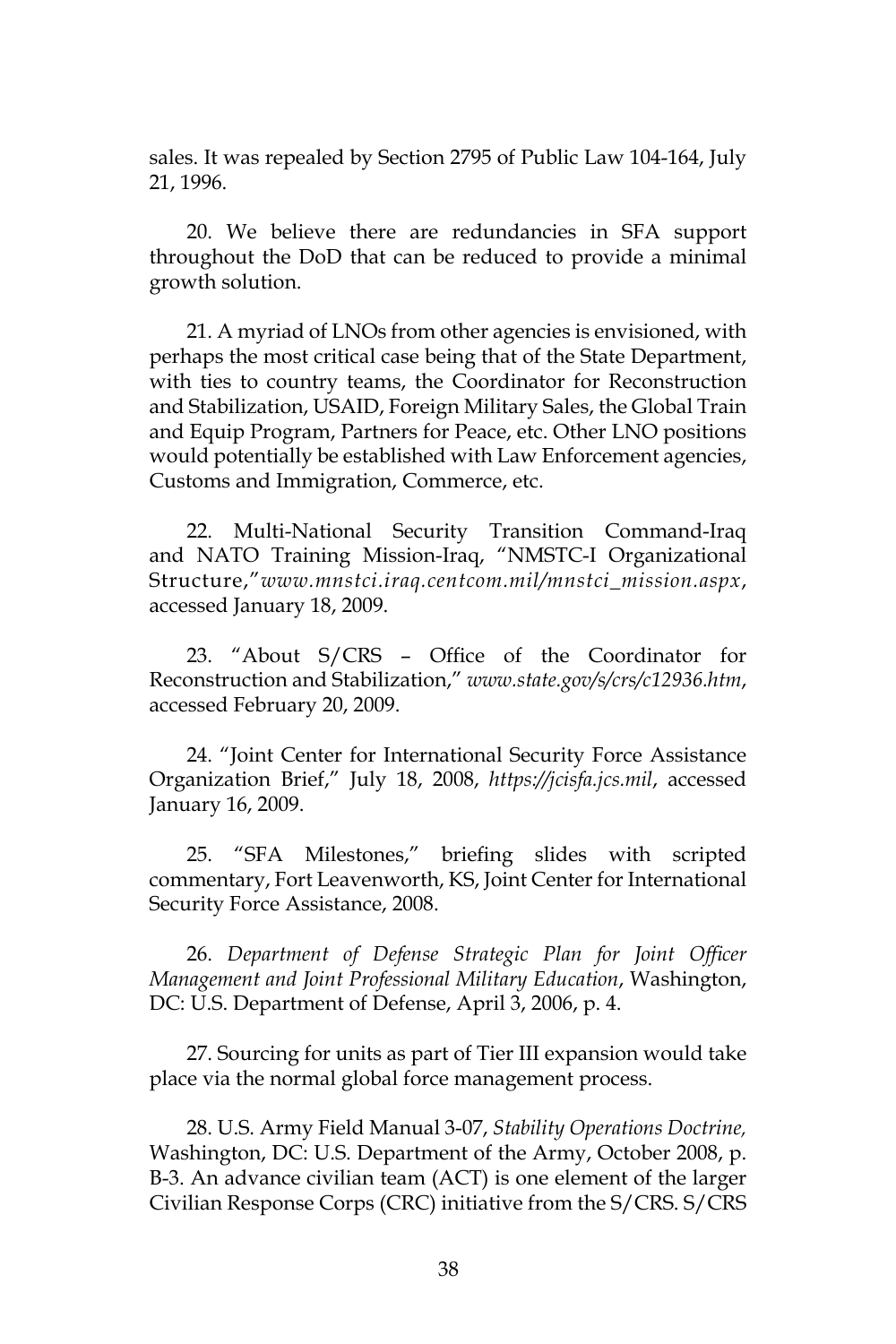sales. It was repealed by Section 2795 of Public Law 104-164, July 21, 1996.

20. We believe there are redundancies in SFA support throughout the DoD that can be reduced to provide a minimal growth solution.

21. A myriad of LNOs from other agencies is envisioned, with perhaps the most critical case being that of the State Department, with ties to country teams, the Coordinator for Reconstruction and Stabilization, USAID, Foreign Military Sales, the Global Train and Equip Program, Partners for Peace, etc. Other LNO positions would potentially be established with Law Enforcement agencies, Customs and Immigration, Commerce, etc.

22. Multi-National Security Transition Command-Iraq and NATO Training Mission-Iraq, "NMSTC-I Organizational Structure," *www.mnstci.iraq.centcom.mil/mnstci_mission.aspx*, accessed January 18, 2009.

23. "About S/CRS – Office of the Coordinator for Reconstruction and Stabilization," *www.state.gov/s/crs/c12936.htm*, accessed February 20, 2009.

24. "Joint Center for International Security Force Assistance Organization Brief," July 18, 2008, *https://jcisfa.jcs.mil*, accessed January 16, 2009.

25. "SFA Milestones," briefing slides with scripted commentary, Fort Leavenworth, KS, Joint Center for International Security Force Assistance, 2008.

26. *Department of Defense Strategic Plan for Joint Officer Management and Joint Professional Military Education*, Washington, DC: U.S. Department of Defense, April 3, 2006, p. 4.

27. Sourcing for units as part of Tier III expansion would take place via the normal global force management process.

28. U.S. Army Field Manual 3-07, *Stability Operations Doctrine,* Washington, DC: U.S. Department of the Army, October 2008, p. B-3. An advance civilian team (ACT) is one element of the larger Civilian Response Corps (CRC) initiative from the S/CRS. S/CRS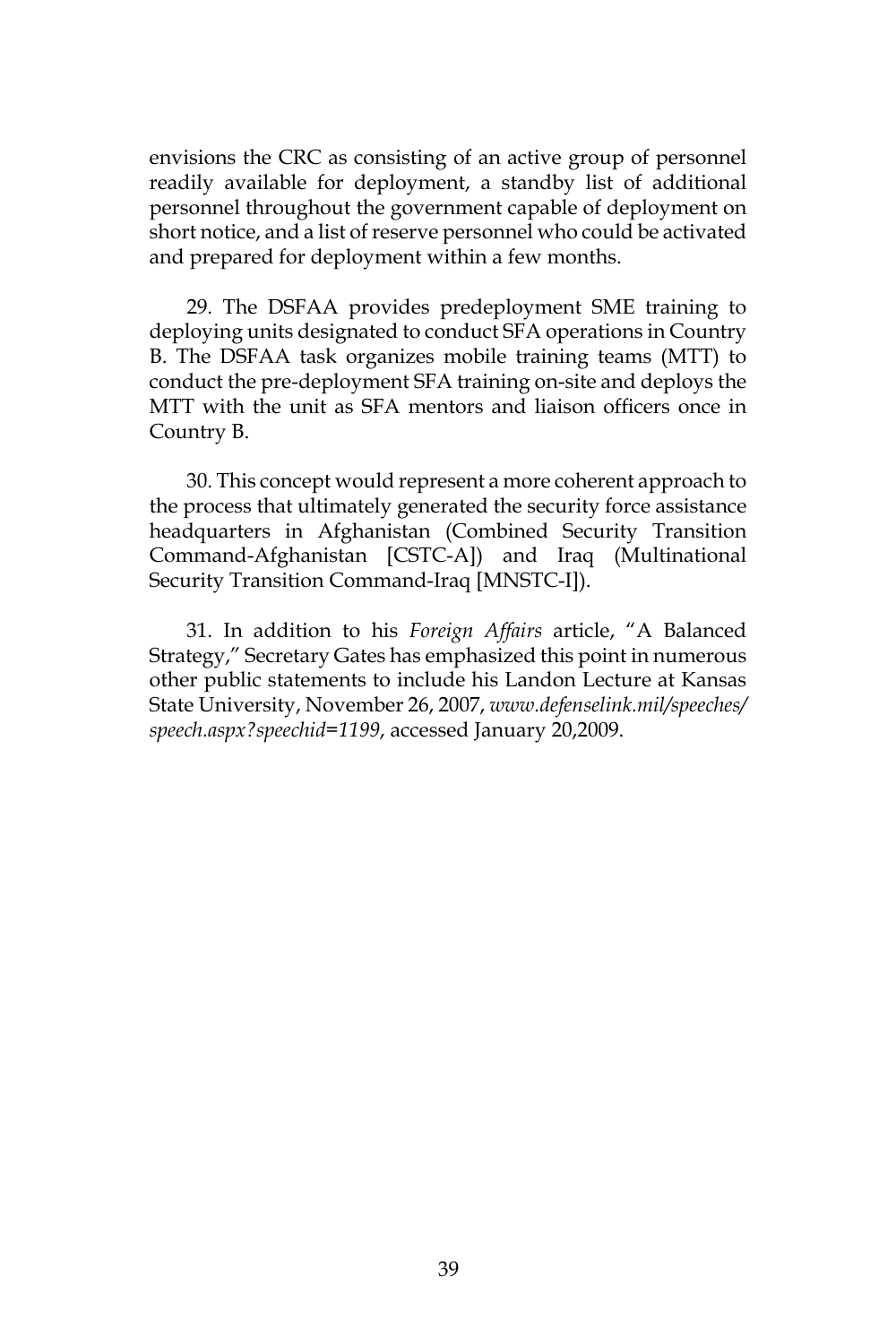envisions the CRC as consisting of an active group of personnel readily available for deployment, a standby list of additional personnel throughout the government capable of deployment on short notice, and a list of reserve personnel who could be activated and prepared for deployment within a few months.

29. The DSFAA provides predeployment SME training to deploying units designated to conduct SFA operations in Country B. The DSFAA task organizes mobile training teams (MTT) to conduct the pre-deployment SFA training on-site and deploys the MTT with the unit as SFA mentors and liaison officers once in Country B.

30. This concept would represent a more coherent approach to the process that ultimately generated the security force assistance headquarters in Afghanistan (Combined Security Transition Command-Afghanistan [CSTC-A]) and Iraq (Multinational Security Transition Command-Iraq [MNSTC-I]).

31. In addition to his *Foreign Affairs* article, "A Balanced Strategy," Secretary Gates has emphasized this point in numerous other public statements to include his Landon Lecture at Kansas State University, November 26, 2007, *www.defenselink.mil/speeches/speech.aspx?speechid=1199*, accessed January 20,2009.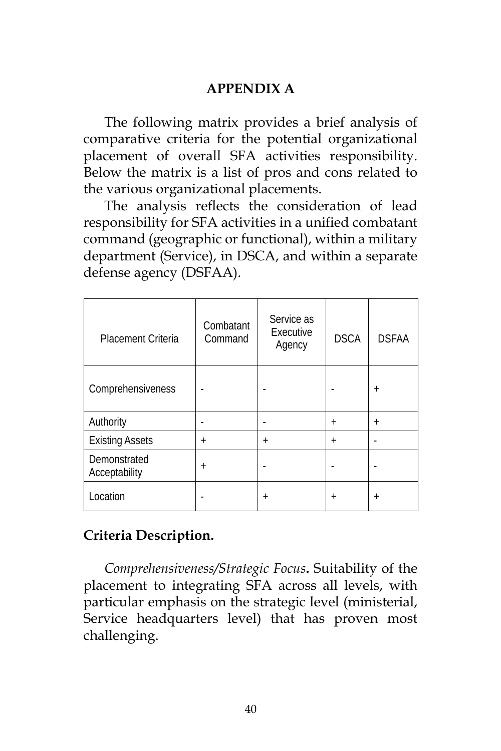## APPENDIX A

The following matrix provides a brief analysis of comparative criteria for the potential organizational placement of overall SFA activities responsibility. Below the matrix is a list of pros and cons related to the various organizational placements.

The analysis reflects the consideration of lead responsibility for SFA activities in a unified combatant command (geographic or functional), within a military department (Service), in DSCA, and within a separate defense agency (DSFAA).

| Placement Criteria | Combatant Command | Service as Executive Agency | DSCA | DSFAA |
|---|---|---|---|---|
| Comprehensiveness | - | - | - | + |
| Authority | - | - | + | + |
| Existing Assets | + | + | + | - |
| Demonstrated Acceptability | + | - | - | - |
| Location | - | + | + | + |

**Criteria Description.**

*Comprehensiveness/Strategic Focus***.** Suitability of the placement to integrating SFA across all levels, with particular emphasis on the strategic level (ministerial, Service headquarters level) that has proven most challenging.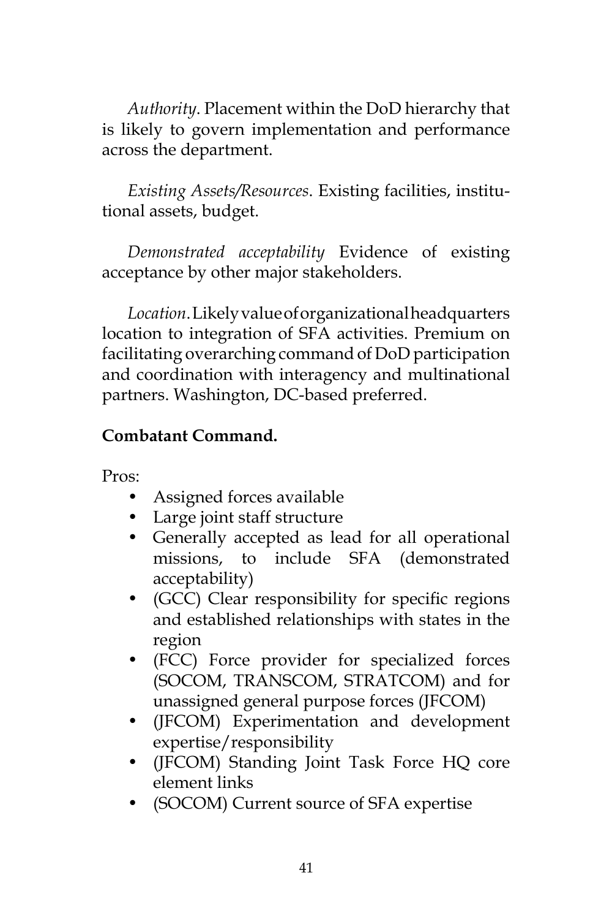*Authority*. Placement within the DoD hierarchy that is likely to govern implementation and performance across the department.

*Existing Assets/Resources*. Existing facilities, institutional assets, budget.

*Demonstrated acceptability* Evidence of existing acceptance by other major stakeholders.

*Location*. Likely value of organizational headquarters location to integration of SFA activities. Premium on facilitating overarching command of DoD participation and coordination with interagency and multinational partners. Washington, DC-based preferred.

**Combatant Command.**

Pros:

- Assigned forces available
- Large joint staff structure
- Generally accepted as lead for all operational missions, to include SFA (demonstrated acceptability)
- (GCC) Clear responsibility for specific regions and established relationships with states in the region
- (FCC) Force provider for specialized forces (SOCOM, TRANSCOM, STRATCOM) and for unassigned general purpose forces (JFCOM)
- (JFCOM) Experimentation and development expertise/responsibility
- (JFCOM) Standing Joint Task Force HQ core element links
- (SOCOM) Current source of SFA expertise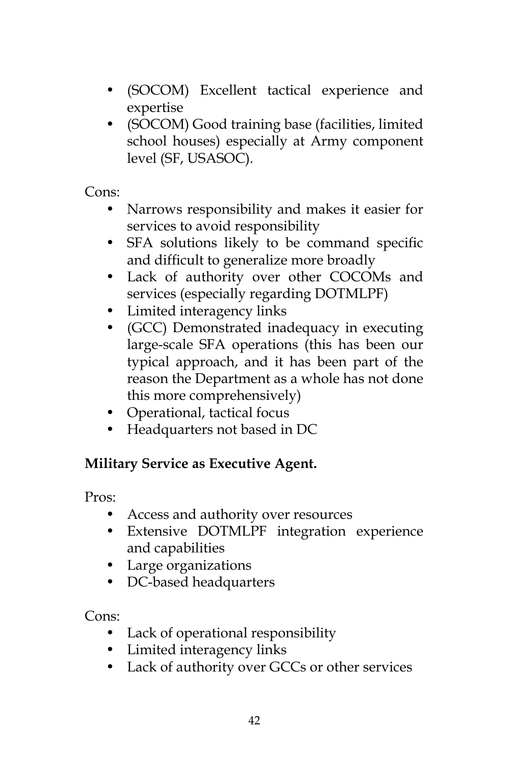- (SOCOM) Excellent tactical experience and expertise
- (SOCOM) Good training base (facilities, limited school houses) especially at Army component level (SF, USASOC).

Cons:

- Narrows responsibility and makes it easier for services to avoid responsibility
- SFA solutions likely to be command specific and difficult to generalize more broadly
- Lack of authority over other COCOMs and services (especially regarding DOTMLPF)
- Limited interagency links
- (GCC) Demonstrated inadequacy in executing large-scale SFA operations (this has been our typical approach, and it has been part of the reason the Department as a whole has not done this more comprehensively)
- Operational, tactical focus
- Headquarters not based in DC

**Military Service as Executive Agent.**

Pros:

- Access and authority over resources
- Extensive DOTMLPF integration experience and capabilities
- Large organizations
- DC-based headquarters

Cons:

- Lack of operational responsibility
- Limited interagency links
- Lack of authority over GCCs or other services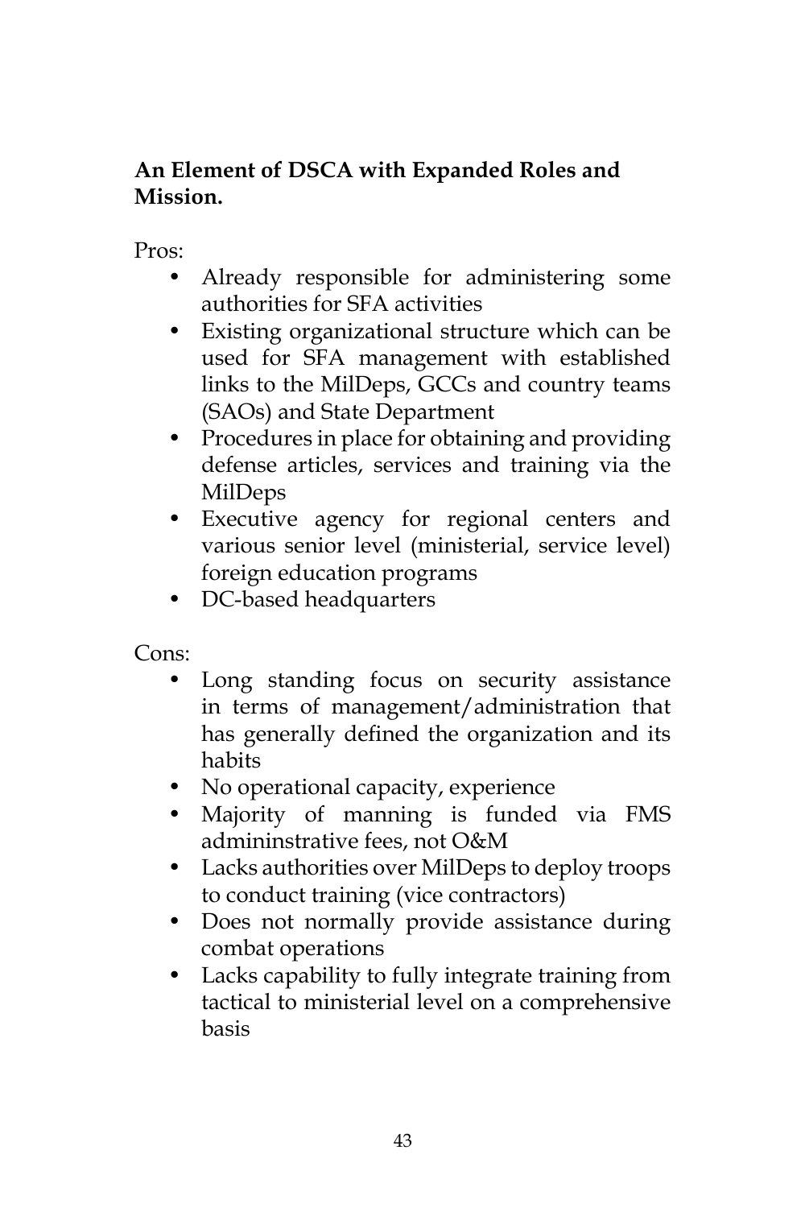**An Element of DSCA with Expanded Roles and Mission.**

Pros:

- Already responsible for administering some authorities for SFA activities
- Existing organizational structure which can be used for SFA management with established links to the MilDeps, GCCs and country teams (SAOs) and State Department
- Procedures in place for obtaining and providing defense articles, services and training via the MilDeps
- Executive agency for regional centers and various senior level (ministerial, service level) foreign education programs
- DC-based headquarters

Cons:

- Long standing focus on security assistance in terms of management/administration that has generally defined the organization and its habits
- No operational capacity, experience
- Majority of manning is funded via FMS admininstrative fees, not O&M
- Lacks authorities over MilDeps to deploy troops to conduct training (vice contractors)
- Does not normally provide assistance during combat operations
- Lacks capability to fully integrate training from tactical to ministerial level on a comprehensive basis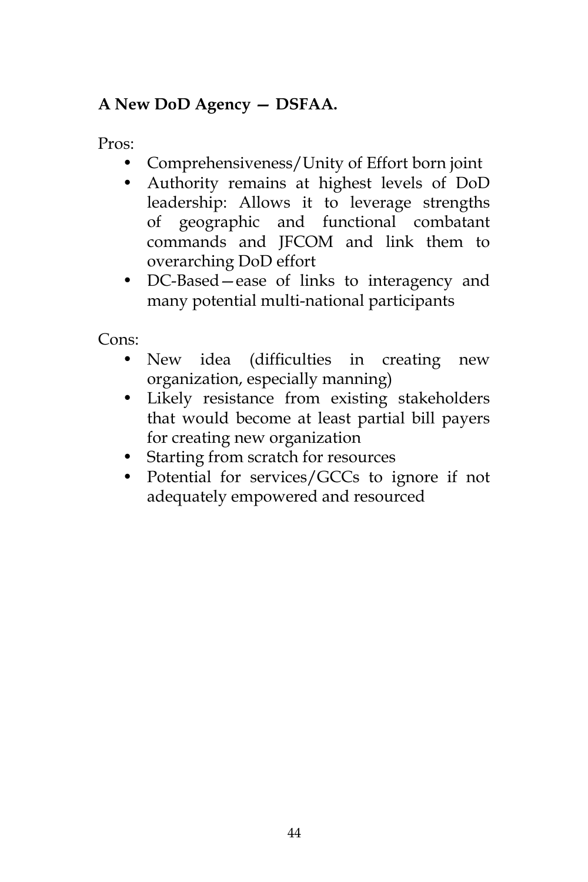**A New DoD Agency — DSFAA.**

Pros:

- Comprehensiveness/Unity of Effort born joint
- Authority remains at highest levels of DoD leadership: Allows it to leverage strengths of geographic and functional combatant commands and JFCOM and link them to overarching DoD effort
- DC-Based—ease of links to interagency and many potential multi-national participants

Cons:

- New idea (difficulties in creating new organization, especially manning)
- Likely resistance from existing stakeholders that would become at least partial bill payers for creating new organization
- Starting from scratch for resources
- Potential for services/GCCs to ignore if not adequately empowered and resourced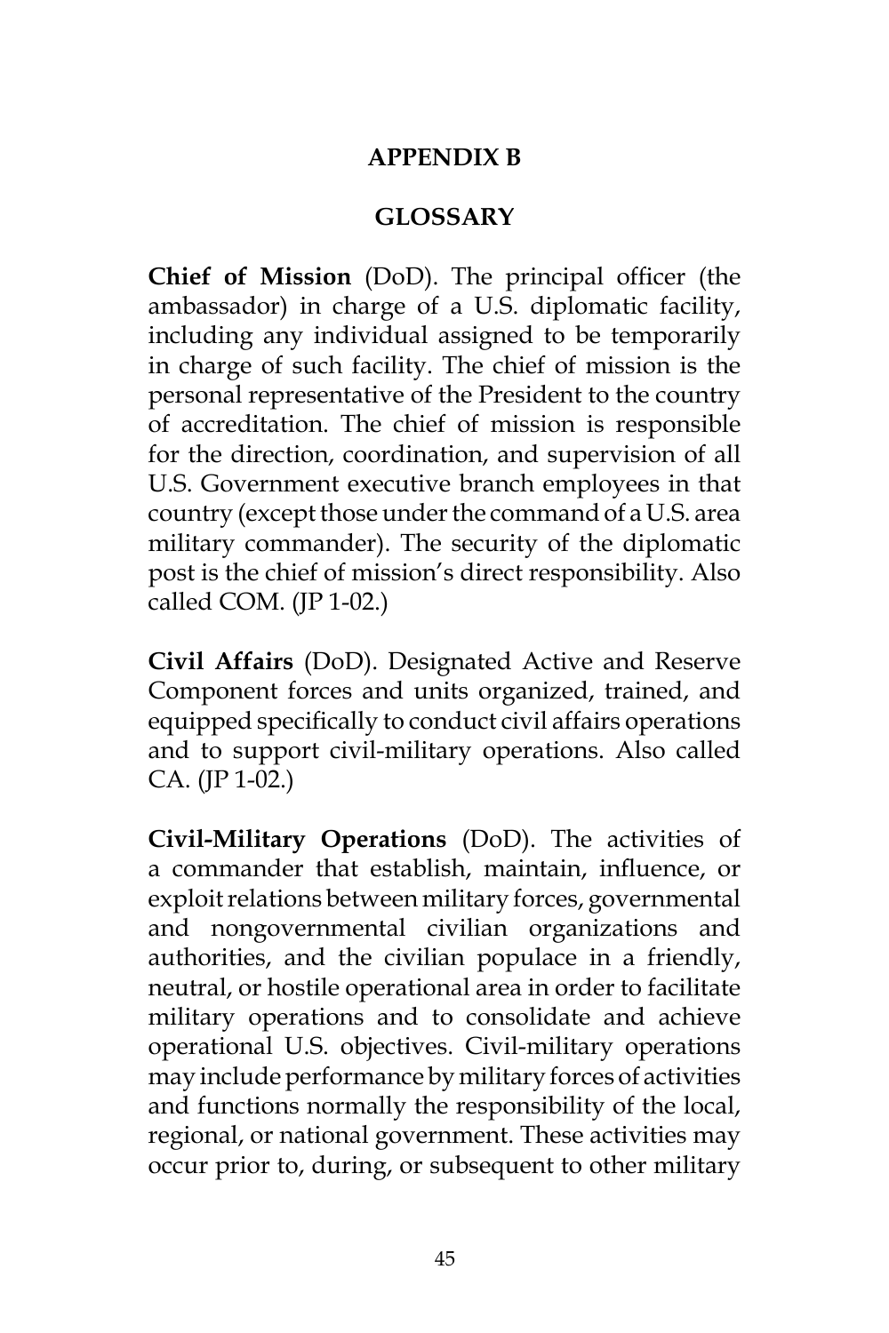# APPENDIX B

## GLOSSARY

**Chief of Mission** (DoD). The principal officer (the ambassador) in charge of a U.S. diplomatic facility, including any individual assigned to be temporarily in charge of such facility. The chief of mission is the personal representative of the President to the country of accreditation. The chief of mission is responsible for the direction, coordination, and supervision of all U.S. Government executive branch employees in that country (except those under the command of a U.S. area military commander). The security of the diplomatic post is the chief of mission's direct responsibility. Also called COM. (JP 1-02.)

**Civil Affairs** (DoD). Designated Active and Reserve Component forces and units organized, trained, and equipped specifically to conduct civil affairs operations and to support civil-military operations. Also called CA. (JP 1-02.)

**Civil-Military Operations** (DoD). The activities of a commander that establish, maintain, influence, or exploit relations between military forces, governmental and nongovernmental civilian organizations and authorities, and the civilian populace in a friendly, neutral, or hostile operational area in order to facilitate military operations and to consolidate and achieve operational U.S. objectives. Civil-military operations may include performance by military forces of activities and functions normally the responsibility of the local, regional, or national government. These activities may occur prior to, during, or subsequent to other military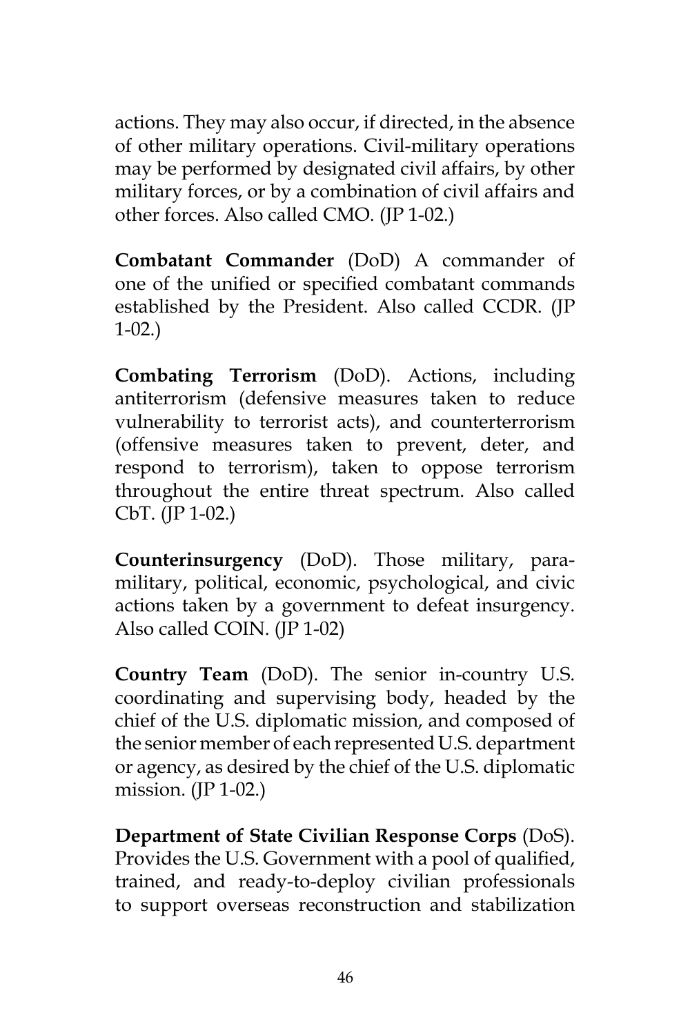actions. They may also occur, if directed, in the absence of other military operations. Civil-military operations may be performed by designated civil affairs, by other military forces, or by a combination of civil affairs and other forces. Also called CMO. (JP 1-02.)

**Combatant Commander** (DoD) A commander of one of the unified or specified combatant commands established by the President. Also called CCDR. (JP 1-02.)

**Combating Terrorism** (DoD). Actions, including antiterrorism (defensive measures taken to reduce vulnerability to terrorist acts), and counterterrorism (offensive measures taken to prevent, deter, and respond to terrorism), taken to oppose terrorism throughout the entire threat spectrum. Also called CbT. (JP 1-02.)

**Counterinsurgency** (DoD). Those military, paramilitary, political, economic, psychological, and civic actions taken by a government to defeat insurgency. Also called COIN. (JP 1-02)

**Country Team** (DoD). The senior in-country U.S. coordinating and supervising body, headed by the chief of the U.S. diplomatic mission, and composed of the senior member of each represented U.S. department or agency, as desired by the chief of the U.S. diplomatic mission. (JP 1-02.)

**Department of State Civilian Response Corps** (DoS). Provides the U.S. Government with a pool of qualified, trained, and ready-to-deploy civilian professionals to support overseas reconstruction and stabilization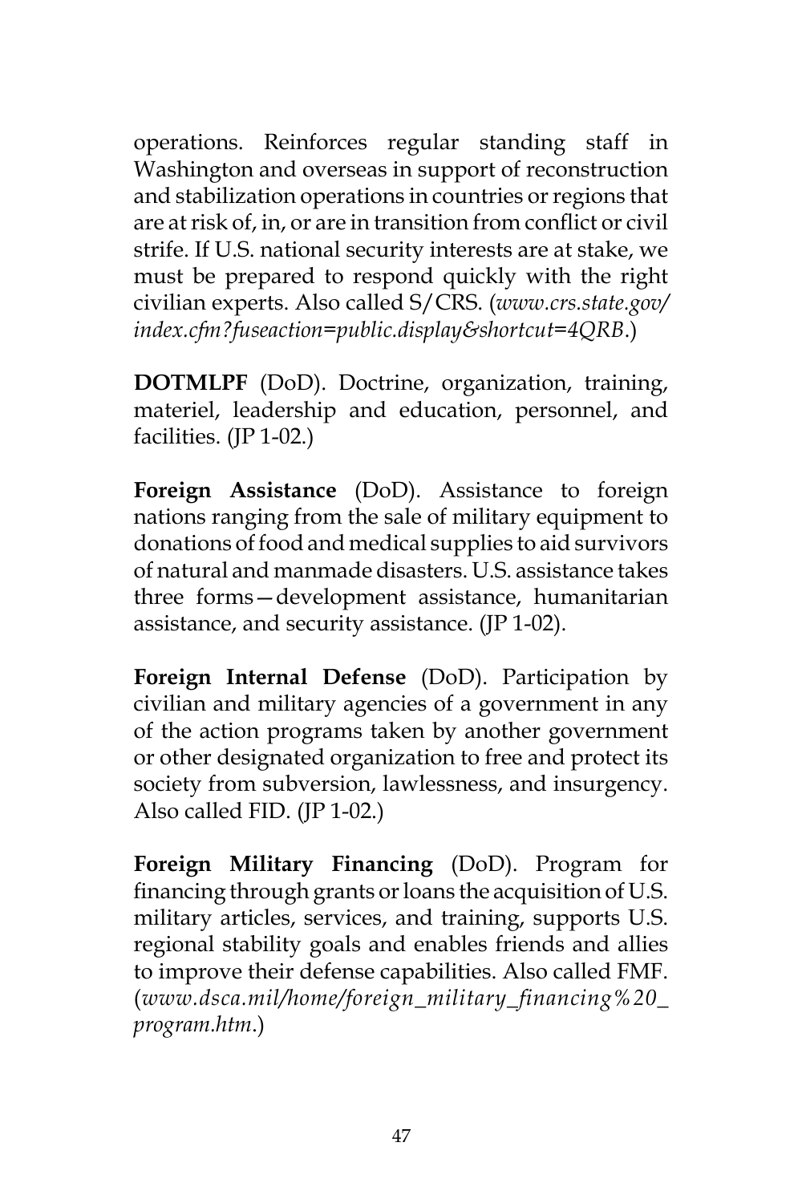operations. Reinforces regular standing staff in Washington and overseas in support of reconstruction and stabilization operations in countries or regions that are at risk of, in, or are in transition from conflict or civil strife. If U.S. national security interests are at stake, we must be prepared to respond quickly with the right civilian experts. Also called S/CRS. (*www.crs.state.gov/index.cfm?fuseaction=public.display&shortcut=4QRB*.)

**DOTMLPF** (DoD). Doctrine, organization, training, materiel, leadership and education, personnel, and facilities. (JP 1-02.)

**Foreign Assistance** (DoD). Assistance to foreign nations ranging from the sale of military equipment to donations of food and medical supplies to aid survivors of natural and manmade disasters. U.S. assistance takes three forms—development assistance, humanitarian assistance, and security assistance. (JP 1-02).

**Foreign Internal Defense** (DoD). Participation by civilian and military agencies of a government in any of the action programs taken by another government or other designated organization to free and protect its society from subversion, lawlessness, and insurgency. Also called FID. (JP 1-02.)

**Foreign Military Financing** (DoD). Program for financing through grants or loans the acquisition of U.S. military articles, services, and training, supports U.S. regional stability goals and enables friends and allies to improve their defense capabilities. Also called FMF. (*www.dsca.mil/home/foreign_military_financing%20_program.htm*.)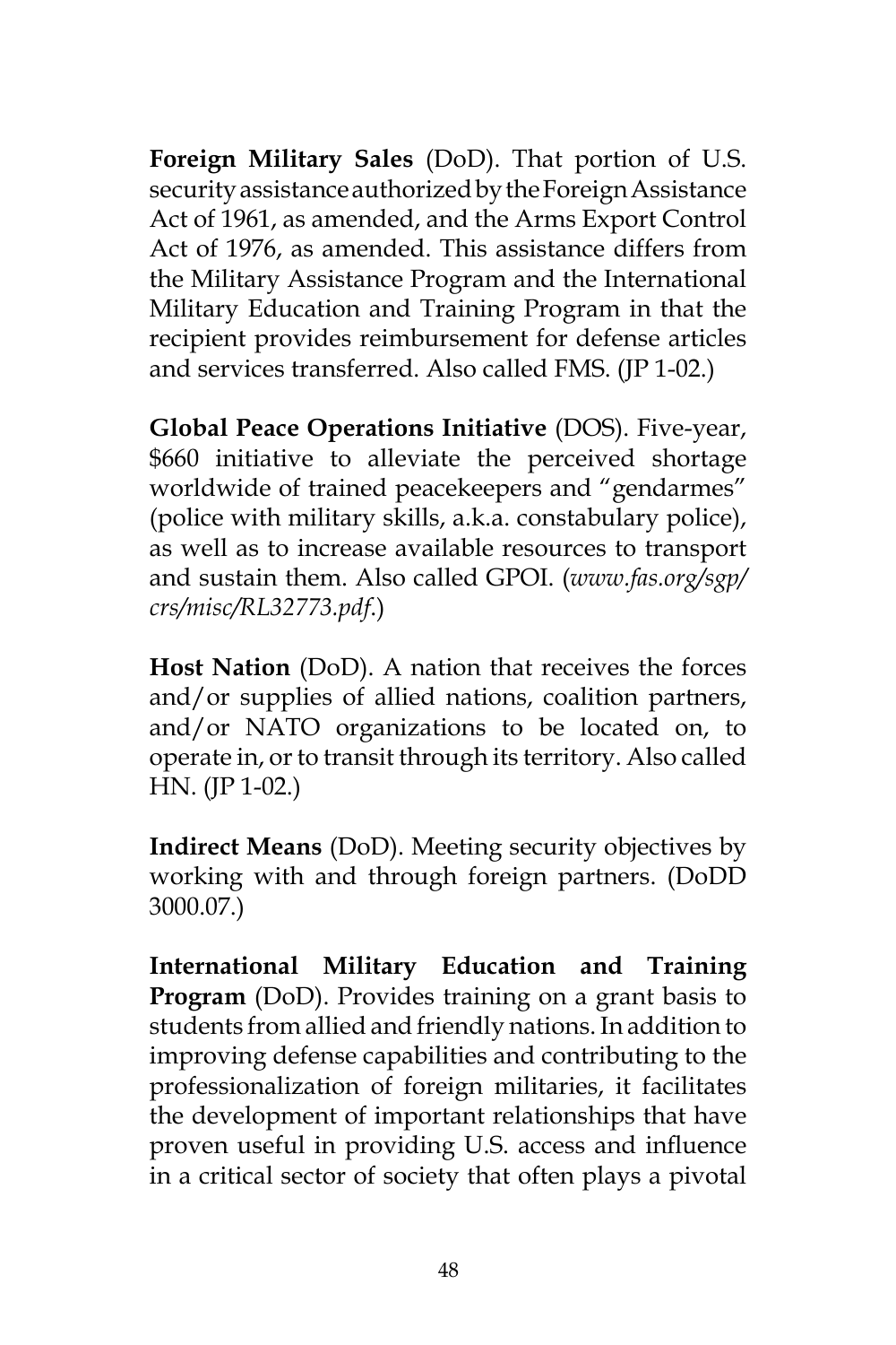**Foreign Military Sales** (DoD). That portion of U.S. security assistance authorized by the Foreign Assistance Act of 1961, as amended, and the Arms Export Control Act of 1976, as amended. This assistance differs from the Military Assistance Program and the International Military Education and Training Program in that the recipient provides reimbursement for defense articles and services transferred. Also called FMS. (JP 1-02.)

**Global Peace Operations Initiative** (DOS). Five-year, $660 initiative to alleviate the perceived shortage worldwide of trained peacekeepers and "gendarmes" (police with military skills, a.k.a. constabulary police), as well as to increase available resources to transport and sustain them. Also called GPOI. (*www.fas.org/sgp/crs/misc/RL32773.pdf*.)

**Host Nation** (DoD). A nation that receives the forces and/or supplies of allied nations, coalition partners, and/or NATO organizations to be located on, to operate in, or to transit through its territory. Also called HN. (JP 1-02.)

**Indirect Means** (DoD). Meeting security objectives by working with and through foreign partners. (DoDD 3000.07.)

**International Military Education and Training Program** (DoD). Provides training on a grant basis to students from allied and friendly nations. In addition to improving defense capabilities and contributing to the professionalization of foreign militaries, it facilitates the development of important relationships that have proven useful in providing U.S. access and influence in a critical sector of society that often plays a pivotal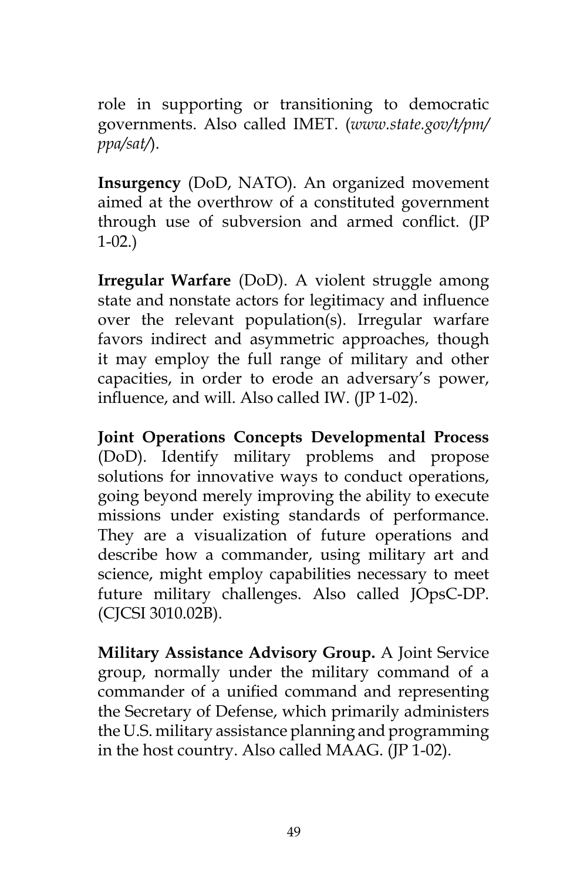role in supporting or transitioning to democratic governments. Also called IMET. (*www.state.gov/t/pm/ppa/sat/*).

**Insurgency** (DoD, NATO). An organized movement aimed at the overthrow of a constituted government through use of subversion and armed conflict. (JP 1-02.)

**Irregular Warfare** (DoD). A violent struggle among state and nonstate actors for legitimacy and influence over the relevant population(s). Irregular warfare favors indirect and asymmetric approaches, though it may employ the full range of military and other capacities, in order to erode an adversary's power, influence, and will. Also called IW. (JP 1-02).

**Joint Operations Concepts Developmental Process** (DoD). Identify military problems and propose solutions for innovative ways to conduct operations, going beyond merely improving the ability to execute missions under existing standards of performance. They are a visualization of future operations and describe how a commander, using military art and science, might employ capabilities necessary to meet future military challenges. Also called JOpsC-DP. (CJCSI 3010.02B).

**Military Assistance Advisory Group.** A Joint Service group, normally under the military command of a commander of a unified command and representing the Secretary of Defense, which primarily administers the U.S. military assistance planning and programming in the host country. Also called MAAG. (JP 1-02).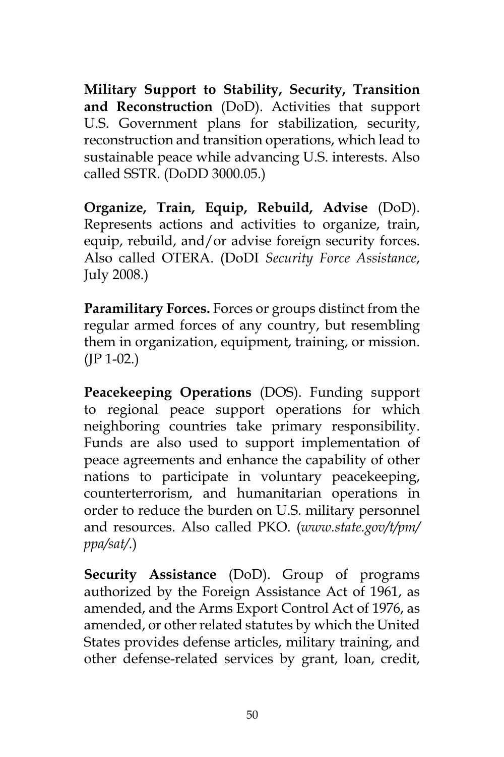**Military Support to Stability, Security, Transition and Reconstruction** (DoD). Activities that support U.S. Government plans for stabilization, security, reconstruction and transition operations, which lead to sustainable peace while advancing U.S. interests. Also called SSTR. (DoDD 3000.05.)

**Organize, Train, Equip, Rebuild, Advise** (DoD). Represents actions and activities to organize, train, equip, rebuild, and/or advise foreign security forces. Also called OTERA. (DoDI *Security Force Assistance*, July 2008.)

**Paramilitary Forces.** Forces or groups distinct from the regular armed forces of any country, but resembling them in organization, equipment, training, or mission. (JP 1-02.)

**Peacekeeping Operations** (DOS). Funding support to regional peace support operations for which neighboring countries take primary responsibility. Funds are also used to support implementation of peace agreements and enhance the capability of other nations to participate in voluntary peacekeeping, counterterrorism, and humanitarian operations in order to reduce the burden on U.S. military personnel and resources. Also called PKO. (*www.state.gov/t/pm/ppa/sat/*.)

**Security Assistance** (DoD). Group of programs authorized by the Foreign Assistance Act of 1961, as amended, and the Arms Export Control Act of 1976, as amended, or other related statutes by which the United States provides defense articles, military training, and other defense-related services by grant, loan, credit,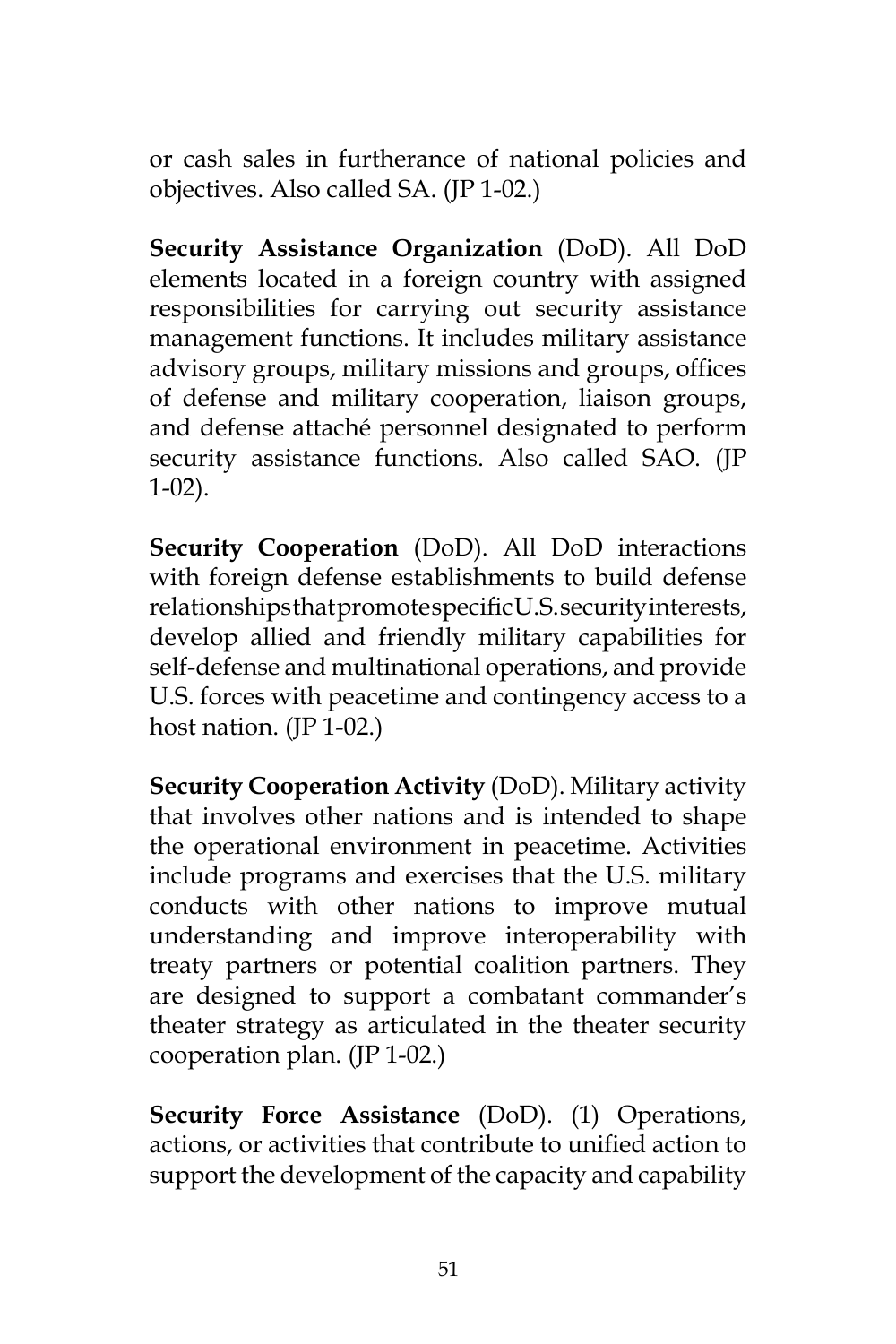or cash sales in furtherance of national policies and objectives. Also called SA. (JP 1-02.)

**Security Assistance Organization** (DoD). All DoD elements located in a foreign country with assigned responsibilities for carrying out security assistance management functions. It includes military assistance advisory groups, military missions and groups, offices of defense and military cooperation, liaison groups, and defense attaché personnel designated to perform security assistance functions. Also called SAO. (JP 1-02).

**Security Cooperation** (DoD). All DoD interactions with foreign defense establishments to build defense relationships that promote specific U.S. security interests, develop allied and friendly military capabilities for self-defense and multinational operations, and provide U.S. forces with peacetime and contingency access to a host nation. (JP 1-02.)

**Security Cooperation Activity** (DoD). Military activity that involves other nations and is intended to shape the operational environment in peacetime. Activities include programs and exercises that the U.S. military conducts with other nations to improve mutual understanding and improve interoperability with treaty partners or potential coalition partners. They are designed to support a combatant commander's theater strategy as articulated in the theater security cooperation plan. (JP 1-02.)

**Security Force Assistance** (DoD). (1) Operations, actions, or activities that contribute to unified action to support the development of the capacity and capability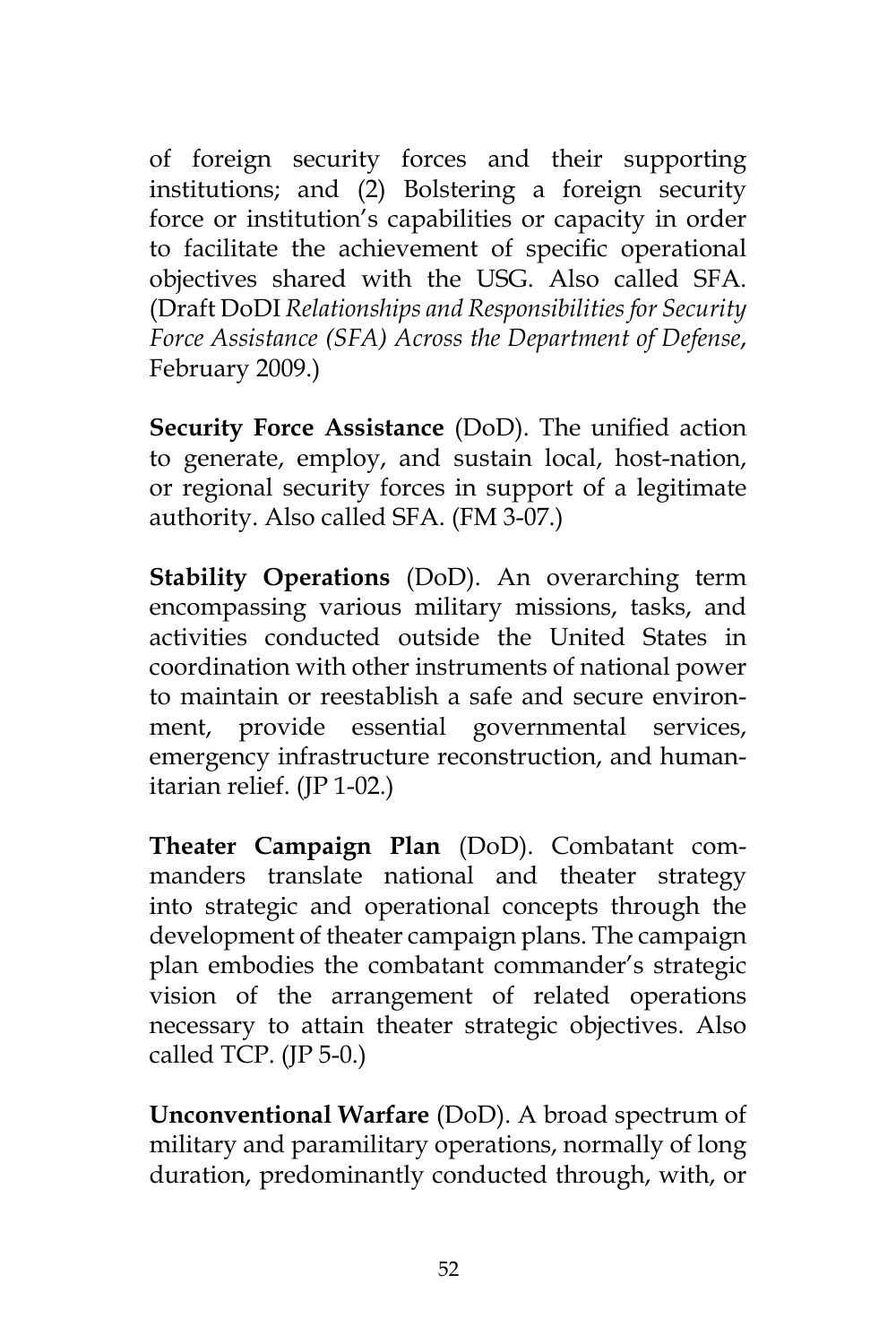of foreign security forces and their supporting institutions; and (2) Bolstering a foreign security force or institution's capabilities or capacity in order to facilitate the achievement of specific operational objectives shared with the USG. Also called SFA. (Draft DoDI *Relationships and Responsibilities for Security Force Assistance (SFA) Across the Department of Defense*, February 2009.)

**Security Force Assistance** (DoD). The unified action to generate, employ, and sustain local, host-nation, or regional security forces in support of a legitimate authority. Also called SFA. (FM 3-07.)

**Stability Operations** (DoD). An overarching term encompassing various military missions, tasks, and activities conducted outside the United States in coordination with other instruments of national power to maintain or reestablish a safe and secure environment, provide essential governmental services, emergency infrastructure reconstruction, and humanitarian relief. (JP 1-02.)

**Theater Campaign Plan** (DoD). Combatant commanders translate national and theater strategy into strategic and operational concepts through the development of theater campaign plans. The campaign plan embodies the combatant commander's strategic vision of the arrangement of related operations necessary to attain theater strategic objectives. Also called TCP. (JP 5-0.)

**Unconventional Warfare** (DoD). A broad spectrum of military and paramilitary operations, normally of long duration, predominantly conducted through, with, or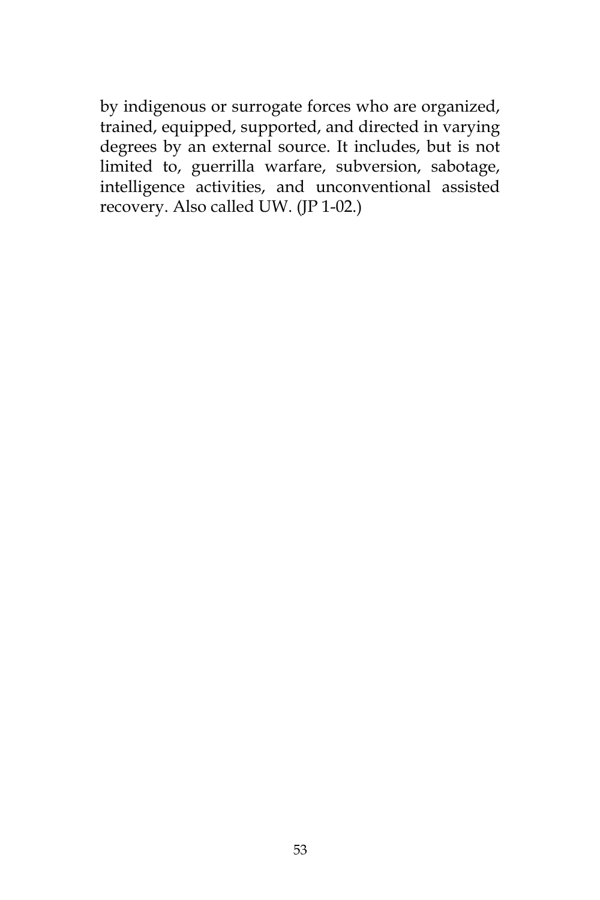by indigenous or surrogate forces who are organized, trained, equipped, supported, and directed in varying degrees by an external source. It includes, but is not limited to, guerrilla warfare, subversion, sabotage, intelligence activities, and unconventional assisted recovery. Also called UW. (JP 1-02.)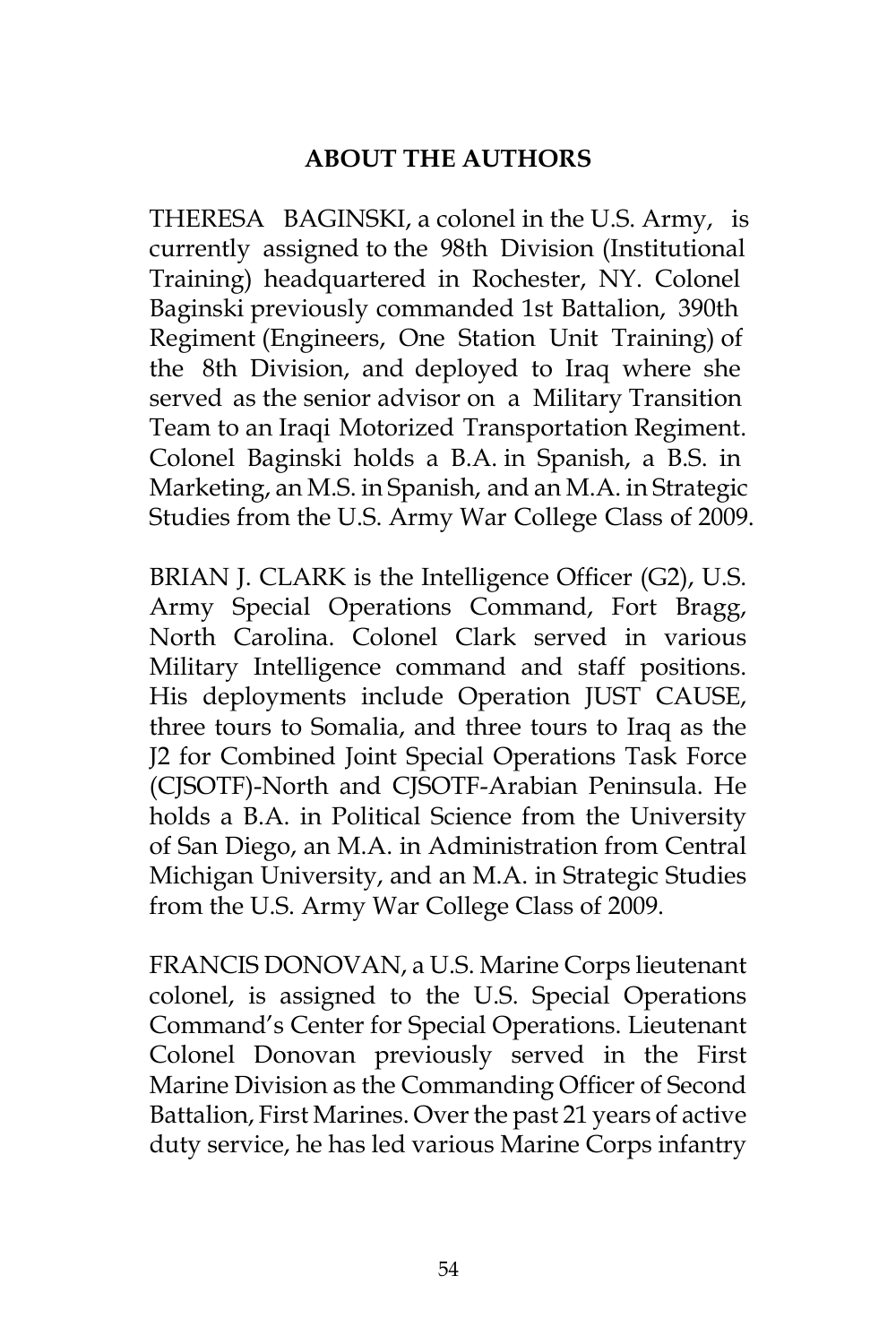## ABOUT THE AUTHORS

THERESA BAGINSKI, a colonel in the U.S. Army, is currently assigned to the 98th Division (Institutional Training) headquartered in Rochester, NY. Colonel Baginski previously commanded 1st Battalion, 390th Regiment (Engineers, One Station Unit Training) of the 8th Division, and deployed to Iraq where she served as the senior advisor on a Military Transition Team to an Iraqi Motorized Transportation Regiment. Colonel Baginski holds a B.A. in Spanish, a B.S. in Marketing, an M.S. in Spanish, and an M.A. in Strategic Studies from the U.S. Army War College Class of 2009.

BRIAN J. CLARK is the Intelligence Officer (G2), U.S. Army Special Operations Command, Fort Bragg, North Carolina. Colonel Clark served in various Military Intelligence command and staff positions. His deployments include Operation JUST CAUSE, three tours to Somalia, and three tours to Iraq as the J2 for Combined Joint Special Operations Task Force (CJSOTF)-North and CJSOTF-Arabian Peninsula. He holds a B.A. in Political Science from the University of San Diego, an M.A. in Administration from Central Michigan University, and an M.A. in Strategic Studies from the U.S. Army War College Class of 2009.

FRANCIS DONOVAN, a U.S. Marine Corps lieutenant colonel, is assigned to the U.S. Special Operations Command's Center for Special Operations. Lieutenant Colonel Donovan previously served in the First Marine Division as the Commanding Officer of Second Battalion, First Marines. Over the past 21 years of active duty service, he has led various Marine Corps infantry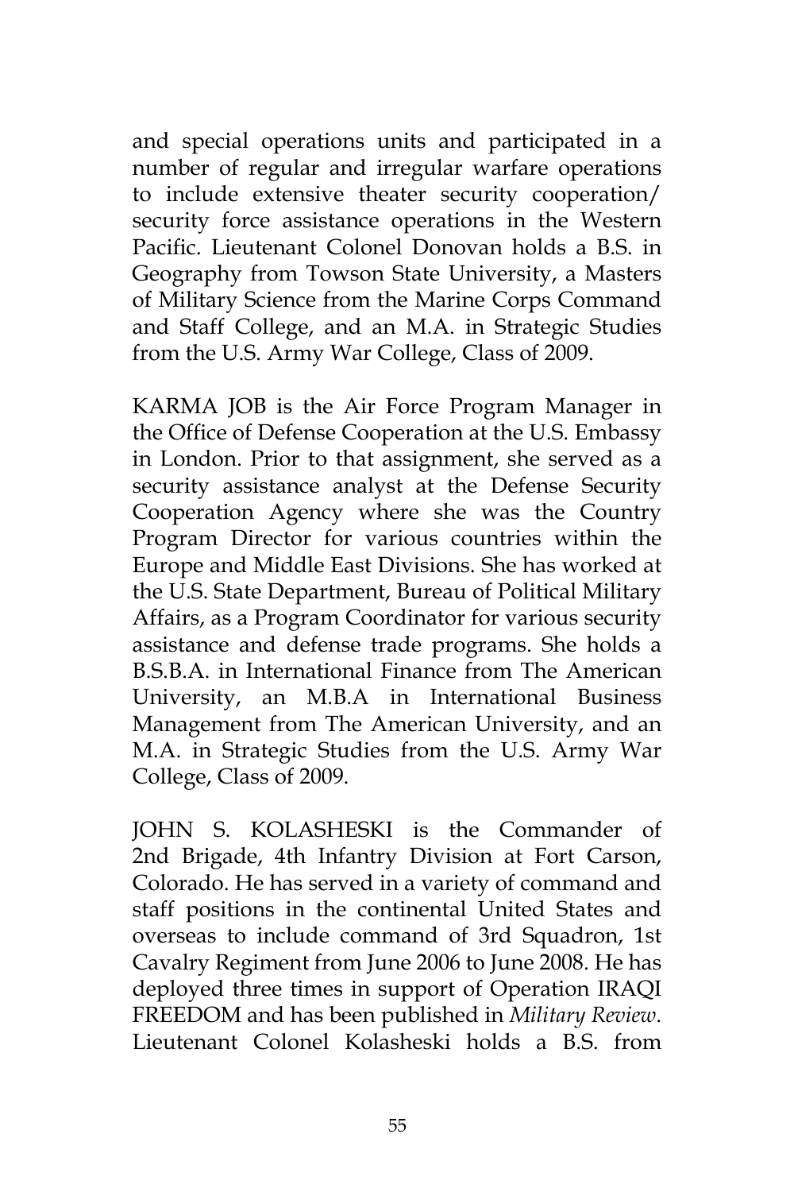and special operations units and participated in a number of regular and irregular warfare operations to include extensive theater security cooperation/ security force assistance operations in the Western Pacific. Lieutenant Colonel Donovan holds a B.S. in Geography from Towson State University, a Masters of Military Science from the Marine Corps Command and Staff College, and an M.A. in Strategic Studies from the U.S. Army War College, Class of 2009.

KARMA JOB is the Air Force Program Manager in the Office of Defense Cooperation at the U.S. Embassy in London. Prior to that assignment, she served as a security assistance analyst at the Defense Security Cooperation Agency where she was the Country Program Director for various countries within the Europe and Middle East Divisions. She has worked at the U.S. State Department, Bureau of Political Military Affairs, as a Program Coordinator for various security assistance and defense trade programs. She holds a B.S.B.A. in International Finance from The American University, an M.B.A in International Business Management from The American University, and an M.A. in Strategic Studies from the U.S. Army War College, Class of 2009.

JOHN S. KOLASHESKI is the Commander of 2nd Brigade, 4th Infantry Division at Fort Carson, Colorado. He has served in a variety of command and staff positions in the continental United States and overseas to include command of 3rd Squadron, 1st Cavalry Regiment from June 2006 to June 2008. He has deployed three times in support of Operation IRAQI FREEDOM and has been published in *Military Review*. Lieutenant Colonel Kolasheski holds a B.S. from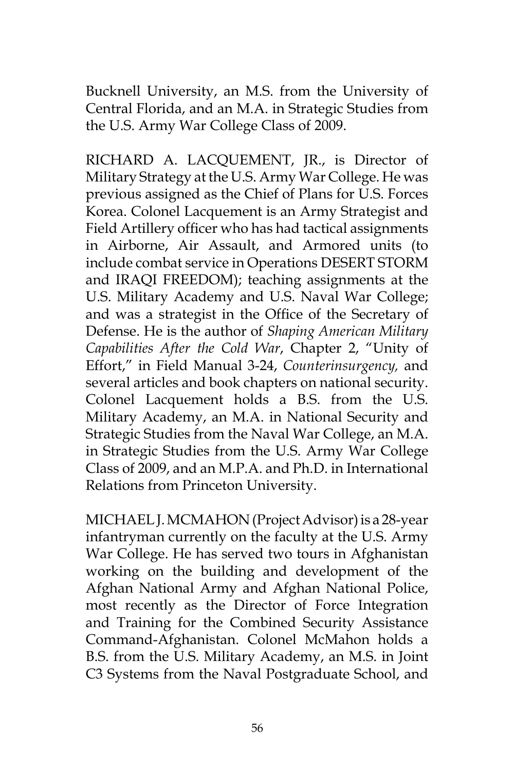Bucknell University, an M.S. from the University of Central Florida, and an M.A. in Strategic Studies from the U.S. Army War College Class of 2009.

RICHARD A. LACQUEMENT, JR., is Director of Military Strategy at the U.S. Army War College. He was previous assigned as the Chief of Plans for U.S. Forces Korea. Colonel Lacquement is an Army Strategist and Field Artillery officer who has had tactical assignments in Airborne, Air Assault, and Armored units (to include combat service in Operations DESERT STORM and IRAQI FREEDOM); teaching assignments at the U.S. Military Academy and U.S. Naval War College; and was a strategist in the Office of the Secretary of Defense. He is the author of *Shaping American Military Capabilities After the Cold War*, Chapter 2, "Unity of Effort," in Field Manual 3-24, *Counterinsurgency,* and several articles and book chapters on national security. Colonel Lacquement holds a B.S. from the U.S. Military Academy, an M.A. in National Security and Strategic Studies from the Naval War College, an M.A. in Strategic Studies from the U.S. Army War College Class of 2009, and an M.P.A. and Ph.D. in International Relations from Princeton University.

MICHAEL J. MCMAHON (Project Advisor) is a 28-year infantryman currently on the faculty at the U.S. Army War College. He has served two tours in Afghanistan working on the building and development of the Afghan National Army and Afghan National Police, most recently as the Director of Force Integration and Training for the Combined Security Assistance Command-Afghanistan. Colonel McMahon holds a B.S. from the U.S. Military Academy, an M.S. in Joint C3 Systems from the Naval Postgraduate School, and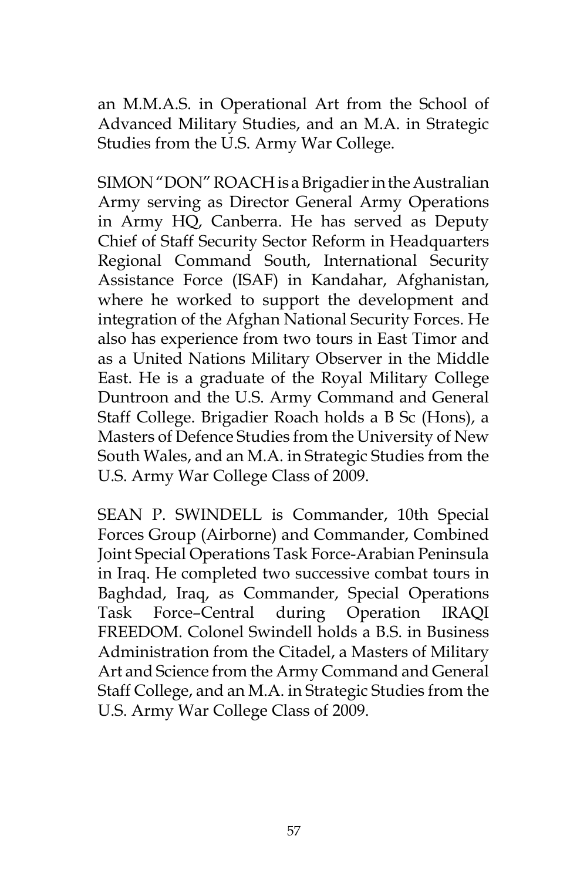an M.M.A.S. in Operational Art from the School of Advanced Military Studies, and an M.A. in Strategic Studies from the U.S. Army War College.

SIMON "DON" ROACH is a Brigadier in the Australian Army serving as Director General Army Operations in Army HQ, Canberra. He has served as Deputy Chief of Staff Security Sector Reform in Headquarters Regional Command South, International Security Assistance Force (ISAF) in Kandahar, Afghanistan, where he worked to support the development and integration of the Afghan National Security Forces. He also has experience from two tours in East Timor and as a United Nations Military Observer in the Middle East. He is a graduate of the Royal Military College Duntroon and the U.S. Army Command and General Staff College. Brigadier Roach holds a B Sc (Hons), a Masters of Defence Studies from the University of New South Wales, and an M.A. in Strategic Studies from the U.S. Army War College Class of 2009.

SEAN P. SWINDELL is Commander, 10th Special Forces Group (Airborne) and Commander, Combined Joint Special Operations Task Force-Arabian Peninsula in Iraq. He completed two successive combat tours in Baghdad, Iraq, as Commander, Special Operations Task Force–Central during Operation IRAQI FREEDOM. Colonel Swindell holds a B.S. in Business Administration from the Citadel, a Masters of Military Art and Science from the Army Command and General Staff College, and an M.A. in Strategic Studies from the U.S. Army War College Class of 2009.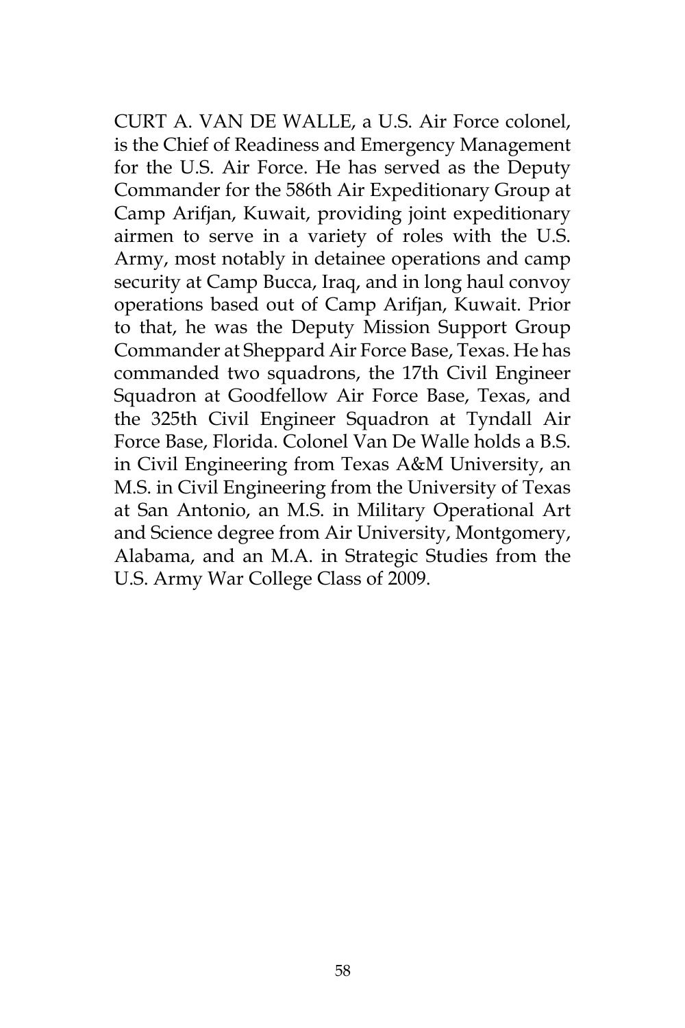CURT A. VAN DE WALLE, a U.S. Air Force colonel, is the Chief of Readiness and Emergency Management for the U.S. Air Force. He has served as the Deputy Commander for the 586th Air Expeditionary Group at Camp Arifjan, Kuwait, providing joint expeditionary airmen to serve in a variety of roles with the U.S. Army, most notably in detainee operations and camp security at Camp Bucca, Iraq, and in long haul convoy operations based out of Camp Arifjan, Kuwait. Prior to that, he was the Deputy Mission Support Group Commander at Sheppard Air Force Base, Texas. He has commanded two squadrons, the 17th Civil Engineer Squadron at Goodfellow Air Force Base, Texas, and the 325th Civil Engineer Squadron at Tyndall Air Force Base, Florida. Colonel Van De Walle holds a B.S. in Civil Engineering from Texas A&M University, an M.S. in Civil Engineering from the University of Texas at San Antonio, an M.S. in Military Operational Art and Science degree from Air University, Montgomery, Alabama, and an M.A. in Strategic Studies from the U.S. Army War College Class of 2009.